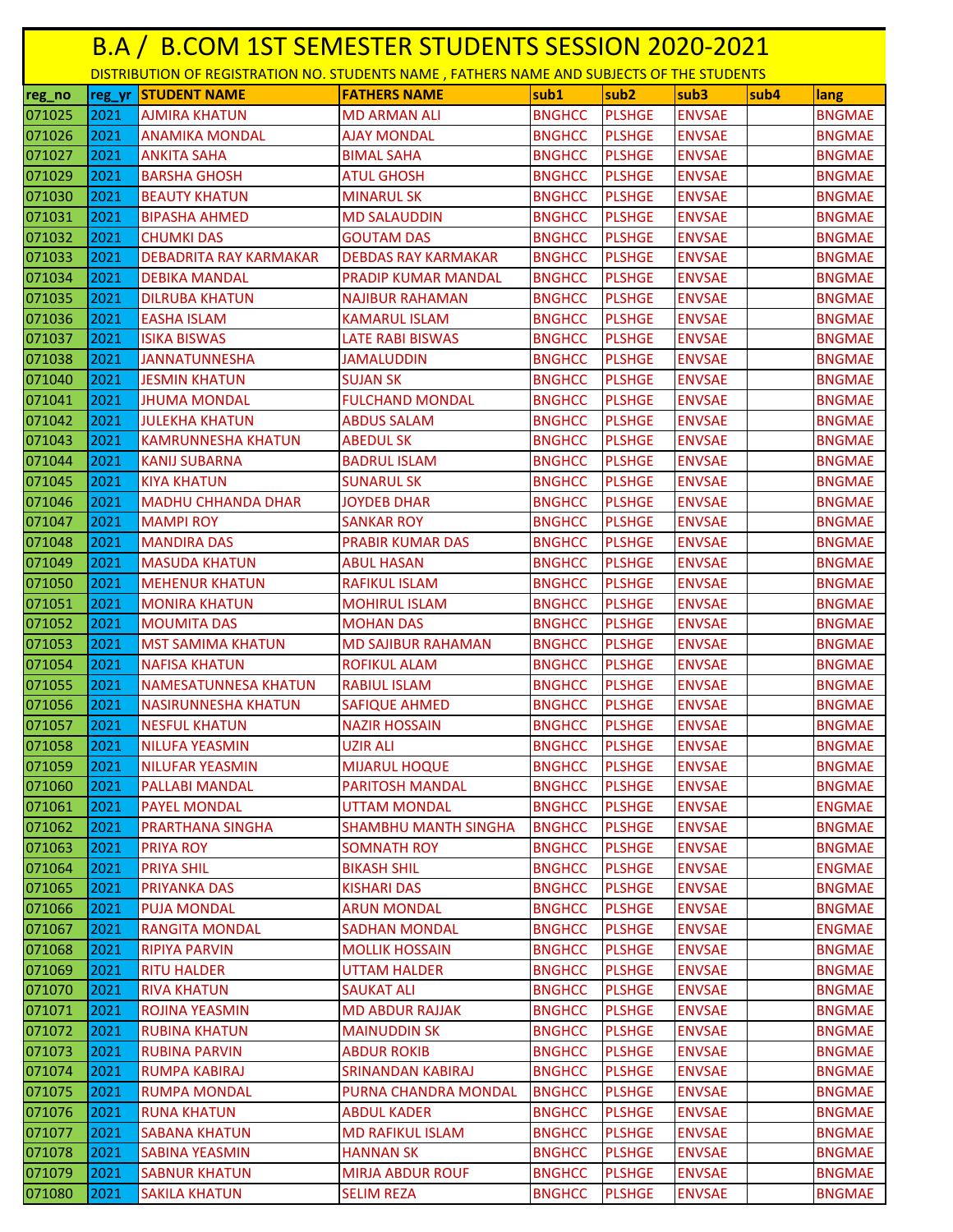# B.A / B.COM 1ST SEMESTER STUDENTS SESSION 2020-2021

DISTRIBUTION OF REGISTRATION NO. STUDENTS NAME , FATHERS NAME AND SUBJECTS OF THE STUDENTS

| reg_no | reg_yr | STUDENT NAME | FATHERS NAME | sub1 | sub2 | sub3 | sub4 | lang |
|---|---|---|---|---|---|---|---|---|
| 071025 | 2021 | AJMIRA KHATUN | MD ARMAN ALI | BNGHCC | PLSHGE | ENVSAE | | BNGMAE |
| 071026 | 2021 | ANAMIKA MONDAL | AJAY MONDAL | BNGHCC | PLSHGE | ENVSAE | | BNGMAE |
| 071027 | 2021 | ANKITA SAHA | BIMAL SAHA | BNGHCC | PLSHGE | ENVSAE | | BNGMAE |
| 071029 | 2021 | BARSHA GHOSH | ATUL GHOSH | BNGHCC | PLSHGE | ENVSAE | | BNGMAE |
| 071030 | 2021 | BEAUTY KHATUN | MINARUL SK | BNGHCC | PLSHGE | ENVSAE | | BNGMAE |
| 071031 | 2021 | BIPASHA AHMED | MD SALAUDDIN | BNGHCC | PLSHGE | ENVSAE | | BNGMAE |
| 071032 | 2021 | CHUMKI DAS | GOUTAM DAS | BNGHCC | PLSHGE | ENVSAE | | BNGMAE |
| 071033 | 2021 | DEBADRITA RAY KARMAKAR | DEBDAS RAY KARMAKAR | BNGHCC | PLSHGE | ENVSAE | | BNGMAE |
| 071034 | 2021 | DEBIKA MANDAL | PRADIP KUMAR MANDAL | BNGHCC | PLSHGE | ENVSAE | | BNGMAE |
| 071035 | 2021 | DILRUBA KHATUN | NAJIBUR RAHAMAN | BNGHCC | PLSHGE | ENVSAE | | BNGMAE |
| 071036 | 2021 | EASHA ISLAM | KAMARUL ISLAM | BNGHCC | PLSHGE | ENVSAE | | BNGMAE |
| 071037 | 2021 | ISIKA BISWAS | LATE RABI BISWAS | BNGHCC | PLSHGE | ENVSAE | | BNGMAE |
| 071038 | 2021 | JANNATUNNESHA | JAMALUDDIN | BNGHCC | PLSHGE | ENVSAE | | BNGMAE |
| 071040 | 2021 | JESMIN KHATUN | SUJAN SK | BNGHCC | PLSHGE | ENVSAE | | BNGMAE |
| 071041 | 2021 | JHUMA MONDAL | FULCHAND MONDAL | BNGHCC | PLSHGE | ENVSAE | | BNGMAE |
| 071042 | 2021 | JULEKHA KHATUN | ABDUS SALAM | BNGHCC | PLSHGE | ENVSAE | | BNGMAE |
| 071043 | 2021 | KAMRUNNESHA KHATUN | ABEDUL SK | BNGHCC | PLSHGE | ENVSAE | | BNGMAE |
| 071044 | 2021 | KANIJ SUBARNA | BADRUL ISLAM | BNGHCC | PLSHGE | ENVSAE | | BNGMAE |
| 071045 | 2021 | KIYA KHATUN | SUNARUL SK | BNGHCC | PLSHGE | ENVSAE | | BNGMAE |
| 071046 | 2021 | MADHU CHHANDA DHAR | JOYDEB DHAR | BNGHCC | PLSHGE | ENVSAE | | BNGMAE |
| 071047 | 2021 | MAMPI ROY | SANKAR ROY | BNGHCC | PLSHGE | ENVSAE | | BNGMAE |
| 071048 | 2021 | MANDIRA DAS | PRABIR KUMAR DAS | BNGHCC | PLSHGE | ENVSAE | | BNGMAE |
| 071049 | 2021 | MASUDA KHATUN | ABUL HASAN | BNGHCC | PLSHGE | ENVSAE | | BNGMAE |
| 071050 | 2021 | MEHENUR KHATUN | RAFIKUL ISLAM | BNGHCC | PLSHGE | ENVSAE | | BNGMAE |
| 071051 | 2021 | MONIRA KHATUN | MOHIRUL ISLAM | BNGHCC | PLSHGE | ENVSAE | | BNGMAE |
| 071052 | 2021 | MOUMITA DAS | MOHAN DAS | BNGHCC | PLSHGE | ENVSAE | | BNGMAE |
| 071053 | 2021 | MST SAMIMA KHATUN | MD SAJIBUR RAHAMAN | BNGHCC | PLSHGE | ENVSAE | | BNGMAE |
| 071054 | 2021 | NAFISA KHATUN | ROFIKUL ALAM | BNGHCC | PLSHGE | ENVSAE | | BNGMAE |
| 071055 | 2021 | NAMESATUNNESA KHATUN | RABIUL ISLAM | BNGHCC | PLSHGE | ENVSAE | | BNGMAE |
| 071056 | 2021 | NASIRUNNESHA KHATUN | SAFIQUE AHMED | BNGHCC | PLSHGE | ENVSAE | | BNGMAE |
| 071057 | 2021 | NESFUL KHATUN | NAZIR HOSSAIN | BNGHCC | PLSHGE | ENVSAE | | BNGMAE |
| 071058 | 2021 | NILUFA YEASMIN | UZIR ALI | BNGHCC | PLSHGE | ENVSAE | | BNGMAE |
| 071059 | 2021 | NILUFAR YEASMIN | MIJARUL HOQUE | BNGHCC | PLSHGE | ENVSAE | | BNGMAE |
| 071060 | 2021 | PALLABI MANDAL | PARITOSH MANDAL | BNGHCC | PLSHGE | ENVSAE | | BNGMAE |
| 071061 | 2021 | PAYEL MONDAL | UTTAM MONDAL | BNGHCC | PLSHGE | ENVSAE | | ENGMAE |
| 071062 | 2021 | PRARTHANA SINGHA | SHAMBHU MANTH SINGHA | BNGHCC | PLSHGE | ENVSAE | | BNGMAE |
| 071063 | 2021 | PRIYA ROY | SOMNATH ROY | BNGHCC | PLSHGE | ENVSAE | | BNGMAE |
| 071064 | 2021 | PRIYA SHIL | BIKASH SHIL | BNGHCC | PLSHGE | ENVSAE | | ENGMAE |
| 071065 | 2021 | PRIYANKA DAS | KISHARI DAS | BNGHCC | PLSHGE | ENVSAE | | BNGMAE |
| 071066 | 2021 | PUJA MONDAL | ARUN MONDAL | BNGHCC | PLSHGE | ENVSAE | | BNGMAE |
| 071067 | 2021 | RANGITA MONDAL | SADHAN MONDAL | BNGHCC | PLSHGE | ENVSAE | | ENGMAE |
| 071068 | 2021 | RIPIYA PARVIN | MOLLIK HOSSAIN | BNGHCC | PLSHGE | ENVSAE | | BNGMAE |
| 071069 | 2021 | RITU HALDER | UTTAM HALDER | BNGHCC | PLSHGE | ENVSAE | | BNGMAE |
| 071070 | 2021 | RIVA KHATUN | SAUKAT ALI | BNGHCC | PLSHGE | ENVSAE | | BNGMAE |
| 071071 | 2021 | ROJINA YEASMIN | MD ABDUR RAJJAK | BNGHCC | PLSHGE | ENVSAE | | BNGMAE |
| 071072 | 2021 | RUBINA KHATUN | MAINUDDIN SK | BNGHCC | PLSHGE | ENVSAE | | BNGMAE |
| 071073 | 2021 | RUBINA PARVIN | ABDUR ROKIB | BNGHCC | PLSHGE | ENVSAE | | BNGMAE |
| 071074 | 2021 | RUMPA KABIRAJ | SRINANDAN KABIRAJ | BNGHCC | PLSHGE | ENVSAE | | BNGMAE |
| 071075 | 2021 | RUMPA MONDAL | PURNA CHANDRA MONDAL | BNGHCC | PLSHGE | ENVSAE | | BNGMAE |
| 071076 | 2021 | RUNA KHATUN | ABDUL KADER | BNGHCC | PLSHGE | ENVSAE | | BNGMAE |
| 071077 | 2021 | SABANA KHATUN | MD RAFIKUL ISLAM | BNGHCC | PLSHGE | ENVSAE | | BNGMAE |
| 071078 | 2021 | SABINA YEASMIN | HANNAN SK | BNGHCC | PLSHGE | ENVSAE | | BNGMAE |
| 071079 | 2021 | SABNUR KHATUN | MIRJA ABDUR ROUF | BNGHCC | PLSHGE | ENVSAE | | BNGMAE |
| 071080 | 2021 | SAKILA KHATUN | SELIM REZA | BNGHCC | PLSHGE | ENVSAE | | BNGMAE |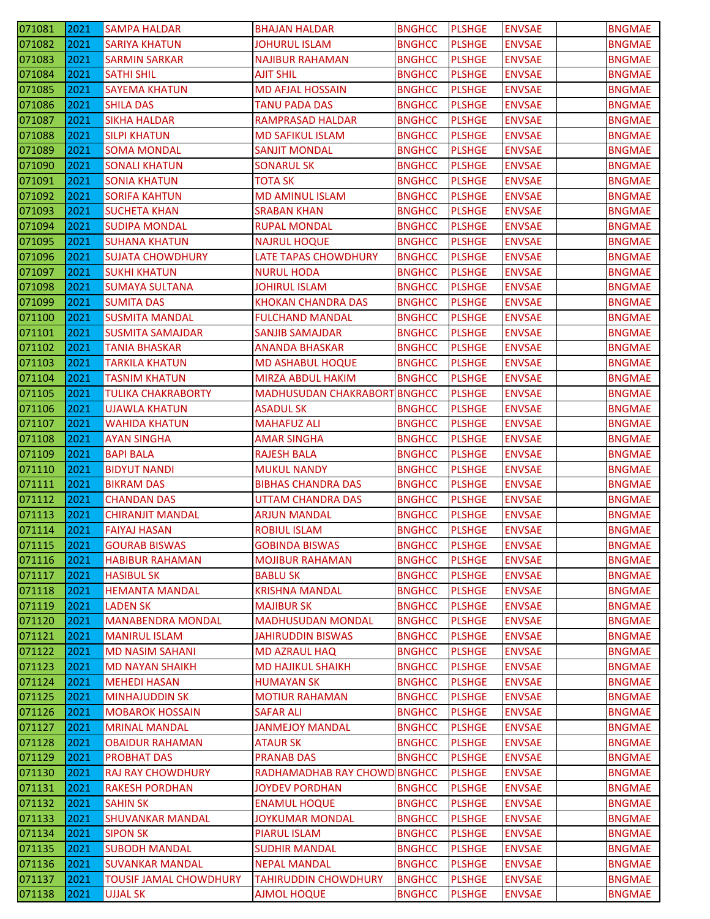| | | | | | | | | |
|---|---|---|---|---|---|---|---|---|
| 071081 | 2021 | SAMPA HALDAR | BHAJAN HALDAR | BNGHCC | PLSHGE | ENVSAE | | BNGMAE |
| 071082 | 2021 | SARIYA KHATUN | JOHURUL ISLAM | BNGHCC | PLSHGE | ENVSAE | | BNGMAE |
| 071083 | 2021 | SARMIN SARKAR | NAJIBUR RAHAMAN | BNGHCC | PLSHGE | ENVSAE | | BNGMAE |
| 071084 | 2021 | SATHI SHIL | AJIT SHIL | BNGHCC | PLSHGE | ENVSAE | | BNGMAE |
| 071085 | 2021 | SAYEMA KHATUN | MD AFJAL HOSSAIN | BNGHCC | PLSHGE | ENVSAE | | BNGMAE |
| 071086 | 2021 | SHILA DAS | TANU PADA DAS | BNGHCC | PLSHGE | ENVSAE | | BNGMAE |
| 071087 | 2021 | SIKHA HALDAR | RAMPRASAD HALDAR | BNGHCC | PLSHGE | ENVSAE | | BNGMAE |
| 071088 | 2021 | SILPI KHATUN | MD SAFIKUL ISLAM | BNGHCC | PLSHGE | ENVSAE | | BNGMAE |
| 071089 | 2021 | SOMA MONDAL | SANJIT MONDAL | BNGHCC | PLSHGE | ENVSAE | | BNGMAE |
| 071090 | 2021 | SONALI KHATUN | SONARUL SK | BNGHCC | PLSHGE | ENVSAE | | BNGMAE |
| 071091 | 2021 | SONIA KHATUN | TOTA SK | BNGHCC | PLSHGE | ENVSAE | | BNGMAE |
| 071092 | 2021 | SORIFA KAHTUN | MD AMINUL ISLAM | BNGHCC | PLSHGE | ENVSAE | | BNGMAE |
| 071093 | 2021 | SUCHETA KHAN | SRABAN KHAN | BNGHCC | PLSHGE | ENVSAE | | BNGMAE |
| 071094 | 2021 | SUDIPA MONDAL | RUPAL MONDAL | BNGHCC | PLSHGE | ENVSAE | | BNGMAE |
| 071095 | 2021 | SUHANA KHATUN | NAJRUL HOQUE | BNGHCC | PLSHGE | ENVSAE | | BNGMAE |
| 071096 | 2021 | SUJATA CHOWDHURY | LATE TAPAS CHOWDHURY | BNGHCC | PLSHGE | ENVSAE | | BNGMAE |
| 071097 | 2021 | SUKHI KHATUN | NURUL HODA | BNGHCC | PLSHGE | ENVSAE | | BNGMAE |
| 071098 | 2021 | SUMAYA SULTANA | JOHIRUL ISLAM | BNGHCC | PLSHGE | ENVSAE | | BNGMAE |
| 071099 | 2021 | SUMITA DAS | KHOKAN CHANDRA DAS | BNGHCC | PLSHGE | ENVSAE | | BNGMAE |
| 071100 | 2021 | SUSMITA MANDAL | FULCHAND MANDAL | BNGHCC | PLSHGE | ENVSAE | | BNGMAE |
| 071101 | 2021 | SUSMITA SAMAJDAR | SANJIB SAMAJDAR | BNGHCC | PLSHGE | ENVSAE | | BNGMAE |
| 071102 | 2021 | TANIA BHASKAR | ANANDA BHASKAR | BNGHCC | PLSHGE | ENVSAE | | BNGMAE |
| 071103 | 2021 | TARKILA KHATUN | MD ASHABUL HOQUE | BNGHCC | PLSHGE | ENVSAE | | BNGMAE |
| 071104 | 2021 | TASNIM KHATUN | MIRZA ABDUL HAKIM | BNGHCC | PLSHGE | ENVSAE | | BNGMAE |
| 071105 | 2021 | TULIKA CHAKRABORTY | MADHUSUDAN CHAKRABORT | BNGHCC | PLSHGE | ENVSAE | | BNGMAE |
| 071106 | 2021 | UJAWLA KHATUN | ASADUL SK | BNGHCC | PLSHGE | ENVSAE | | BNGMAE |
| 071107 | 2021 | WAHIDA KHATUN | MAHAFUZ ALI | BNGHCC | PLSHGE | ENVSAE | | BNGMAE |
| 071108 | 2021 | AYAN SINGHA | AMAR SINGHA | BNGHCC | PLSHGE | ENVSAE | | BNGMAE |
| 071109 | 2021 | BAPI BALA | RAJESH BALA | BNGHCC | PLSHGE | ENVSAE | | BNGMAE |
| 071110 | 2021 | BIDYUT NANDI | MUKUL NANDY | BNGHCC | PLSHGE | ENVSAE | | BNGMAE |
| 071111 | 2021 | BIKRAM DAS | BIBHAS CHANDRA DAS | BNGHCC | PLSHGE | ENVSAE | | BNGMAE |
| 071112 | 2021 | CHANDAN DAS | UTTAM CHANDRA DAS | BNGHCC | PLSHGE | ENVSAE | | BNGMAE |
| 071113 | 2021 | CHIRANJIT MANDAL | ARJUN MANDAL | BNGHCC | PLSHGE | ENVSAE | | BNGMAE |
| 071114 | 2021 | FAIYAJ HASAN | ROBIUL ISLAM | BNGHCC | PLSHGE | ENVSAE | | BNGMAE |
| 071115 | 2021 | GOURAB BISWAS | GOBINDA BISWAS | BNGHCC | PLSHGE | ENVSAE | | BNGMAE |
| 071116 | 2021 | HABIBUR RAHAMAN | MOJIBUR RAHAMAN | BNGHCC | PLSHGE | ENVSAE | | BNGMAE |
| 071117 | 2021 | HASIBUL SK | BABLU SK | BNGHCC | PLSHGE | ENVSAE | | BNGMAE |
| 071118 | 2021 | HEMANTA MANDAL | KRISHNA MANDAL | BNGHCC | PLSHGE | ENVSAE | | BNGMAE |
| 071119 | 2021 | LADEN SK | MAJIBUR SK | BNGHCC | PLSHGE | ENVSAE | | BNGMAE |
| 071120 | 2021 | MANABENDRA MONDAL | MADHUSUDAN MONDAL | BNGHCC | PLSHGE | ENVSAE | | BNGMAE |
| 071121 | 2021 | MANIRUL ISLAM | JAHIRUDDIN BISWAS | BNGHCC | PLSHGE | ENVSAE | | BNGMAE |
| 071122 | 2021 | MD NASIM SAHANI | MD AZRAUL HAQ | BNGHCC | PLSHGE | ENVSAE | | BNGMAE |
| 071123 | 2021 | MD NAYAN SHAIKH | MD HAJIKUL SHAIKH | BNGHCC | PLSHGE | ENVSAE | | BNGMAE |
| 071124 | 2021 | MEHEDI HASAN | HUMAYAN SK | BNGHCC | PLSHGE | ENVSAE | | BNGMAE |
| 071125 | 2021 | MINHAJUDDIN SK | MOTIUR RAHAMAN | BNGHCC | PLSHGE | ENVSAE | | BNGMAE |
| 071126 | 2021 | MOBAROK HOSSAIN | SAFAR ALI | BNGHCC | PLSHGE | ENVSAE | | BNGMAE |
| 071127 | 2021 | MRINAL MANDAL | JANMEJOY MANDAL | BNGHCC | PLSHGE | ENVSAE | | BNGMAE |
| 071128 | 2021 | OBAIDUR RAHAMAN | ATAUR SK | BNGHCC | PLSHGE | ENVSAE | | BNGMAE |
| 071129 | 2021 | PROBHAT DAS | PRANAB DAS | BNGHCC | PLSHGE | ENVSAE | | BNGMAE |
| 071130 | 2021 | RAJ RAY CHOWDHURY | RADHAMADHAB RAY CHOWD | BNGHCC | PLSHGE | ENVSAE | | BNGMAE |
| 071131 | 2021 | RAKESH PORDHAN | JOYDEV PORDHAN | BNGHCC | PLSHGE | ENVSAE | | BNGMAE |
| 071132 | 2021 | SAHIN SK | ENAMUL HOQUE | BNGHCC | PLSHGE | ENVSAE | | BNGMAE |
| 071133 | 2021 | SHUVANKAR MANDAL | JOYKUMAR MONDAL | BNGHCC | PLSHGE | ENVSAE | | BNGMAE |
| 071134 | 2021 | SIPON SK | PIARUL ISLAM | BNGHCC | PLSHGE | ENVSAE | | BNGMAE |
| 071135 | 2021 | SUBODH MANDAL | SUDHIR MANDAL | BNGHCC | PLSHGE | ENVSAE | | BNGMAE |
| 071136 | 2021 | SUVANKAR MANDAL | NEPAL MANDAL | BNGHCC | PLSHGE | ENVSAE | | BNGMAE |
| 071137 | 2021 | TOUSIF JAMAL CHOWDHURY | TAHIRUDDIN CHOWDHURY | BNGHCC | PLSHGE | ENVSAE | | BNGMAE |
| 071138 | 2021 | UJJAL SK | AJMOL HOQUE | BNGHCC | PLSHGE | ENVSAE | | BNGMAE |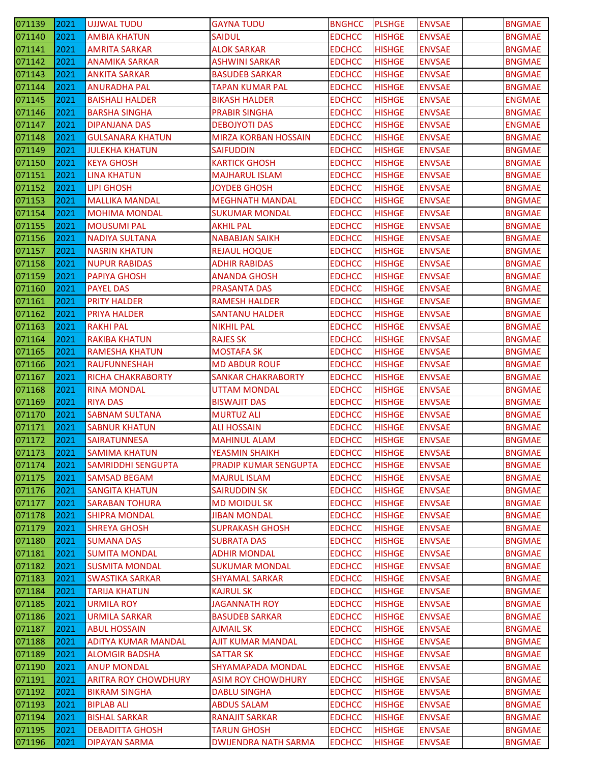| | | | | | | | | |
|---|---|---|---|---|---|---|---|---|
| 071139 | 2021 | UJJWAL TUDU | GAYNA TUDU | BNGHCC | PLSHGE | ENVSAE | | BNGMAE |
| 071140 | 2021 | AMBIA KHATUN | SAIDUL | EDCHCC | HISHGE | ENVSAE | | BNGMAE |
| 071141 | 2021 | AMRITA SARKAR | ALOK SARKAR | EDCHCC | HISHGE | ENVSAE | | BNGMAE |
| 071142 | 2021 | ANAMIKA SARKAR | ASHWINI SARKAR | EDCHCC | HISHGE | ENVSAE | | BNGMAE |
| 071143 | 2021 | ANKITA SARKAR | BASUDEB SARKAR | EDCHCC | HISHGE | ENVSAE | | BNGMAE |
| 071144 | 2021 | ANURADHA PAL | TAPAN KUMAR PAL | EDCHCC | HISHGE | ENVSAE | | BNGMAE |
| 071145 | 2021 | BAISHALI HALDER | BIKASH HALDER | EDCHCC | HISHGE | ENVSAE | | ENGMAE |
| 071146 | 2021 | BARSHA SINGHA | PRABIR SINGHA | EDCHCC | HISHGE | ENVSAE | | BNGMAE |
| 071147 | 2021 | DIPANJANA DAS | DEBOJYOTI DAS | EDCHCC | HISHGE | ENVSAE | | ENGMAE |
| 071148 | 2021 | GULSANARA KHATUN | MIRZA KORBAN HOSSAIN | EDCHCC | HISHGE | ENVSAE | | BNGMAE |
| 071149 | 2021 | JULEKHA KHATUN | SAIFUDDIN | EDCHCC | HISHGE | ENVSAE | | BNGMAE |
| 071150 | 2021 | KEYA GHOSH | KARTICK GHOSH | EDCHCC | HISHGE | ENVSAE | | BNGMAE |
| 071151 | 2021 | LINA KHATUN | MAJHARUL ISLAM | EDCHCC | HISHGE | ENVSAE | | BNGMAE |
| 071152 | 2021 | LIPI GHOSH | JOYDEB GHOSH | EDCHCC | HISHGE | ENVSAE | | BNGMAE |
| 071153 | 2021 | MALLIKA MANDAL | MEGHNATH MANDAL | EDCHCC | HISHGE | ENVSAE | | BNGMAE |
| 071154 | 2021 | MOHIMA MONDAL | SUKUMAR MONDAL | EDCHCC | HISHGE | ENVSAE | | BNGMAE |
| 071155 | 2021 | MOUSUMI PAL | AKHIL PAL | EDCHCC | HISHGE | ENVSAE | | BNGMAE |
| 071156 | 2021 | NADIYA SULTANA | NABABJAN SAIKH | EDCHCC | HISHGE | ENVSAE | | BNGMAE |
| 071157 | 2021 | NASRIN KHATUN | REJAUL HOQUE | EDCHCC | HISHGE | ENVSAE | | BNGMAE |
| 071158 | 2021 | NUPUR RABIDAS | ADHIR RABIDAS | EDCHCC | HISHGE | ENVSAE | | BNGMAE |
| 071159 | 2021 | PAPIYA GHOSH | ANANDA GHOSH | EDCHCC | HISHGE | ENVSAE | | BNGMAE |
| 071160 | 2021 | PAYEL DAS | PRASANTA DAS | EDCHCC | HISHGE | ENVSAE | | BNGMAE |
| 071161 | 2021 | PRITY HALDER | RAMESH HALDER | EDCHCC | HISHGE | ENVSAE | | BNGMAE |
| 071162 | 2021 | PRIYA HALDER | SANTANU HALDER | EDCHCC | HISHGE | ENVSAE | | BNGMAE |
| 071163 | 2021 | RAKHI PAL | NIKHIL PAL | EDCHCC | HISHGE | ENVSAE | | BNGMAE |
| 071164 | 2021 | RAKIBA KHATUN | RAJES SK | EDCHCC | HISHGE | ENVSAE | | BNGMAE |
| 071165 | 2021 | RAMESHA KHATUN | MOSTAFA SK | EDCHCC | HISHGE | ENVSAE | | BNGMAE |
| 071166 | 2021 | RAUFUNNESHAH | MD ABDUR ROUF | EDCHCC | HISHGE | ENVSAE | | BNGMAE |
| 071167 | 2021 | RICHA CHAKRABORTY | SANKAR CHAKRABORTY | EDCHCC | HISHGE | ENVSAE | | BNGMAE |
| 071168 | 2021 | RINA MONDAL | UTTAM MONDAL | EDCHCC | HISHGE | ENVSAE | | BNGMAE |
| 071169 | 2021 | RIYA DAS | BISWAJIT DAS | EDCHCC | HISHGE | ENVSAE | | BNGMAE |
| 071170 | 2021 | SABNAM SULTANA | MURTUZ ALI | EDCHCC | HISHGE | ENVSAE | | BNGMAE |
| 071171 | 2021 | SABNUR KHATUN | ALI HOSSAIN | EDCHCC | HISHGE | ENVSAE | | BNGMAE |
| 071172 | 2021 | SAIRATUNNESA | MAHINUL ALAM | EDCHCC | HISHGE | ENVSAE | | BNGMAE |
| 071173 | 2021 | SAMIMA KHATUN | YEASMIN SHAIKH | EDCHCC | HISHGE | ENVSAE | | BNGMAE |
| 071174 | 2021 | SAMRIDDHI SENGUPTA | PRADIP KUMAR SENGUPTA | EDCHCC | HISHGE | ENVSAE | | BNGMAE |
| 071175 | 2021 | SAMSAD BEGAM | MAJRUL ISLAM | EDCHCC | HISHGE | ENVSAE | | BNGMAE |
| 071176 | 2021 | SANGITA KHATUN | SAIRUDDIN SK | EDCHCC | HISHGE | ENVSAE | | BNGMAE |
| 071177 | 2021 | SARABAN TOHURA | MD MOIDUL SK | EDCHCC | HISHGE | ENVSAE | | BNGMAE |
| 071178 | 2021 | SHIPRA MONDAL | JIBAN MONDAL | EDCHCC | HISHGE | ENVSAE | | BNGMAE |
| 071179 | 2021 | SHREYA GHOSH | SUPRAKASH GHOSH | EDCHCC | HISHGE | ENVSAE | | BNGMAE |
| 071180 | 2021 | SUMANA DAS | SUBRATA DAS | EDCHCC | HISHGE | ENVSAE | | BNGMAE |
| 071181 | 2021 | SUMITA MONDAL | ADHIR MONDAL | EDCHCC | HISHGE | ENVSAE | | BNGMAE |
| 071182 | 2021 | SUSMITA MONDAL | SUKUMAR MONDAL | EDCHCC | HISHGE | ENVSAE | | BNGMAE |
| 071183 | 2021 | SWASTIKA SARKAR | SHYAMAL SARKAR | EDCHCC | HISHGE | ENVSAE | | BNGMAE |
| 071184 | 2021 | TARIJA KHATUN | KAJRUL SK | EDCHCC | HISHGE | ENVSAE | | BNGMAE |
| 071185 | 2021 | URMILA ROY | JAGANNATH ROY | EDCHCC | HISHGE | ENVSAE | | BNGMAE |
| 071186 | 2021 | URMILA SARKAR | BASUDEB SARKAR | EDCHCC | HISHGE | ENVSAE | | BNGMAE |
| 071187 | 2021 | ABUL HOSSAIN | AJMAIL SK | EDCHCC | HISHGE | ENVSAE | | BNGMAE |
| 071188 | 2021 | ADITYA KUMAR MANDAL | AJIT KUMAR MANDAL | EDCHCC | HISHGE | ENVSAE | | BNGMAE |
| 071189 | 2021 | ALOMGIR BADSHA | SATTAR SK | EDCHCC | HISHGE | ENVSAE | | BNGMAE |
| 071190 | 2021 | ANUP MONDAL | SHYAMAPADA MONDAL | EDCHCC | HISHGE | ENVSAE | | BNGMAE |
| 071191 | 2021 | ARITRA ROY CHOWDHURY | ASIM ROY CHOWDHURY | EDCHCC | HISHGE | ENVSAE | | BNGMAE |
| 071192 | 2021 | BIKRAM SINGHA | DABLU SINGHA | EDCHCC | HISHGE | ENVSAE | | BNGMAE |
| 071193 | 2021 | BIPLAB ALI | ABDUS SALAM | EDCHCC | HISHGE | ENVSAE | | BNGMAE |
| 071194 | 2021 | BISHAL SARKAR | RANAJIT SARKAR | EDCHCC | HISHGE | ENVSAE | | BNGMAE |
| 071195 | 2021 | DEBADITTA GHOSH | TARUN GHOSH | EDCHCC | HISHGE | ENVSAE | | BNGMAE |
| 071196 | 2021 | DIPAYAN SARMA | DWIJENDRA NATH SARMA | EDCHCC | HISHGE | ENVSAE | | BNGMAE |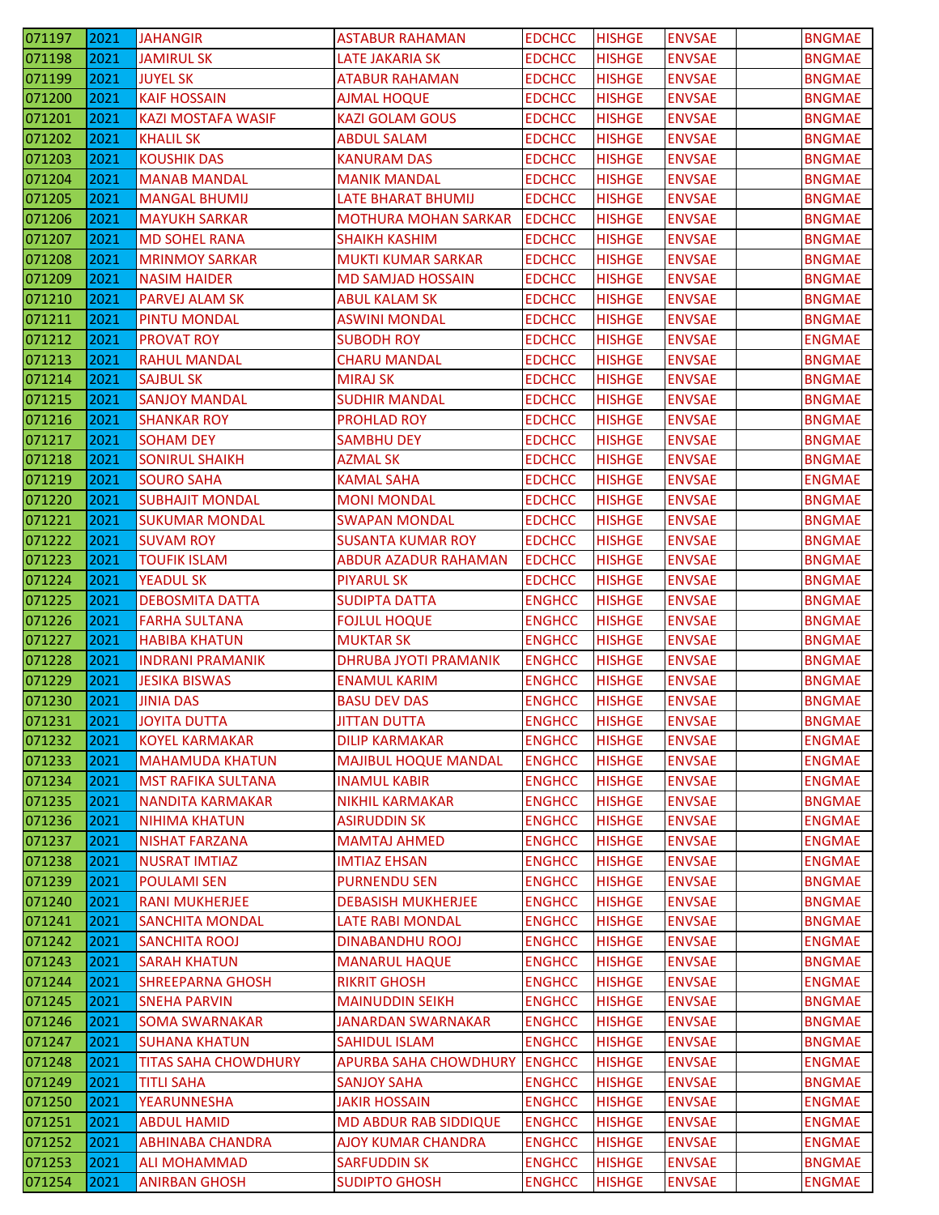| 071197 | 2021 | JAHANGIR | ASTABUR RAHAMAN | EDCHCC | HISHGE | ENVSAE | | BNGMAE |
|---|---|---|---|---|---|---|---|---|
| 071198 | 2021 | JAMIRUL SK | LATE JAKARIA SK | EDCHCC | HISHGE | ENVSAE | | BNGMAE |
| 071199 | 2021 | JUYEL SK | ATABUR RAHAMAN | EDCHCC | HISHGE | ENVSAE | | BNGMAE |
| 071200 | 2021 | KAIF HOSSAIN | AJMAL HOQUE | EDCHCC | HISHGE | ENVSAE | | BNGMAE |
| 071201 | 2021 | KAZI MOSTAFA WASIF | KAZI GOLAM GOUS | EDCHCC | HISHGE | ENVSAE | | BNGMAE |
| 071202 | 2021 | KHALIL SK | ABDUL SALAM | EDCHCC | HISHGE | ENVSAE | | BNGMAE |
| 071203 | 2021 | KOUSHIK DAS | KANURAM DAS | EDCHCC | HISHGE | ENVSAE | | BNGMAE |
| 071204 | 2021 | MANAB MANDAL | MANIK MANDAL | EDCHCC | HISHGE | ENVSAE | | BNGMAE |
| 071205 | 2021 | MANGAL BHUMIJ | LATE BHARAT BHUMIJ | EDCHCC | HISHGE | ENVSAE | | BNGMAE |
| 071206 | 2021 | MAYUKH SARKAR | MOTHURA MOHAN SARKAR | EDCHCC | HISHGE | ENVSAE | | BNGMAE |
| 071207 | 2021 | MD SOHEL RANA | SHAIKH KASHIM | EDCHCC | HISHGE | ENVSAE | | BNGMAE |
| 071208 | 2021 | MRINMOY SARKAR | MUKTI KUMAR SARKAR | EDCHCC | HISHGE | ENVSAE | | BNGMAE |
| 071209 | 2021 | NASIM HAIDER | MD SAMJAD HOSSAIN | EDCHCC | HISHGE | ENVSAE | | BNGMAE |
| 071210 | 2021 | PARVEJ ALAM SK | ABUL KALAM SK | EDCHCC | HISHGE | ENVSAE | | BNGMAE |
| 071211 | 2021 | PINTU MONDAL | ASWINI MONDAL | EDCHCC | HISHGE | ENVSAE | | BNGMAE |
| 071212 | 2021 | PROVAT ROY | SUBODH ROY | EDCHCC | HISHGE | ENVSAE | | ENGMAE |
| 071213 | 2021 | RAHUL MANDAL | CHARU MANDAL | EDCHCC | HISHGE | ENVSAE | | BNGMAE |
| 071214 | 2021 | SAJBUL SK | MIRAJ SK | EDCHCC | HISHGE | ENVSAE | | BNGMAE |
| 071215 | 2021 | SANJOY MANDAL | SUDHIR MANDAL | EDCHCC | HISHGE | ENVSAE | | BNGMAE |
| 071216 | 2021 | SHANKAR ROY | PROHLAD ROY | EDCHCC | HISHGE | ENVSAE | | BNGMAE |
| 071217 | 2021 | SOHAM DEY | SAMBHU DEY | EDCHCC | HISHGE | ENVSAE | | BNGMAE |
| 071218 | 2021 | SONIRUL SHAIKH | AZMAL SK | EDCHCC | HISHGE | ENVSAE | | BNGMAE |
| 071219 | 2021 | SOURO SAHA | KAMAL SAHA | EDCHCC | HISHGE | ENVSAE | | ENGMAE |
| 071220 | 2021 | SUBHAJIT MONDAL | MONI MONDAL | EDCHCC | HISHGE | ENVSAE | | BNGMAE |
| 071221 | 2021 | SUKUMAR MONDAL | SWAPAN MONDAL | EDCHCC | HISHGE | ENVSAE | | BNGMAE |
| 071222 | 2021 | SUVAM ROY | SUSANTA KUMAR ROY | EDCHCC | HISHGE | ENVSAE | | BNGMAE |
| 071223 | 2021 | TOUFIK ISLAM | ABDUR AZADUR RAHAMAN | EDCHCC | HISHGE | ENVSAE | | BNGMAE |
| 071224 | 2021 | YEADUL SK | PIYARUL SK | EDCHCC | HISHGE | ENVSAE | | BNGMAE |
| 071225 | 2021 | DEBOSMITA DATTA | SUDIPTA DATTA | ENGHCC | HISHGE | ENVSAE | | BNGMAE |
| 071226 | 2021 | FARHA SULTANA | FOJLUL HOQUE | ENGHCC | HISHGE | ENVSAE | | BNGMAE |
| 071227 | 2021 | HABIBA KHATUN | MUKTAR SK | ENGHCC | HISHGE | ENVSAE | | BNGMAE |
| 071228 | 2021 | INDRANI PRAMANIK | DHRUBA JYOTI PRAMANIK | ENGHCC | HISHGE | ENVSAE | | BNGMAE |
| 071229 | 2021 | JESIKA BISWAS | ENAMUL KARIM | ENGHCC | HISHGE | ENVSAE | | BNGMAE |
| 071230 | 2021 | JINIA DAS | BASU DEV DAS | ENGHCC | HISHGE | ENVSAE | | BNGMAE |
| 071231 | 2021 | JOYITA DUTTA | JITTAN DUTTA | ENGHCC | HISHGE | ENVSAE | | BNGMAE |
| 071232 | 2021 | KOYEL KARMAKAR | DILIP KARMAKAR | ENGHCC | HISHGE | ENVSAE | | ENGMAE |
| 071233 | 2021 | MAHAMUDA KHATUN | MAJIBUL HOQUE MANDAL | ENGHCC | HISHGE | ENVSAE | | ENGMAE |
| 071234 | 2021 | MST RAFIKA SULTANA | INAMUL KABIR | ENGHCC | HISHGE | ENVSAE | | ENGMAE |
| 071235 | 2021 | NANDITA KARMAKAR | NIKHIL KARMAKAR | ENGHCC | HISHGE | ENVSAE | | BNGMAE |
| 071236 | 2021 | NIHIMA KHATUN | ASIRUDDIN SK | ENGHCC | HISHGE | ENVSAE | | ENGMAE |
| 071237 | 2021 | NISHAT FARZANA | MAMTAJ AHMED | ENGHCC | HISHGE | ENVSAE | | ENGMAE |
| 071238 | 2021 | NUSRAT IMTIAZ | IMTIAZ EHSAN | ENGHCC | HISHGE | ENVSAE | | ENGMAE |
| 071239 | 2021 | POULAMI SEN | PURNENDU SEN | ENGHCC | HISHGE | ENVSAE | | BNGMAE |
| 071240 | 2021 | RANI MUKHERJEE | DEBASISH MUKHERJEE | ENGHCC | HISHGE | ENVSAE | | BNGMAE |
| 071241 | 2021 | SANCHITA MONDAL | LATE RABI MONDAL | ENGHCC | HISHGE | ENVSAE | | BNGMAE |
| 071242 | 2021 | SANCHITA ROOJ | DINABANDHU ROOJ | ENGHCC | HISHGE | ENVSAE | | ENGMAE |
| 071243 | 2021 | SARAH KHATUN | MANARUL HAQUE | ENGHCC | HISHGE | ENVSAE | | BNGMAE |
| 071244 | 2021 | SHREEPARNA GHOSH | RIKRIT GHOSH | ENGHCC | HISHGE | ENVSAE | | ENGMAE |
| 071245 | 2021 | SNEHA PARVIN | MAINUDDIN SEIKH | ENGHCC | HISHGE | ENVSAE | | BNGMAE |
| 071246 | 2021 | SOMA SWARNAKAR | JANARDAN SWARNAKAR | ENGHCC | HISHGE | ENVSAE | | BNGMAE |
| 071247 | 2021 | SUHANA KHATUN | SAHIDUL ISLAM | ENGHCC | HISHGE | ENVSAE | | BNGMAE |
| 071248 | 2021 | TITAS SAHA CHOWDHURY | APURBA SAHA CHOWDHURY | ENGHCC | HISHGE | ENVSAE | | ENGMAE |
| 071249 | 2021 | TITLI SAHA | SANJOY SAHA | ENGHCC | HISHGE | ENVSAE | | BNGMAE |
| 071250 | 2021 | YEARUNNESHA | JAKIR HOSSAIN | ENGHCC | HISHGE | ENVSAE | | ENGMAE |
| 071251 | 2021 | ABDUL HAMID | MD ABDUR RAB SIDDIQUE | ENGHCC | HISHGE | ENVSAE | | ENGMAE |
| 071252 | 2021 | ABHINABA CHANDRA | AJOY KUMAR CHANDRA | ENGHCC | HISHGE | ENVSAE | | ENGMAE |
| 071253 | 2021 | ALI MOHAMMAD | SARFUDDIN SK | ENGHCC | HISHGE | ENVSAE | | BNGMAE |
| 071254 | 2021 | ANIRBAN GHOSH | SUDIPTO GHOSH | ENGHCC | HISHGE | ENVSAE | | ENGMAE |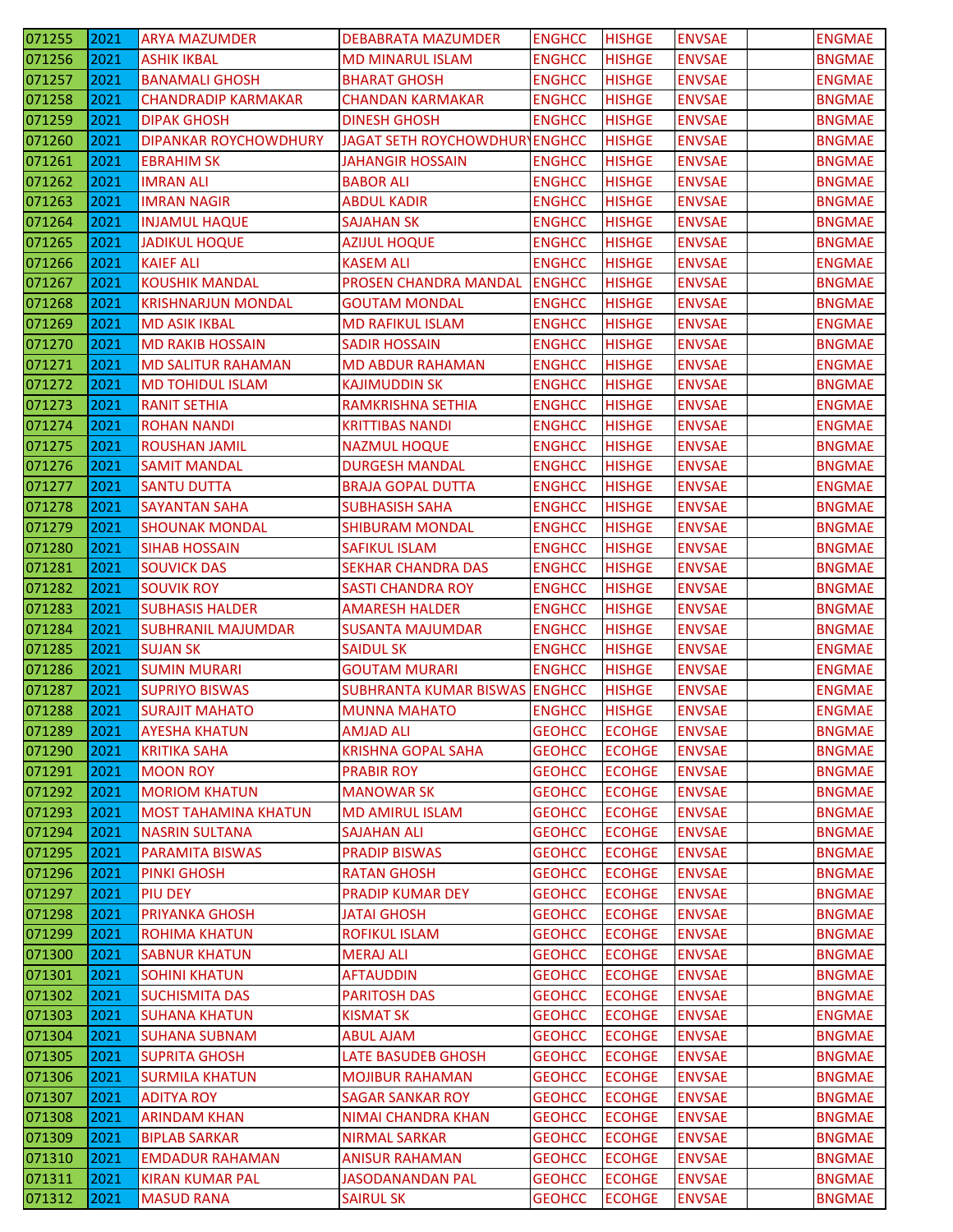| | | | | | | | | |
|---|---|---|---|---|---|---|---|---|
| 071255 | 2021 | ARYA MAZUMDER | DEBABRATA MAZUMDER | ENGHCC | HISHGE | ENVSAE | | ENGMAE |
| 071256 | 2021 | ASHIK IKBAL | MD MINARUL ISLAM | ENGHCC | HISHGE | ENVSAE | | BNGMAE |
| 071257 | 2021 | BANAMALI GHOSH | BHARAT GHOSH | ENGHCC | HISHGE | ENVSAE | | ENGMAE |
| 071258 | 2021 | CHANDRADIP KARMAKAR | CHANDAN KARMAKAR | ENGHCC | HISHGE | ENVSAE | | BNGMAE |
| 071259 | 2021 | DIPAK GHOSH | DINESH GHOSH | ENGHCC | HISHGE | ENVSAE | | BNGMAE |
| 071260 | 2021 | DIPANKAR ROYCHOWDHURY | JAGAT SETH ROYCHOWDHURY | ENGHCC | HISHGE | ENVSAE | | BNGMAE |
| 071261 | 2021 | EBRAHIM SK | JAHANGIR HOSSAIN | ENGHCC | HISHGE | ENVSAE | | BNGMAE |
| 071262 | 2021 | IMRAN ALI | BABOR ALI | ENGHCC | HISHGE | ENVSAE | | BNGMAE |
| 071263 | 2021 | IMRAN NAGIR | ABDUL KADIR | ENGHCC | HISHGE | ENVSAE | | BNGMAE |
| 071264 | 2021 | INJAMUL HAQUE | SAJAHAN SK | ENGHCC | HISHGE | ENVSAE | | BNGMAE |
| 071265 | 2021 | JADIKUL HOQUE | AZIJUL HOQUE | ENGHCC | HISHGE | ENVSAE | | BNGMAE |
| 071266 | 2021 | KAIEF ALI | KASEM ALI | ENGHCC | HISHGE | ENVSAE | | ENGMAE |
| 071267 | 2021 | KOUSHIK MANDAL | PROSEN CHANDRA MANDAL | ENGHCC | HISHGE | ENVSAE | | BNGMAE |
| 071268 | 2021 | KRISHNARJUN MONDAL | GOUTAM MONDAL | ENGHCC | HISHGE | ENVSAE | | BNGMAE |
| 071269 | 2021 | MD ASIK IKBAL | MD RAFIKUL ISLAM | ENGHCC | HISHGE | ENVSAE | | ENGMAE |
| 071270 | 2021 | MD RAKIB HOSSAIN | SADIR HOSSAIN | ENGHCC | HISHGE | ENVSAE | | BNGMAE |
| 071271 | 2021 | MD SALITUR RAHAMAN | MD ABDUR RAHAMAN | ENGHCC | HISHGE | ENVSAE | | ENGMAE |
| 071272 | 2021 | MD TOHIDUL ISLAM | KAJIMUDDIN SK | ENGHCC | HISHGE | ENVSAE | | BNGMAE |
| 071273 | 2021 | RANIT SETHIA | RAMKRISHNA SETHIA | ENGHCC | HISHGE | ENVSAE | | ENGMAE |
| 071274 | 2021 | ROHAN NANDI | KRITTIBAS NANDI | ENGHCC | HISHGE | ENVSAE | | ENGMAE |
| 071275 | 2021 | ROUSHAN JAMIL | NAZMUL HOQUE | ENGHCC | HISHGE | ENVSAE | | BNGMAE |
| 071276 | 2021 | SAMIT MANDAL | DURGESH MANDAL | ENGHCC | HISHGE | ENVSAE | | BNGMAE |
| 071277 | 2021 | SANTU DUTTA | BRAJA GOPAL DUTTA | ENGHCC | HISHGE | ENVSAE | | ENGMAE |
| 071278 | 2021 | SAYANTAN SAHA | SUBHASISH SAHA | ENGHCC | HISHGE | ENVSAE | | BNGMAE |
| 071279 | 2021 | SHOUNAK MONDAL | SHIBURAM MONDAL | ENGHCC | HISHGE | ENVSAE | | BNGMAE |
| 071280 | 2021 | SIHAB HOSSAIN | SAFIKUL ISLAM | ENGHCC | HISHGE | ENVSAE | | BNGMAE |
| 071281 | 2021 | SOUVICK DAS | SEKHAR CHANDRA DAS | ENGHCC | HISHGE | ENVSAE | | BNGMAE |
| 071282 | 2021 | SOUVIK ROY | SASTI CHANDRA ROY | ENGHCC | HISHGE | ENVSAE | | BNGMAE |
| 071283 | 2021 | SUBHASIS HALDER | AMARESH HALDER | ENGHCC | HISHGE | ENVSAE | | BNGMAE |
| 071284 | 2021 | SUBHRANIL MAJUMDAR | SUSANTA MAJUMDAR | ENGHCC | HISHGE | ENVSAE | | BNGMAE |
| 071285 | 2021 | SUJAN SK | SAIDUL SK | ENGHCC | HISHGE | ENVSAE | | ENGMAE |
| 071286 | 2021 | SUMIN MURARI | GOUTAM MURARI | ENGHCC | HISHGE | ENVSAE | | ENGMAE |
| 071287 | 2021 | SUPRIYO BISWAS | SUBHRANTA KUMAR BISWAS | ENGHCC | HISHGE | ENVSAE | | ENGMAE |
| 071288 | 2021 | SURAJIT MAHATO | MUNNA MAHATO | ENGHCC | HISHGE | ENVSAE | | ENGMAE |
| 071289 | 2021 | AYESHA KHATUN | AMJAD ALI | GEOHCC | ECOHGE | ENVSAE | | BNGMAE |
| 071290 | 2021 | KRITIKA SAHA | KRISHNA GOPAL SAHA | GEOHCC | ECOHGE | ENVSAE | | BNGMAE |
| 071291 | 2021 | MOON ROY | PRABIR ROY | GEOHCC | ECOHGE | ENVSAE | | BNGMAE |
| 071292 | 2021 | MORIOM KHATUN | MANOWAR SK | GEOHCC | ECOHGE | ENVSAE | | BNGMAE |
| 071293 | 2021 | MOST TAHAMINA KHATUN | MD AMIRUL ISLAM | GEOHCC | ECOHGE | ENVSAE | | BNGMAE |
| 071294 | 2021 | NASRIN SULTANA | SAJAHAN ALI | GEOHCC | ECOHGE | ENVSAE | | BNGMAE |
| 071295 | 2021 | PARAMITA BISWAS | PRADIP BISWAS | GEOHCC | ECOHGE | ENVSAE | | BNGMAE |
| 071296 | 2021 | PINKI GHOSH | RATAN GHOSH | GEOHCC | ECOHGE | ENVSAE | | BNGMAE |
| 071297 | 2021 | PIU DEY | PRADIP KUMAR DEY | GEOHCC | ECOHGE | ENVSAE | | BNGMAE |
| 071298 | 2021 | PRIYANKA GHOSH | JATAI GHOSH | GEOHCC | ECOHGE | ENVSAE | | BNGMAE |
| 071299 | 2021 | ROHIMA KHATUN | ROFIKUL ISLAM | GEOHCC | ECOHGE | ENVSAE | | BNGMAE |
| 071300 | 2021 | SABNUR KHATUN | MERAJ ALI | GEOHCC | ECOHGE | ENVSAE | | BNGMAE |
| 071301 | 2021 | SOHINI KHATUN | AFTAUDDIN | GEOHCC | ECOHGE | ENVSAE | | BNGMAE |
| 071302 | 2021 | SUCHISMITA DAS | PARITOSH DAS | GEOHCC | ECOHGE | ENVSAE | | BNGMAE |
| 071303 | 2021 | SUHANA KHATUN | KISMAT SK | GEOHCC | ECOHGE | ENVSAE | | ENGMAE |
| 071304 | 2021 | SUHANA SUBNAM | ABUL AJAM | GEOHCC | ECOHGE | ENVSAE | | BNGMAE |
| 071305 | 2021 | SUPRITA GHOSH | LATE BASUDEB GHOSH | GEOHCC | ECOHGE | ENVSAE | | BNGMAE |
| 071306 | 2021 | SURMILA KHATUN | MOJIBUR RAHAMAN | GEOHCC | ECOHGE | ENVSAE | | BNGMAE |
| 071307 | 2021 | ADITYA ROY | SAGAR SANKAR ROY | GEOHCC | ECOHGE | ENVSAE | | BNGMAE |
| 071308 | 2021 | ARINDAM KHAN | NIMAI CHANDRA KHAN | GEOHCC | ECOHGE | ENVSAE | | BNGMAE |
| 071309 | 2021 | BIPLAB SARKAR | NIRMAL SARKAR | GEOHCC | ECOHGE | ENVSAE | | BNGMAE |
| 071310 | 2021 | EMDADUR RAHAMAN | ANISUR RAHAMAN | GEOHCC | ECOHGE | ENVSAE | | BNGMAE |
| 071311 | 2021 | KIRAN KUMAR PAL | JASODANANDAN PAL | GEOHCC | ECOHGE | ENVSAE | | BNGMAE |
| 071312 | 2021 | MASUD RANA | SAIRUL SK | GEOHCC | ECOHGE | ENVSAE | | BNGMAE |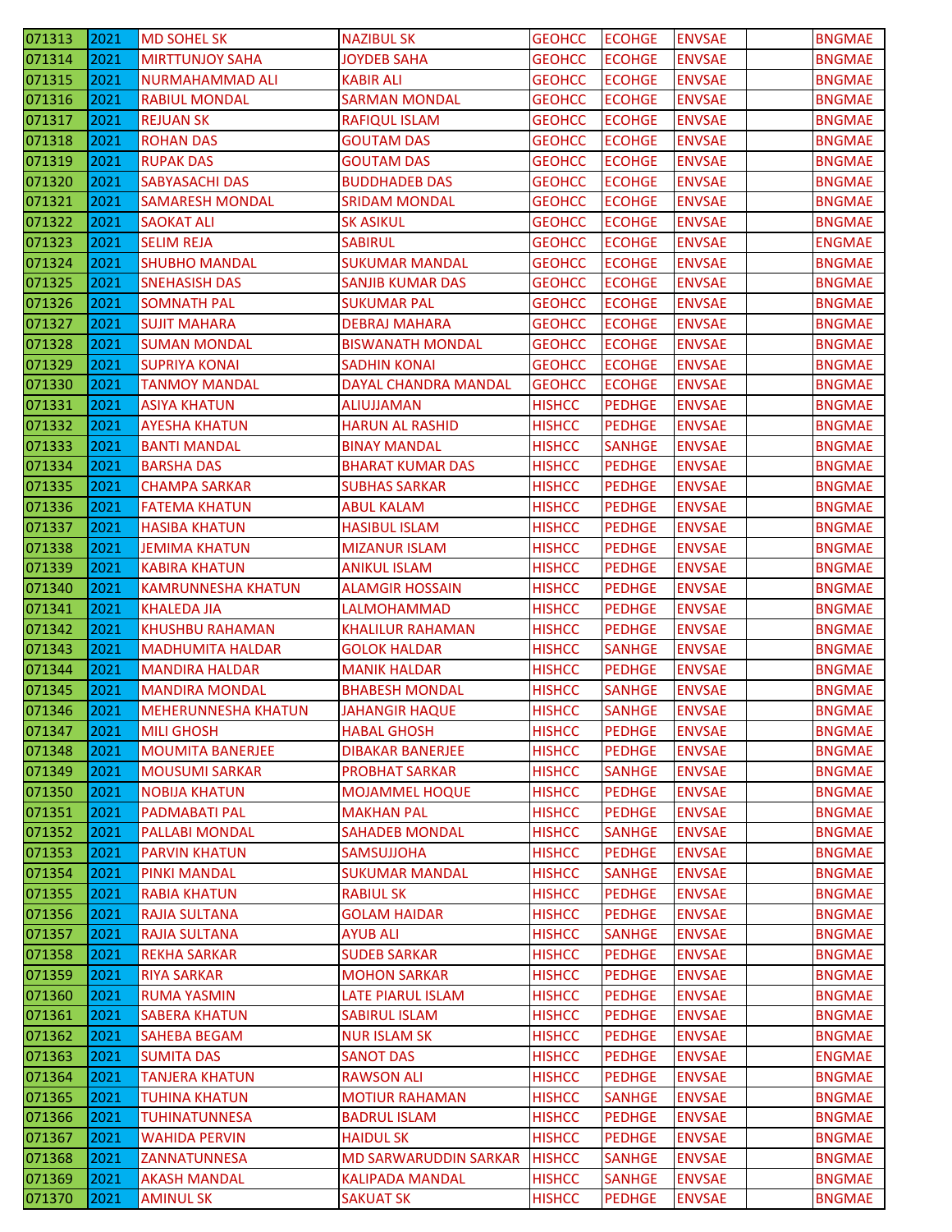| 071313 | 2021 | MD SOHEL SK | NAZIBUL SK | GEOHCC | ECOHGE | ENVSAE | | BNGMAE |
|---|---|---|---|---|---|---|---|---|
| 071314 | 2021 | MIRTTUNJOY SAHA | JOYDEB SAHA | GEOHCC | ECOHGE | ENVSAE | | BNGMAE |
| 071315 | 2021 | NURMAHAMMAD ALI | KABIR ALI | GEOHCC | ECOHGE | ENVSAE | | BNGMAE |
| 071316 | 2021 | RABIUL MONDAL | SARMAN MONDAL | GEOHCC | ECOHGE | ENVSAE | | BNGMAE |
| 071317 | 2021 | REJUAN SK | RAFIQUL ISLAM | GEOHCC | ECOHGE | ENVSAE | | BNGMAE |
| 071318 | 2021 | ROHAN DAS | GOUTAM DAS | GEOHCC | ECOHGE | ENVSAE | | BNGMAE |
| 071319 | 2021 | RUPAK DAS | GOUTAM DAS | GEOHCC | ECOHGE | ENVSAE | | BNGMAE |
| 071320 | 2021 | SABYASACHI DAS | BUDDHADEB DAS | GEOHCC | ECOHGE | ENVSAE | | BNGMAE |
| 071321 | 2021 | SAMARESH MONDAL | SRIDAM MONDAL | GEOHCC | ECOHGE | ENVSAE | | BNGMAE |
| 071322 | 2021 | SAOKAT ALI | SK ASIKUL | GEOHCC | ECOHGE | ENVSAE | | BNGMAE |
| 071323 | 2021 | SELIM REJA | SABIRUL | GEOHCC | ECOHGE | ENVSAE | | ENGMAE |
| 071324 | 2021 | SHUBHO MANDAL | SUKUMAR MANDAL | GEOHCC | ECOHGE | ENVSAE | | BNGMAE |
| 071325 | 2021 | SNEHASISH DAS | SANJIB KUMAR DAS | GEOHCC | ECOHGE | ENVSAE | | BNGMAE |
| 071326 | 2021 | SOMNATH PAL | SUKUMAR PAL | GEOHCC | ECOHGE | ENVSAE | | BNGMAE |
| 071327 | 2021 | SUJIT MAHARA | DEBRAJ MAHARA | GEOHCC | ECOHGE | ENVSAE | | BNGMAE |
| 071328 | 2021 | SUMAN MONDAL | BISWANATH MONDAL | GEOHCC | ECOHGE | ENVSAE | | BNGMAE |
| 071329 | 2021 | SUPRIYA KONAI | SADHIN KONAI | GEOHCC | ECOHGE | ENVSAE | | BNGMAE |
| 071330 | 2021 | TANMOY MANDAL | DAYAL CHANDRA MANDAL | GEOHCC | ECOHGE | ENVSAE | | BNGMAE |
| 071331 | 2021 | ASIYA KHATUN | ALIUJJAMAN | HISHCC | PEDHGE | ENVSAE | | BNGMAE |
| 071332 | 2021 | AYESHA KHATUN | HARUN AL RASHID | HISHCC | PEDHGE | ENVSAE | | BNGMAE |
| 071333 | 2021 | BANTI MANDAL | BINAY MANDAL | HISHCC | SANHGE | ENVSAE | | BNGMAE |
| 071334 | 2021 | BARSHA DAS | BHARAT KUMAR DAS | HISHCC | PEDHGE | ENVSAE | | BNGMAE |
| 071335 | 2021 | CHAMPA SARKAR | SUBHAS SARKAR | HISHCC | PEDHGE | ENVSAE | | BNGMAE |
| 071336 | 2021 | FATEMA KHATUN | ABUL KALAM | HISHCC | PEDHGE | ENVSAE | | BNGMAE |
| 071337 | 2021 | HASIBA KHATUN | HASIBUL ISLAM | HISHCC | PEDHGE | ENVSAE | | BNGMAE |
| 071338 | 2021 | JEMIMA KHATUN | MIZANUR ISLAM | HISHCC | PEDHGE | ENVSAE | | BNGMAE |
| 071339 | 2021 | KABIRA KHATUN | ANIKUL ISLAM | HISHCC | PEDHGE | ENVSAE | | BNGMAE |
| 071340 | 2021 | KAMRUNNESHA KHATUN | ALAMGIR HOSSAIN | HISHCC | PEDHGE | ENVSAE | | BNGMAE |
| 071341 | 2021 | KHALEDA JIA | LALMOHAMMAD | HISHCC | PEDHGE | ENVSAE | | BNGMAE |
| 071342 | 2021 | KHUSHBU RAHAMAN | KHALILUR RAHAMAN | HISHCC | PEDHGE | ENVSAE | | BNGMAE |
| 071343 | 2021 | MADHUMITA HALDAR | GOLOK HALDAR | HISHCC | SANHGE | ENVSAE | | BNGMAE |
| 071344 | 2021 | MANDIRA HALDAR | MANIK HALDAR | HISHCC | PEDHGE | ENVSAE | | BNGMAE |
| 071345 | 2021 | MANDIRA MONDAL | BHABESH MONDAL | HISHCC | SANHGE | ENVSAE | | BNGMAE |
| 071346 | 2021 | MEHERUNNESHA KHATUN | JAHANGIR HAQUE | HISHCC | SANHGE | ENVSAE | | BNGMAE |
| 071347 | 2021 | MILI GHOSH | HABAL GHOSH | HISHCC | PEDHGE | ENVSAE | | BNGMAE |
| 071348 | 2021 | MOUMITA BANERJEE | DIBAKAR BANERJEE | HISHCC | PEDHGE | ENVSAE | | BNGMAE |
| 071349 | 2021 | MOUSUMI SARKAR | PROBHAT SARKAR | HISHCC | SANHGE | ENVSAE | | BNGMAE |
| 071350 | 2021 | NOBIJA KHATUN | MOJAMMEL HOQUE | HISHCC | PEDHGE | ENVSAE | | BNGMAE |
| 071351 | 2021 | PADMABATI PAL | MAKHAN PAL | HISHCC | PEDHGE | ENVSAE | | BNGMAE |
| 071352 | 2021 | PALLABI MONDAL | SAHADEB MONDAL | HISHCC | SANHGE | ENVSAE | | BNGMAE |
| 071353 | 2021 | PARVIN KHATUN | SAMSUJJOHA | HISHCC | PEDHGE | ENVSAE | | BNGMAE |
| 071354 | 2021 | PINKI MANDAL | SUKUMAR MANDAL | HISHCC | SANHGE | ENVSAE | | BNGMAE |
| 071355 | 2021 | RABIA KHATUN | RABIUL SK | HISHCC | PEDHGE | ENVSAE | | BNGMAE |
| 071356 | 2021 | RAJIA SULTANA | GOLAM HAIDAR | HISHCC | PEDHGE | ENVSAE | | BNGMAE |
| 071357 | 2021 | RAJIA SULTANA | AYUB ALI | HISHCC | SANHGE | ENVSAE | | BNGMAE |
| 071358 | 2021 | REKHA SARKAR | SUDEB SARKAR | HISHCC | PEDHGE | ENVSAE | | BNGMAE |
| 071359 | 2021 | RIYA SARKAR | MOHON SARKAR | HISHCC | PEDHGE | ENVSAE | | BNGMAE |
| 071360 | 2021 | RUMA YASMIN | LATE PIARUL ISLAM | HISHCC | PEDHGE | ENVSAE | | BNGMAE |
| 071361 | 2021 | SABERA KHATUN | SABIRUL ISLAM | HISHCC | PEDHGE | ENVSAE | | BNGMAE |
| 071362 | 2021 | SAHEBA BEGAM | NUR ISLAM SK | HISHCC | PEDHGE | ENVSAE | | BNGMAE |
| 071363 | 2021 | SUMITA DAS | SANOT DAS | HISHCC | PEDHGE | ENVSAE | | ENGMAE |
| 071364 | 2021 | TANJERA KHATUN | RAWSON ALI | HISHCC | PEDHGE | ENVSAE | | BNGMAE |
| 071365 | 2021 | TUHINA KHATUN | MOTIUR RAHAMAN | HISHCC | SANHGE | ENVSAE | | BNGMAE |
| 071366 | 2021 | TUHINATUNNESA | BADRUL ISLAM | HISHCC | PEDHGE | ENVSAE | | BNGMAE |
| 071367 | 2021 | WAHIDA PERVIN | HAIDUL SK | HISHCC | PEDHGE | ENVSAE | | BNGMAE |
| 071368 | 2021 | ZANNATUNNESA | MD SARWARUDDIN SARKAR | HISHCC | SANHGE | ENVSAE | | BNGMAE |
| 071369 | 2021 | AKASH MANDAL | KALIPADA MANDAL | HISHCC | SANHGE | ENVSAE | | BNGMAE |
| 071370 | 2021 | AMINUL SK | SAKUAT SK | HISHCC | PEDHGE | ENVSAE | | BNGMAE |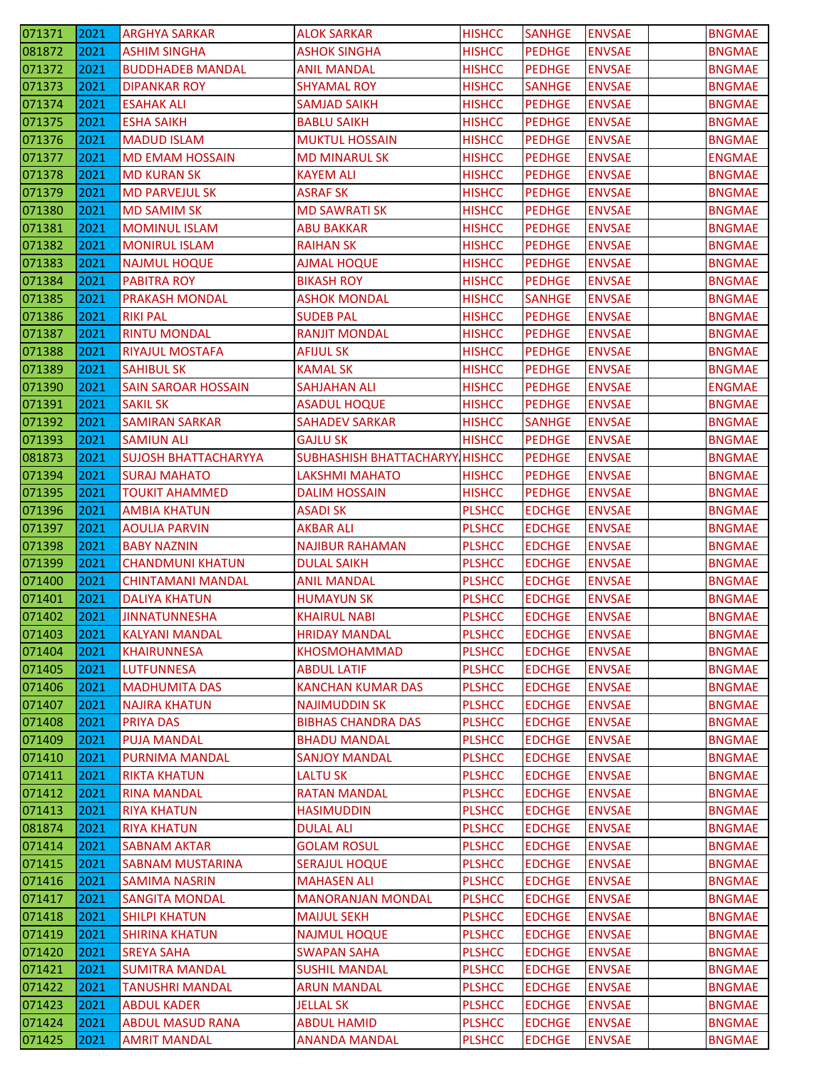| | | | | | | | | |
|---|---|---|---|---|---|---|---|---|
| 071371 | 2021 | ARGHYA SARKAR | ALOK SARKAR | HISHCC | SANHGE | ENVSAE | | BNGMAE |
| 081872 | 2021 | ASHIM SINGHA | ASHOK SINGHA | HISHCC | PEDHGE | ENVSAE | | BNGMAE |
| 071372 | 2021 | BUDDHADEB MANDAL | ANIL MANDAL | HISHCC | PEDHGE | ENVSAE | | BNGMAE |
| 071373 | 2021 | DIPANKAR ROY | SHYAMAL ROY | HISHCC | SANHGE | ENVSAE | | BNGMAE |
| 071374 | 2021 | ESAHAK ALI | SAMJAD SAIKH | HISHCC | PEDHGE | ENVSAE | | BNGMAE |
| 071375 | 2021 | ESHA SAIKH | BABLU SAIKH | HISHCC | PEDHGE | ENVSAE | | BNGMAE |
| 071376 | 2021 | MADUD ISLAM | MUKTUL HOSSAIN | HISHCC | PEDHGE | ENVSAE | | BNGMAE |
| 071377 | 2021 | MD EMAM HOSSAIN | MD MINARUL SK | HISHCC | PEDHGE | ENVSAE | | ENGMAE |
| 071378 | 2021 | MD KURAN SK | KAYEM ALI | HISHCC | PEDHGE | ENVSAE | | BNGMAE |
| 071379 | 2021 | MD PARVEJUL SK | ASRAF SK | HISHCC | PEDHGE | ENVSAE | | BNGMAE |
| 071380 | 2021 | MD SAMIM SK | MD SAWRATI SK | HISHCC | PEDHGE | ENVSAE | | BNGMAE |
| 071381 | 2021 | MOMINUL ISLAM | ABU BAKKAR | HISHCC | PEDHGE | ENVSAE | | BNGMAE |
| 071382 | 2021 | MONIRUL ISLAM | RAIHAN SK | HISHCC | PEDHGE | ENVSAE | | BNGMAE |
| 071383 | 2021 | NAJMUL HOQUE | AJMAL HOQUE | HISHCC | PEDHGE | ENVSAE | | BNGMAE |
| 071384 | 2021 | PABITRA ROY | BIKASH ROY | HISHCC | PEDHGE | ENVSAE | | BNGMAE |
| 071385 | 2021 | PRAKASH MONDAL | ASHOK MONDAL | HISHCC | SANHGE | ENVSAE | | BNGMAE |
| 071386 | 2021 | RIKI PAL | SUDEB PAL | HISHCC | PEDHGE | ENVSAE | | BNGMAE |
| 071387 | 2021 | RINTU MONDAL | RANJIT MONDAL | HISHCC | PEDHGE | ENVSAE | | BNGMAE |
| 071388 | 2021 | RIYAJUL MOSTAFA | AFIJUL SK | HISHCC | PEDHGE | ENVSAE | | BNGMAE |
| 071389 | 2021 | SAHIBUL SK | KAMAL SK | HISHCC | PEDHGE | ENVSAE | | BNGMAE |
| 071390 | 2021 | SAIN SAROAR HOSSAIN | SAHJAHAN ALI | HISHCC | PEDHGE | ENVSAE | | ENGMAE |
| 071391 | 2021 | SAKIL SK | ASADUL HOQUE | HISHCC | PEDHGE | ENVSAE | | BNGMAE |
| 071392 | 2021 | SAMIRAN SARKAR | SAHADEV SARKAR | HISHCC | SANHGE | ENVSAE | | BNGMAE |
| 071393 | 2021 | SAMIUN ALI | GAJLU SK | HISHCC | PEDHGE | ENVSAE | | BNGMAE |
| 081873 | 2021 | SUJOSH BHATTACHARYYA | SUBHASHISH BHATTACHARYY | HISHCC | PEDHGE | ENVSAE | | BNGMAE |
| 071394 | 2021 | SURAJ MAHATO | LAKSHMI MAHATO | HISHCC | PEDHGE | ENVSAE | | BNGMAE |
| 071395 | 2021 | TOUKIT AHAMMED | DALIM HOSSAIN | HISHCC | PEDHGE | ENVSAE | | BNGMAE |
| 071396 | 2021 | AMBIA KHATUN | ASADI SK | PLSHCC | EDCHGE | ENVSAE | | BNGMAE |
| 071397 | 2021 | AOULIA PARVIN | AKBAR ALI | PLSHCC | EDCHGE | ENVSAE | | BNGMAE |
| 071398 | 2021 | BABY NAZNIN | NAJIBUR RAHAMAN | PLSHCC | EDCHGE | ENVSAE | | BNGMAE |
| 071399 | 2021 | CHANDMUNI KHATUN | DULAL SAIKH | PLSHCC | EDCHGE | ENVSAE | | BNGMAE |
| 071400 | 2021 | CHINTAMANI MANDAL | ANIL MANDAL | PLSHCC | EDCHGE | ENVSAE | | BNGMAE |
| 071401 | 2021 | DALIYA KHATUN | HUMAYUN SK | PLSHCC | EDCHGE | ENVSAE | | BNGMAE |
| 071402 | 2021 | JINNATUNNESHA | KHAIRUL NABI | PLSHCC | EDCHGE | ENVSAE | | BNGMAE |
| 071403 | 2021 | KALYANI MANDAL | HRIDAY MANDAL | PLSHCC | EDCHGE | ENVSAE | | BNGMAE |
| 071404 | 2021 | KHAIRUNNESA | KHOSMOHAMMAD | PLSHCC | EDCHGE | ENVSAE | | BNGMAE |
| 071405 | 2021 | LUTFUNNESA | ABDUL LATIF | PLSHCC | EDCHGE | ENVSAE | | BNGMAE |
| 071406 | 2021 | MADHUMITA DAS | KANCHAN KUMAR DAS | PLSHCC | EDCHGE | ENVSAE | | BNGMAE |
| 071407 | 2021 | NAJIRA KHATUN | NAJIMUDDIN SK | PLSHCC | EDCHGE | ENVSAE | | BNGMAE |
| 071408 | 2021 | PRIYA DAS | BIBHAS CHANDRA DAS | PLSHCC | EDCHGE | ENVSAE | | BNGMAE |
| 071409 | 2021 | PUJA MANDAL | BHADU MANDAL | PLSHCC | EDCHGE | ENVSAE | | BNGMAE |
| 071410 | 2021 | PURNIMA MANDAL | SANJOY MANDAL | PLSHCC | EDCHGE | ENVSAE | | BNGMAE |
| 071411 | 2021 | RIKTA KHATUN | LALTU SK | PLSHCC | EDCHGE | ENVSAE | | BNGMAE |
| 071412 | 2021 | RINA MANDAL | RATAN MANDAL | PLSHCC | EDCHGE | ENVSAE | | BNGMAE |
| 071413 | 2021 | RIYA KHATUN | HASIMUDDIN | PLSHCC | EDCHGE | ENVSAE | | BNGMAE |
| 081874 | 2021 | RIYA KHATUN | DULAL ALI | PLSHCC | EDCHGE | ENVSAE | | BNGMAE |
| 071414 | 2021 | SABNAM AKTAR | GOLAM ROSUL | PLSHCC | EDCHGE | ENVSAE | | BNGMAE |
| 071415 | 2021 | SABNAM MUSTARINA | SERAJUL HOQUE | PLSHCC | EDCHGE | ENVSAE | | BNGMAE |
| 071416 | 2021 | SAMIMA NASRIN | MAHASEN ALI | PLSHCC | EDCHGE | ENVSAE | | BNGMAE |
| 071417 | 2021 | SANGITA MONDAL | MANORANJAN MONDAL | PLSHCC | EDCHGE | ENVSAE | | BNGMAE |
| 071418 | 2021 | SHILPI KHATUN | MAIJUL SEKH | PLSHCC | EDCHGE | ENVSAE | | BNGMAE |
| 071419 | 2021 | SHIRINA KHATUN | NAJMUL HOQUE | PLSHCC | EDCHGE | ENVSAE | | BNGMAE |
| 071420 | 2021 | SREYA SAHA | SWAPAN SAHA | PLSHCC | EDCHGE | ENVSAE | | BNGMAE |
| 071421 | 2021 | SUMITRA MANDAL | SUSHIL MANDAL | PLSHCC | EDCHGE | ENVSAE | | BNGMAE |
| 071422 | 2021 | TANUSHRI MANDAL | ARUN MANDAL | PLSHCC | EDCHGE | ENVSAE | | BNGMAE |
| 071423 | 2021 | ABDUL KADER | JELLAL SK | PLSHCC | EDCHGE | ENVSAE | | BNGMAE |
| 071424 | 2021 | ABDUL MASUD RANA | ABDUL HAMID | PLSHCC | EDCHGE | ENVSAE | | BNGMAE |
| 071425 | 2021 | AMRIT MANDAL | ANANDA MANDAL | PLSHCC | EDCHGE | ENVSAE | | BNGMAE |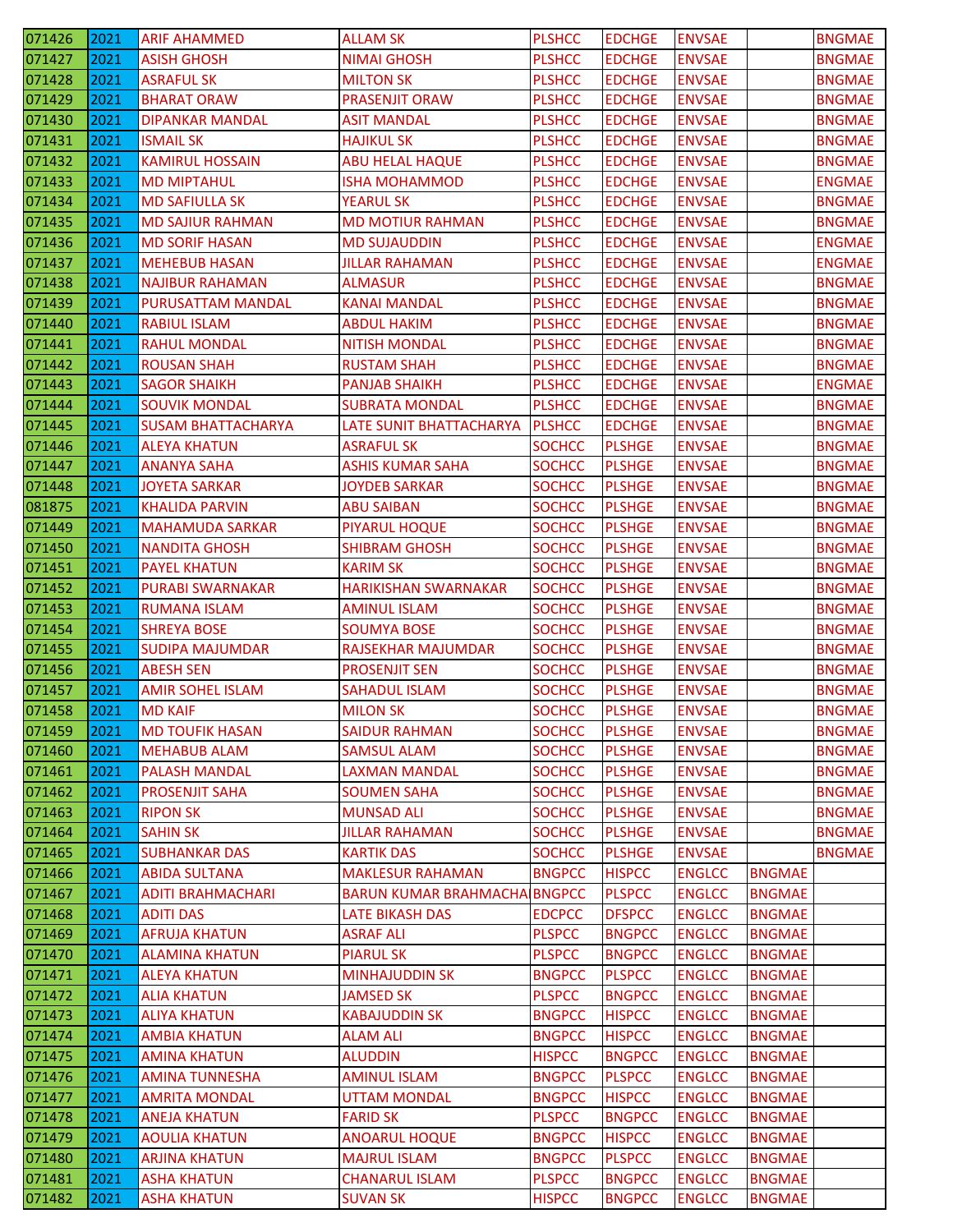| | | | | | | | | |
|---|---|---|---|---|---|---|---|---|
| 071426 | 2021 | ARIF AHAMMED | ALLAM SK | PLSHCC | EDCHGE | ENVSAE | | BNGMAE |
| 071427 | 2021 | ASISH GHOSH | NIMAI GHOSH | PLSHCC | EDCHGE | ENVSAE | | BNGMAE |
| 071428 | 2021 | ASRAFUL SK | MILTON SK | PLSHCC | EDCHGE | ENVSAE | | BNGMAE |
| 071429 | 2021 | BHARAT ORAW | PRASENJIT ORAW | PLSHCC | EDCHGE | ENVSAE | | BNGMAE |
| 071430 | 2021 | DIPANKAR MANDAL | ASIT MANDAL | PLSHCC | EDCHGE | ENVSAE | | BNGMAE |
| 071431 | 2021 | ISMAIL SK | HAJIKUL SK | PLSHCC | EDCHGE | ENVSAE | | BNGMAE |
| 071432 | 2021 | KAMIRUL HOSSAIN | ABU HELAL HAQUE | PLSHCC | EDCHGE | ENVSAE | | BNGMAE |
| 071433 | 2021 | MD MIPTAHUL | ISHA MOHAMMOD | PLSHCC | EDCHGE | ENVSAE | | ENGMAE |
| 071434 | 2021 | MD SAFIULLA SK | YEARUL SK | PLSHCC | EDCHGE | ENVSAE | | BNGMAE |
| 071435 | 2021 | MD SAJIUR RAHMAN | MD MOTIUR RAHMAN | PLSHCC | EDCHGE | ENVSAE | | BNGMAE |
| 071436 | 2021 | MD SORIF HASAN | MD SUJAUDDIN | PLSHCC | EDCHGE | ENVSAE | | ENGMAE |
| 071437 | 2021 | MEHEBUB HASAN | JILLAR RAHAMAN | PLSHCC | EDCHGE | ENVSAE | | ENGMAE |
| 071438 | 2021 | NAJIBUR RAHAMAN | ALMASUR | PLSHCC | EDCHGE | ENVSAE | | BNGMAE |
| 071439 | 2021 | PURUSATTAM MANDAL | KANAI MANDAL | PLSHCC | EDCHGE | ENVSAE | | BNGMAE |
| 071440 | 2021 | RABIUL ISLAM | ABDUL HAKIM | PLSHCC | EDCHGE | ENVSAE | | BNGMAE |
| 071441 | 2021 | RAHUL MONDAL | NITISH MONDAL | PLSHCC | EDCHGE | ENVSAE | | BNGMAE |
| 071442 | 2021 | ROUSAN SHAH | RUSTAM SHAH | PLSHCC | EDCHGE | ENVSAE | | BNGMAE |
| 071443 | 2021 | SAGOR SHAIKH | PANJAB SHAIKH | PLSHCC | EDCHGE | ENVSAE | | ENGMAE |
| 071444 | 2021 | SOUVIK MONDAL | SUBRATA MONDAL | PLSHCC | EDCHGE | ENVSAE | | BNGMAE |
| 071445 | 2021 | SUSAM BHATTACHARYA | LATE SUNIT BHATTACHARYA | PLSHCC | EDCHGE | ENVSAE | | BNGMAE |
| 071446 | 2021 | ALEYA KHATUN | ASRAFUL SK | SOCHCC | PLSHGE | ENVSAE | | BNGMAE |
| 071447 | 2021 | ANANYA SAHA | ASHIS KUMAR SAHA | SOCHCC | PLSHGE | ENVSAE | | BNGMAE |
| 071448 | 2021 | JOYETA SARKAR | JOYDEB SARKAR | SOCHCC | PLSHGE | ENVSAE | | BNGMAE |
| 081875 | 2021 | KHALIDA PARVIN | ABU SAIBAN | SOCHCC | PLSHGE | ENVSAE | | BNGMAE |
| 071449 | 2021 | MAHAMUDA SARKAR | PIYARUL HOQUE | SOCHCC | PLSHGE | ENVSAE | | BNGMAE |
| 071450 | 2021 | NANDITA GHOSH | SHIBRAM GHOSH | SOCHCC | PLSHGE | ENVSAE | | BNGMAE |
| 071451 | 2021 | PAYEL KHATUN | KARIM SK | SOCHCC | PLSHGE | ENVSAE | | BNGMAE |
| 071452 | 2021 | PURABI SWARNAKAR | HARIKISHAN SWARNAKAR | SOCHCC | PLSHGE | ENVSAE | | BNGMAE |
| 071453 | 2021 | RUMANA ISLAM | AMINUL ISLAM | SOCHCC | PLSHGE | ENVSAE | | BNGMAE |
| 071454 | 2021 | SHREYA BOSE | SOUMYA BOSE | SOCHCC | PLSHGE | ENVSAE | | BNGMAE |
| 071455 | 2021 | SUDIPA MAJUMDAR | RAJSEKHAR MAJUMDAR | SOCHCC | PLSHGE | ENVSAE | | BNGMAE |
| 071456 | 2021 | ABESH SEN | PROSENJIT SEN | SOCHCC | PLSHGE | ENVSAE | | BNGMAE |
| 071457 | 2021 | AMIR SOHEL ISLAM | SAHADUL ISLAM | SOCHCC | PLSHGE | ENVSAE | | BNGMAE |
| 071458 | 2021 | MD KAIF | MILON SK | SOCHCC | PLSHGE | ENVSAE | | BNGMAE |
| 071459 | 2021 | MD TOUFIK HASAN | SAIDUR RAHMAN | SOCHCC | PLSHGE | ENVSAE | | BNGMAE |
| 071460 | 2021 | MEHABUB ALAM | SAMSUL ALAM | SOCHCC | PLSHGE | ENVSAE | | BNGMAE |
| 071461 | 2021 | PALASH MANDAL | LAXMAN MANDAL | SOCHCC | PLSHGE | ENVSAE | | BNGMAE |
| 071462 | 2021 | PROSENJIT SAHA | SOUMEN SAHA | SOCHCC | PLSHGE | ENVSAE | | BNGMAE |
| 071463 | 2021 | RIPON SK | MUNSAD ALI | SOCHCC | PLSHGE | ENVSAE | | BNGMAE |
| 071464 | 2021 | SAHIN SK | JILLAR RAHAMAN | SOCHCC | PLSHGE | ENVSAE | | BNGMAE |
| 071465 | 2021 | SUBHANKAR DAS | KARTIK DAS | SOCHCC | PLSHGE | ENVSAE | | BNGMAE |
| 071466 | 2021 | ABIDA SULTANA | MAKLESUR RAHAMAN | BNGPCC | HISPCC | ENGLCC | BNGMAE | |
| 071467 | 2021 | ADITI BRAHMACHARI | BARUN KUMAR BRAHMACHA | BNGPCC | PLSPCC | ENGLCC | BNGMAE | |
| 071468 | 2021 | ADITI DAS | LATE BIKASH DAS | EDCPCC | DFSPCC | ENGLCC | BNGMAE | |
| 071469 | 2021 | AFRUJA KHATUN | ASRAF ALI | PLSPCC | BNGPCC | ENGLCC | BNGMAE | |
| 071470 | 2021 | ALAMINA KHATUN | PIARUL SK | PLSPCC | BNGPCC | ENGLCC | BNGMAE | |
| 071471 | 2021 | ALEYA KHATUN | MINHAJUDDIN SK | BNGPCC | PLSPCC | ENGLCC | BNGMAE | |
| 071472 | 2021 | ALIA KHATUN | JAMSED SK | PLSPCC | BNGPCC | ENGLCC | BNGMAE | |
| 071473 | 2021 | ALIYA KHATUN | KABAJUDDIN SK | BNGPCC | HISPCC | ENGLCC | BNGMAE | |
| 071474 | 2021 | AMBIA KHATUN | ALAM ALI | BNGPCC | HISPCC | ENGLCC | BNGMAE | |
| 071475 | 2021 | AMINA KHATUN | ALUDDIN | HISPCC | BNGPCC | ENGLCC | BNGMAE | |
| 071476 | 2021 | AMINA TUNNESHA | AMINUL ISLAM | BNGPCC | PLSPCC | ENGLCC | BNGMAE | |
| 071477 | 2021 | AMRITA MONDAL | UTTAM MONDAL | BNGPCC | HISPCC | ENGLCC | BNGMAE | |
| 071478 | 2021 | ANEJA KHATUN | FARID SK | PLSPCC | BNGPCC | ENGLCC | BNGMAE | |
| 071479 | 2021 | AOULIA KHATUN | ANOARUL HOQUE | BNGPCC | HISPCC | ENGLCC | BNGMAE | |
| 071480 | 2021 | ARJINA KHATUN | MAJRUL ISLAM | BNGPCC | PLSPCC | ENGLCC | BNGMAE | |
| 071481 | 2021 | ASHA KHATUN | CHANARUL ISLAM | PLSPCC | BNGPCC | ENGLCC | BNGMAE | |
| 071482 | 2021 | ASHA KHATUN | SUVAN SK | HISPCC | BNGPCC | ENGLCC | BNGMAE | |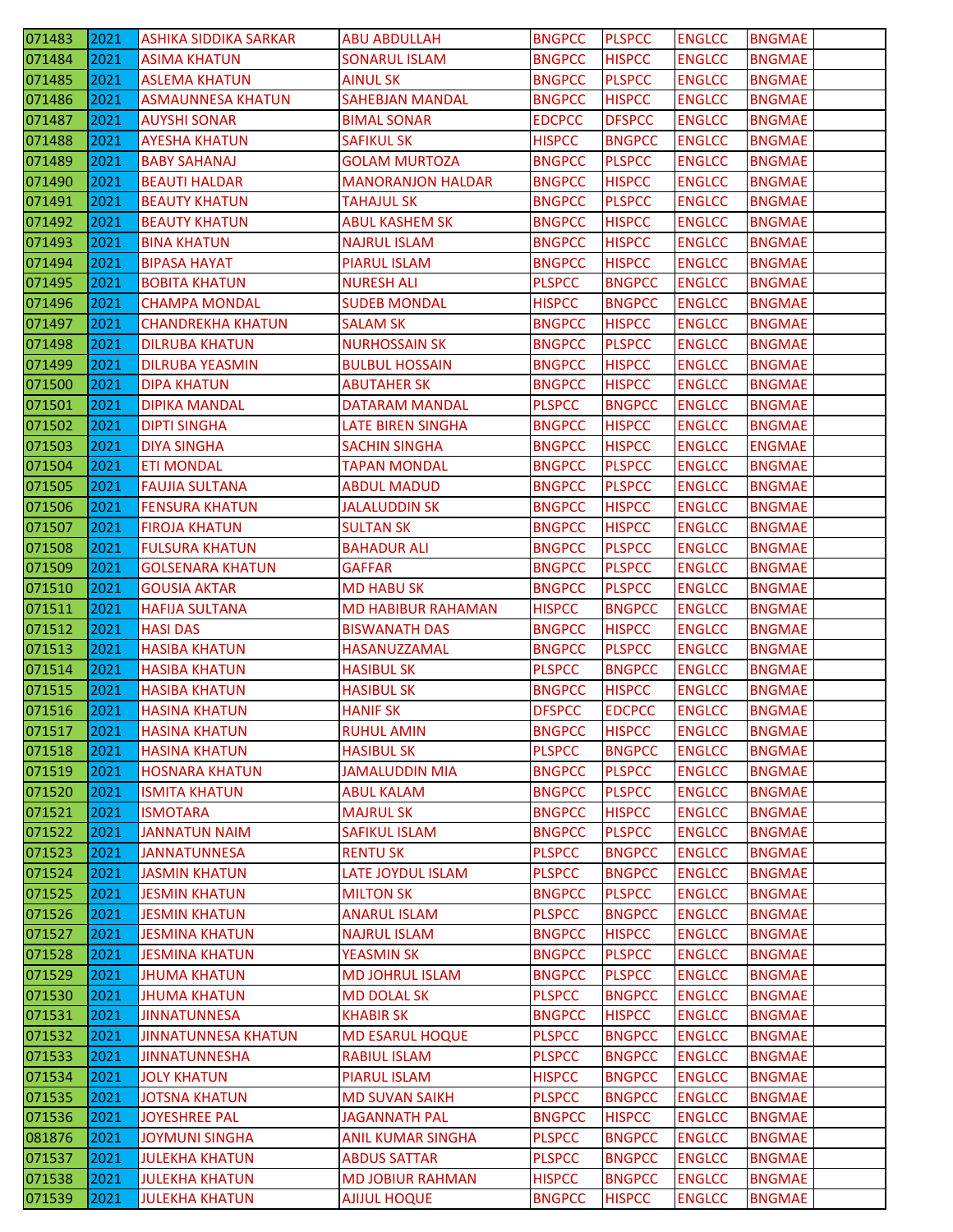| | | | | | | | | |
|---|---|---|---|---|---|---|---|---|
| 071483 | 2021 | ASHIKA SIDDIKA SARKAR | ABU ABDULLAH | BNGPCC | PLSPCC | ENGLCC | BNGMAE | |
| 071484 | 2021 | ASIMA KHATUN | SONARUL ISLAM | BNGPCC | HISPCC | ENGLCC | BNGMAE | |
| 071485 | 2021 | ASLEMA KHATUN | AINUL SK | BNGPCC | PLSPCC | ENGLCC | BNGMAE | |
| 071486 | 2021 | ASMAUNNESA KHATUN | SAHEBJAN MANDAL | BNGPCC | HISPCC | ENGLCC | BNGMAE | |
| 071487 | 2021 | AUYSHI SONAR | BIMAL SONAR | EDCPCC | DFSPCC | ENGLCC | BNGMAE | |
| 071488 | 2021 | AYESHA KHATUN | SAFIKUL SK | HISPCC | BNGPCC | ENGLCC | BNGMAE | |
| 071489 | 2021 | BABY SAHANAJ | GOLAM MURTOZA | BNGPCC | PLSPCC | ENGLCC | BNGMAE | |
| 071490 | 2021 | BEAUTI HALDAR | MANORANJON HALDAR | BNGPCC | HISPCC | ENGLCC | BNGMAE | |
| 071491 | 2021 | BEAUTY KHATUN | TAHAJUL SK | BNGPCC | PLSPCC | ENGLCC | BNGMAE | |
| 071492 | 2021 | BEAUTY KHATUN | ABUL KASHEM SK | BNGPCC | HISPCC | ENGLCC | BNGMAE | |
| 071493 | 2021 | BINA KHATUN | NAJRUL ISLAM | BNGPCC | HISPCC | ENGLCC | BNGMAE | |
| 071494 | 2021 | BIPASA HAYAT | PIARUL ISLAM | BNGPCC | HISPCC | ENGLCC | BNGMAE | |
| 071495 | 2021 | BOBITA KHATUN | NURESH ALI | PLSPCC | BNGPCC | ENGLCC | BNGMAE | |
| 071496 | 2021 | CHAMPA MONDAL | SUDEB MONDAL | HISPCC | BNGPCC | ENGLCC | BNGMAE | |
| 071497 | 2021 | CHANDREKHA KHATUN | SALAM SK | BNGPCC | HISPCC | ENGLCC | BNGMAE | |
| 071498 | 2021 | DILRUBA KHATUN | NURHOSSAIN SK | BNGPCC | PLSPCC | ENGLCC | BNGMAE | |
| 071499 | 2021 | DILRUBA YEASMIN | BULBUL HOSSAIN | BNGPCC | HISPCC | ENGLCC | BNGMAE | |
| 071500 | 2021 | DIPA KHATUN | ABUTAHER SK | BNGPCC | HISPCC | ENGLCC | BNGMAE | |
| 071501 | 2021 | DIPIKA MANDAL | DATARAM MANDAL | PLSPCC | BNGPCC | ENGLCC | BNGMAE | |
| 071502 | 2021 | DIPTI SINGHA | LATE BIREN SINGHA | BNGPCC | HISPCC | ENGLCC | BNGMAE | |
| 071503 | 2021 | DIYA SINGHA | SACHIN SINGHA | BNGPCC | HISPCC | ENGLCC | ENGMAE | |
| 071504 | 2021 | ETI MONDAL | TAPAN MONDAL | BNGPCC | PLSPCC | ENGLCC | BNGMAE | |
| 071505 | 2021 | FAUJIA SULTANA | ABDUL MADUD | BNGPCC | PLSPCC | ENGLCC | BNGMAE | |
| 071506 | 2021 | FENSURA KHATUN | JALALUDDIN SK | BNGPCC | HISPCC | ENGLCC | BNGMAE | |
| 071507 | 2021 | FIROJA KHATUN | SULTAN SK | BNGPCC | HISPCC | ENGLCC | BNGMAE | |
| 071508 | 2021 | FULSURA KHATUN | BAHADUR ALI | BNGPCC | PLSPCC | ENGLCC | BNGMAE | |
| 071509 | 2021 | GOLSENARA KHATUN | GAFFAR | BNGPCC | PLSPCC | ENGLCC | BNGMAE | |
| 071510 | 2021 | GOUSIA AKTAR | MD HABU SK | BNGPCC | PLSPCC | ENGLCC | BNGMAE | |
| 071511 | 2021 | HAFIJA SULTANA | MD HABIBUR RAHAMAN | HISPCC | BNGPCC | ENGLCC | BNGMAE | |
| 071512 | 2021 | HASI DAS | BISWANATH DAS | BNGPCC | HISPCC | ENGLCC | BNGMAE | |
| 071513 | 2021 | HASIBA KHATUN | HASANUZZAMAL | BNGPCC | PLSPCC | ENGLCC | BNGMAE | |
| 071514 | 2021 | HASIBA KHATUN | HASIBUL SK | PLSPCC | BNGPCC | ENGLCC | BNGMAE | |
| 071515 | 2021 | HASIBA KHATUN | HASIBUL SK | BNGPCC | HISPCC | ENGLCC | BNGMAE | |
| 071516 | 2021 | HASINA KHATUN | HANIF SK | DFSPCC | EDCPCC | ENGLCC | BNGMAE | |
| 071517 | 2021 | HASINA KHATUN | RUHUL AMIN | BNGPCC | HISPCC | ENGLCC | BNGMAE | |
| 071518 | 2021 | HASINA KHATUN | HASIBUL SK | PLSPCC | BNGPCC | ENGLCC | BNGMAE | |
| 071519 | 2021 | HOSNARA KHATUN | JAMALUDDIN MIA | BNGPCC | PLSPCC | ENGLCC | BNGMAE | |
| 071520 | 2021 | ISMITA KHATUN | ABUL KALAM | BNGPCC | PLSPCC | ENGLCC | BNGMAE | |
| 071521 | 2021 | ISMOTARA | MAJRUL SK | BNGPCC | HISPCC | ENGLCC | BNGMAE | |
| 071522 | 2021 | JANNATUN NAIM | SAFIKUL ISLAM | BNGPCC | PLSPCC | ENGLCC | BNGMAE | |
| 071523 | 2021 | JANNATUNNESA | RENTU SK | PLSPCC | BNGPCC | ENGLCC | BNGMAE | |
| 071524 | 2021 | JASMIN KHATUN | LATE JOYDUL ISLAM | PLSPCC | BNGPCC | ENGLCC | BNGMAE | |
| 071525 | 2021 | JESMIN KHATUN | MILTON SK | BNGPCC | PLSPCC | ENGLCC | BNGMAE | |
| 071526 | 2021 | JESMIN KHATUN | ANARUL ISLAM | PLSPCC | BNGPCC | ENGLCC | BNGMAE | |
| 071527 | 2021 | JESMINA KHATUN | NAJRUL ISLAM | BNGPCC | HISPCC | ENGLCC | BNGMAE | |
| 071528 | 2021 | JESMINA KHATUN | YEASMIN SK | BNGPCC | PLSPCC | ENGLCC | BNGMAE | |
| 071529 | 2021 | JHUMA KHATUN | MD JOHRUL ISLAM | BNGPCC | PLSPCC | ENGLCC | BNGMAE | |
| 071530 | 2021 | JHUMA KHATUN | MD DOLAL SK | PLSPCC | BNGPCC | ENGLCC | BNGMAE | |
| 071531 | 2021 | JINNATUNNESA | KHABIR SK | BNGPCC | HISPCC | ENGLCC | BNGMAE | |
| 071532 | 2021 | JINNATUNNESA KHATUN | MD ESARUL HOQUE | PLSPCC | BNGPCC | ENGLCC | BNGMAE | |
| 071533 | 2021 | JINNATUNNESHA | RABIUL ISLAM | PLSPCC | BNGPCC | ENGLCC | BNGMAE | |
| 071534 | 2021 | JOLY KHATUN | PIARUL ISLAM | HISPCC | BNGPCC | ENGLCC | BNGMAE | |
| 071535 | 2021 | JOTSNA KHATUN | MD SUVAN SAIKH | PLSPCC | BNGPCC | ENGLCC | BNGMAE | |
| 071536 | 2021 | JOYESHREE PAL | JAGANNATH PAL | BNGPCC | HISPCC | ENGLCC | BNGMAE | |
| 081876 | 2021 | JOYMUNI SINGHA | ANIL KUMAR SINGHA | PLSPCC | BNGPCC | ENGLCC | BNGMAE | |
| 071537 | 2021 | JULEKHA KHATUN | ABDUS SATTAR | PLSPCC | BNGPCC | ENGLCC | BNGMAE | |
| 071538 | 2021 | JULEKHA KHATUN | MD JOBIUR RAHMAN | HISPCC | BNGPCC | ENGLCC | BNGMAE | |
| 071539 | 2021 | JULEKHA KHATUN | AJIJUL HOQUE | BNGPCC | HISPCC | ENGLCC | BNGMAE | |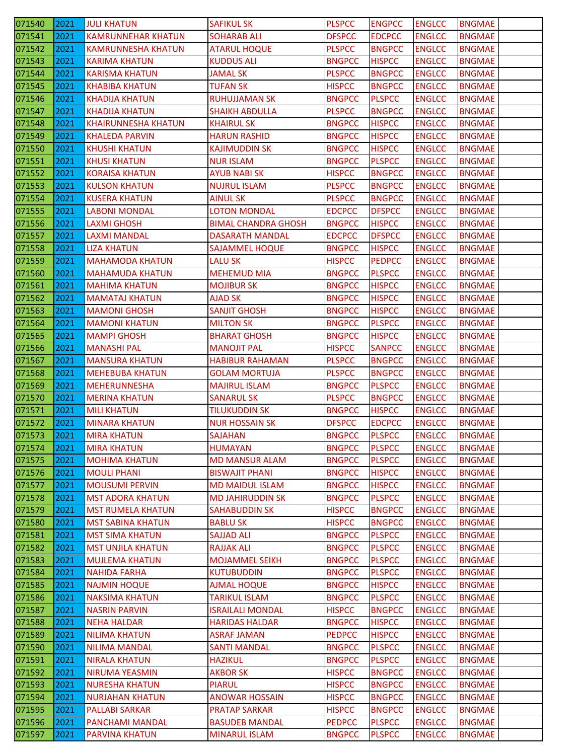| 071540 | 2021 | JULI KHATUN | SAFIKUL SK | PLSPCC | ENGPCC | ENGLCC | BNGMAE | |
|---|---|---|---|---|---|---|---|---|
| 071541 | 2021 | KAMRUNNEHAR KHATUN | SOHARAB ALI | DFSPCC | EDCPCC | ENGLCC | BNGMAE | |
| 071542 | 2021 | KAMRUNNESHA KHATUN | ATARUL HOQUE | PLSPCC | BNGPCC | ENGLCC | BNGMAE | |
| 071543 | 2021 | KARIMA KHATUN | KUDDUS ALI | BNGPCC | HISPCC | ENGLCC | BNGMAE | |
| 071544 | 2021 | KARISMA KHATUN | JAMAL SK | PLSPCC | BNGPCC | ENGLCC | BNGMAE | |
| 071545 | 2021 | KHABIBA KHATUN | TUFAN SK | HISPCC | BNGPCC | ENGLCC | BNGMAE | |
| 071546 | 2021 | KHADIJA KHATUN | RUHUJJAMAN SK | BNGPCC | PLSPCC | ENGLCC | BNGMAE | |
| 071547 | 2021 | KHADIJA KHATUN | SHAIKH ABDULLA | PLSPCC | BNGPCC | ENGLCC | BNGMAE | |
| 071548 | 2021 | KHAIRUNNESHA KHATUN | KHAIRUL SK | BNGPCC | HISPCC | ENGLCC | BNGMAE | |
| 071549 | 2021 | KHALEDA PARVIN | HARUN RASHID | BNGPCC | HISPCC | ENGLCC | BNGMAE | |
| 071550 | 2021 | KHUSHI KHATUN | KAJIMUDDIN SK | BNGPCC | HISPCC | ENGLCC | BNGMAE | |
| 071551 | 2021 | KHUSI KHATUN | NUR ISLAM | BNGPCC | PLSPCC | ENGLCC | BNGMAE | |
| 071552 | 2021 | KORAISA KHATUN | AYUB NABI SK | HISPCC | BNGPCC | ENGLCC | BNGMAE | |
| 071553 | 2021 | KULSON KHATUN | NUJRUL ISLAM | PLSPCC | BNGPCC | ENGLCC | BNGMAE | |
| 071554 | 2021 | KUSERA KHATUN | AINUL SK | PLSPCC | BNGPCC | ENGLCC | BNGMAE | |
| 071555 | 2021 | LABONI MONDAL | LOTON MONDAL | EDCPCC | DFSPCC | ENGLCC | BNGMAE | |
| 071556 | 2021 | LAXMI GHOSH | BIMAL CHANDRA GHOSH | BNGPCC | HISPCC | ENGLCC | BNGMAE | |
| 071557 | 2021 | LAXMI MANDAL | DASARATH MANDAL | EDCPCC | DFSPCC | ENGLCC | BNGMAE | |
| 071558 | 2021 | LIZA KHATUN | SAJAMMEL HOQUE | BNGPCC | HISPCC | ENGLCC | BNGMAE | |
| 071559 | 2021 | MAHAMODA KHATUN | LALU SK | HISPCC | PEDPCC | ENGLCC | BNGMAE | |
| 071560 | 2021 | MAHAMUDA KHATUN | MEHEMUD MIA | BNGPCC | PLSPCC | ENGLCC | BNGMAE | |
| 071561 | 2021 | MAHIMA KHATUN | MOJIBUR SK | BNGPCC | HISPCC | ENGLCC | BNGMAE | |
| 071562 | 2021 | MAMATAJ KHATUN | AJAD SK | BNGPCC | HISPCC | ENGLCC | BNGMAE | |
| 071563 | 2021 | MAMONI GHOSH | SANJIT GHOSH | BNGPCC | HISPCC | ENGLCC | BNGMAE | |
| 071564 | 2021 | MAMONI KHATUN | MILTON SK | BNGPCC | PLSPCC | ENGLCC | BNGMAE | |
| 071565 | 2021 | MAMPI GHOSH | BHARAT GHOSH | BNGPCC | HISPCC | ENGLCC | BNGMAE | |
| 071566 | 2021 | MANASHI PAL | MANOJIT PAL | HISPCC | SANPCC | ENGLCC | BNGMAE | |
| 071567 | 2021 | MANSURA KHATUN | HABIBUR RAHAMAN | PLSPCC | BNGPCC | ENGLCC | BNGMAE | |
| 071568 | 2021 | MEHEBUBA KHATUN | GOLAM MORTUJA | PLSPCC | BNGPCC | ENGLCC | BNGMAE | |
| 071569 | 2021 | MEHERUNNESHA | MAJIRUL ISLAM | BNGPCC | PLSPCC | ENGLCC | BNGMAE | |
| 071570 | 2021 | MERINA KHATUN | SANARUL SK | PLSPCC | BNGPCC | ENGLCC | BNGMAE | |
| 071571 | 2021 | MILI KHATUN | TILUKUDDIN SK | BNGPCC | HISPCC | ENGLCC | BNGMAE | |
| 071572 | 2021 | MINARA KHATUN | NUR HOSSAIN SK | DFSPCC | EDCPCC | ENGLCC | BNGMAE | |
| 071573 | 2021 | MIRA KHATUN | SAJAHAN | BNGPCC | PLSPCC | ENGLCC | BNGMAE | |
| 071574 | 2021 | MIRA KHATUN | HUMAYAN | BNGPCC | PLSPCC | ENGLCC | BNGMAE | |
| 071575 | 2021 | MOHIMA KHATUN | MD MANSUR ALAM | BNGPCC | PLSPCC | ENGLCC | BNGMAE | |
| 071576 | 2021 | MOULI PHANI | BISWAJIT PHANI | BNGPCC | HISPCC | ENGLCC | BNGMAE | |
| 071577 | 2021 | MOUSUMI PERVIN | MD MAIDUL ISLAM | BNGPCC | HISPCC | ENGLCC | BNGMAE | |
| 071578 | 2021 | MST ADORA KHATUN | MD JAHIRUDDIN SK | BNGPCC | PLSPCC | ENGLCC | BNGMAE | |
| 071579 | 2021 | MST RUMELA KHATUN | SAHABUDDIN SK | HISPCC | BNGPCC | ENGLCC | BNGMAE | |
| 071580 | 2021 | MST SABINA KHATUN | BABLU SK | HISPCC | BNGPCC | ENGLCC | BNGMAE | |
| 071581 | 2021 | MST SIMA KHATUN | SAJJAD ALI | BNGPCC | PLSPCC | ENGLCC | BNGMAE | |
| 071582 | 2021 | MST UNJILA KHATUN | RAJJAK ALI | BNGPCC | PLSPCC | ENGLCC | BNGMAE | |
| 071583 | 2021 | MUJLEMA KHATUN | MOJAMMEL SEIKH | BNGPCC | PLSPCC | ENGLCC | BNGMAE | |
| 071584 | 2021 | NAHIDA FARHA | KUTUBUDDIN | BNGPCC | PLSPCC | ENGLCC | BNGMAE | |
| 071585 | 2021 | NAJMIN HOQUE | AJMAL HOQUE | BNGPCC | HISPCC | ENGLCC | BNGMAE | |
| 071586 | 2021 | NAKSIMA KHATUN | TARIKUL ISLAM | BNGPCC | PLSPCC | ENGLCC | BNGMAE | |
| 071587 | 2021 | NASRIN PARVIN | ISRAILALI MONDAL | HISPCC | BNGPCC | ENGLCC | BNGMAE | |
| 071588 | 2021 | NEHA HALDAR | HARIDAS HALDAR | BNGPCC | HISPCC | ENGLCC | BNGMAE | |
| 071589 | 2021 | NILIMA KHATUN | ASRAF JAMAN | PEDPCC | HISPCC | ENGLCC | BNGMAE | |
| 071590 | 2021 | NILIMA MANDAL | SANTI MANDAL | BNGPCC | PLSPCC | ENGLCC | BNGMAE | |
| 071591 | 2021 | NIRALA KHATUN | HAZIKUL | BNGPCC | PLSPCC | ENGLCC | BNGMAE | |
| 071592 | 2021 | NIRUMA YEASMIN | AKBOR SK | HISPCC | BNGPCC | ENGLCC | BNGMAE | |
| 071593 | 2021 | NURESHA KHATUN | PIARUL | HISPCC | BNGPCC | ENGLCC | BNGMAE | |
| 071594 | 2021 | NURJAHAN KHATUN | ANOWAR HOSSAIN | HISPCC | BNGPCC | ENGLCC | BNGMAE | |
| 071595 | 2021 | PALLABI SARKAR | PRATAP SARKAR | HISPCC | BNGPCC | ENGLCC | BNGMAE | |
| 071596 | 2021 | PANCHAMI MANDAL | BASUDEB MANDAL | PEDPCC | PLSPCC | ENGLCC | BNGMAE | |
| 071597 | 2021 | PARVINA KHATUN | MINARUL ISLAM | BNGPCC | PLSPCC | ENGLCC | BNGMAE | |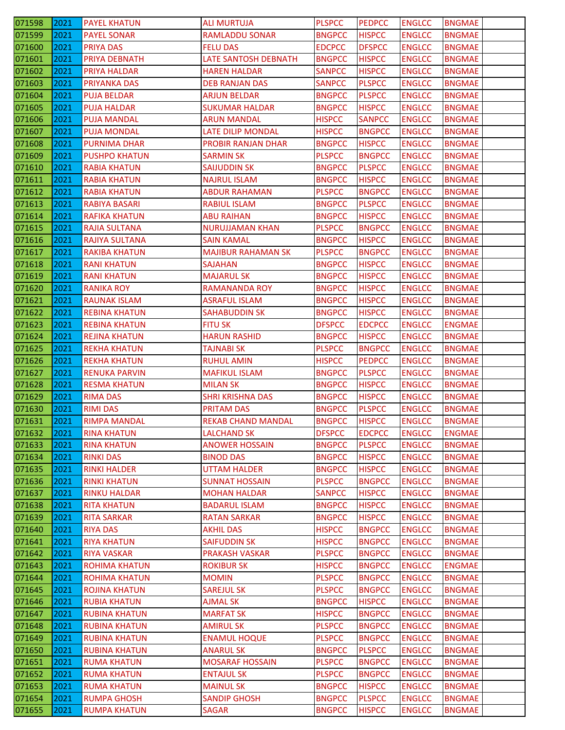| | | | | | | | | |
|---|---|---|---|---|---|---|---|---|
| 071598 | 2021 | PAYEL KHATUN | ALI MURTUJA | PLSPCC | PEDPCC | ENGLCC | BNGMAE | |
| 071599 | 2021 | PAYEL SONAR | RAMLADDU SONAR | BNGPCC | HISPCC | ENGLCC | BNGMAE | |
| 071600 | 2021 | PRIYA DAS | FELU DAS | EDCPCC | DFSPCC | ENGLCC | BNGMAE | |
| 071601 | 2021 | PRIYA DEBNATH | LATE SANTOSH DEBNATH | BNGPCC | HISPCC | ENGLCC | BNGMAE | |
| 071602 | 2021 | PRIYA HALDAR | HAREN HALDAR | SANPCC | HISPCC | ENGLCC | BNGMAE | |
| 071603 | 2021 | PRIYANKA DAS | DEB RANJAN DAS | SANPCC | PLSPCC | ENGLCC | BNGMAE | |
| 071604 | 2021 | PUJA BELDAR | ARJUN BELDAR | BNGPCC | PLSPCC | ENGLCC | BNGMAE | |
| 071605 | 2021 | PUJA HALDAR | SUKUMAR HALDAR | BNGPCC | HISPCC | ENGLCC | BNGMAE | |
| 071606 | 2021 | PUJA MANDAL | ARUN MANDAL | HISPCC | SANPCC | ENGLCC | BNGMAE | |
| 071607 | 2021 | PUJA MONDAL | LATE DILIP MONDAL | HISPCC | BNGPCC | ENGLCC | BNGMAE | |
| 071608 | 2021 | PURNIMA DHAR | PROBIR RANJAN DHAR | BNGPCC | HISPCC | ENGLCC | BNGMAE | |
| 071609 | 2021 | PUSHPO KHATUN | SARMIN SK | PLSPCC | BNGPCC | ENGLCC | BNGMAE | |
| 071610 | 2021 | RABIA KHATUN | SAIJUDDIN SK | BNGPCC | PLSPCC | ENGLCC | BNGMAE | |
| 071611 | 2021 | RABIA KHATUN | NAJRUL ISLAM | BNGPCC | HISPCC | ENGLCC | BNGMAE | |
| 071612 | 2021 | RABIA KHATUN | ABDUR RAHAMAN | PLSPCC | BNGPCC | ENGLCC | BNGMAE | |
| 071613 | 2021 | RABIYA BASARI | RABIUL ISLAM | BNGPCC | PLSPCC | ENGLCC | BNGMAE | |
| 071614 | 2021 | RAFIKA KHATUN | ABU RAIHAN | BNGPCC | HISPCC | ENGLCC | BNGMAE | |
| 071615 | 2021 | RAJIA SULTANA | NURUJJAMAN KHAN | PLSPCC | BNGPCC | ENGLCC | BNGMAE | |
| 071616 | 2021 | RAJIYA SULTANA | SAIN KAMAL | BNGPCC | HISPCC | ENGLCC | BNGMAE | |
| 071617 | 2021 | RAKIBA KHATUN | MAJIBUR RAHAMAN SK | PLSPCC | BNGPCC | ENGLCC | BNGMAE | |
| 071618 | 2021 | RANI KHATUN | SAJAHAN | BNGPCC | HISPCC | ENGLCC | BNGMAE | |
| 071619 | 2021 | RANI KHATUN | MAJARUL SK | BNGPCC | HISPCC | ENGLCC | BNGMAE | |
| 071620 | 2021 | RANIKA ROY | RAMANANDA ROY | BNGPCC | HISPCC | ENGLCC | BNGMAE | |
| 071621 | 2021 | RAUNAK ISLAM | ASRAFUL ISLAM | BNGPCC | HISPCC | ENGLCC | BNGMAE | |
| 071622 | 2021 | REBINA KHATUN | SAHABUDDIN SK | BNGPCC | HISPCC | ENGLCC | BNGMAE | |
| 071623 | 2021 | REBINA KHATUN | FITU SK | DFSPCC | EDCPCC | ENGLCC | ENGMAE | |
| 071624 | 2021 | REJINA KHATUN | HARUN RASHID | BNGPCC | HISPCC | ENGLCC | BNGMAE | |
| 071625 | 2021 | REKHA KHATUN | TAJNABI SK | PLSPCC | BNGPCC | ENGLCC | BNGMAE | |
| 071626 | 2021 | REKHA KHATUN | RUHUL AMIN | HISPCC | PEDPCC | ENGLCC | BNGMAE | |
| 071627 | 2021 | RENUKA PARVIN | MAFIKUL ISLAM | BNGPCC | PLSPCC | ENGLCC | BNGMAE | |
| 071628 | 2021 | RESMA KHATUN | MILAN SK | BNGPCC | HISPCC | ENGLCC | BNGMAE | |
| 071629 | 2021 | RIMA DAS | SHRI KRISHNA DAS | BNGPCC | HISPCC | ENGLCC | BNGMAE | |
| 071630 | 2021 | RIMI DAS | PRITAM DAS | BNGPCC | PLSPCC | ENGLCC | BNGMAE | |
| 071631 | 2021 | RIMPA MANDAL | REKAB CHAND MANDAL | BNGPCC | HISPCC | ENGLCC | BNGMAE | |
| 071632 | 2021 | RINA KHATUN | LALCHAND SK | DFSPCC | EDCPCC | ENGLCC | ENGMAE | |
| 071633 | 2021 | RINA KHATUN | ANOWER HOSSAIN | BNGPCC | PLSPCC | ENGLCC | BNGMAE | |
| 071634 | 2021 | RINKI DAS | BINOD DAS | BNGPCC | HISPCC | ENGLCC | BNGMAE | |
| 071635 | 2021 | RINKI HALDER | UTTAM HALDER | BNGPCC | HISPCC | ENGLCC | BNGMAE | |
| 071636 | 2021 | RINKI KHATUN | SUNNAT HOSSAIN | PLSPCC | BNGPCC | ENGLCC | BNGMAE | |
| 071637 | 2021 | RINKU HALDAR | MOHAN HALDAR | SANPCC | HISPCC | ENGLCC | BNGMAE | |
| 071638 | 2021 | RITA KHATUN | BADARUL ISLAM | BNGPCC | HISPCC | ENGLCC | BNGMAE | |
| 071639 | 2021 | RITA SARKAR | RATAN SARKAR | BNGPCC | HISPCC | ENGLCC | BNGMAE | |
| 071640 | 2021 | RIYA DAS | AKHIL DAS | HISPCC | BNGPCC | ENGLCC | BNGMAE | |
| 071641 | 2021 | RIYA KHATUN | SAIFUDDIN SK | HISPCC | BNGPCC | ENGLCC | BNGMAE | |
| 071642 | 2021 | RIYA VASKAR | PRAKASH VASKAR | PLSPCC | BNGPCC | ENGLCC | BNGMAE | |
| 071643 | 2021 | ROHIMA KHATUN | ROKIBUR SK | HISPCC | BNGPCC | ENGLCC | ENGMAE | |
| 071644 | 2021 | ROHIMA KHATUN | MOMIN | PLSPCC | BNGPCC | ENGLCC | BNGMAE | |
| 071645 | 2021 | ROJINA KHATUN | SAREJUL SK | PLSPCC | BNGPCC | ENGLCC | BNGMAE | |
| 071646 | 2021 | RUBIA KHATUN | AJMAL SK | BNGPCC | HISPCC | ENGLCC | BNGMAE | |
| 071647 | 2021 | RUBINA KHATUN | MARFAT SK | HISPCC | BNGPCC | ENGLCC | BNGMAE | |
| 071648 | 2021 | RUBINA KHATUN | AMIRUL SK | PLSPCC | BNGPCC | ENGLCC | BNGMAE | |
| 071649 | 2021 | RUBINA KHATUN | ENAMUL HOQUE | PLSPCC | BNGPCC | ENGLCC | BNGMAE | |
| 071650 | 2021 | RUBINA KHATUN | ANARUL SK | BNGPCC | PLSPCC | ENGLCC | BNGMAE | |
| 071651 | 2021 | RUMA KHATUN | MOSARAF HOSSAIN | PLSPCC | BNGPCC | ENGLCC | BNGMAE | |
| 071652 | 2021 | RUMA KHATUN | ENTAJUL SK | PLSPCC | BNGPCC | ENGLCC | BNGMAE | |
| 071653 | 2021 | RUMA KHATUN | MAINUL SK | BNGPCC | HISPCC | ENGLCC | BNGMAE | |
| 071654 | 2021 | RUMPA GHOSH | SANDIP GHOSH | BNGPCC | PLSPCC | ENGLCC | BNGMAE | |
| 071655 | 2021 | RUMPA KHATUN | SAGAR | BNGPCC | HISPCC | ENGLCC | BNGMAE | |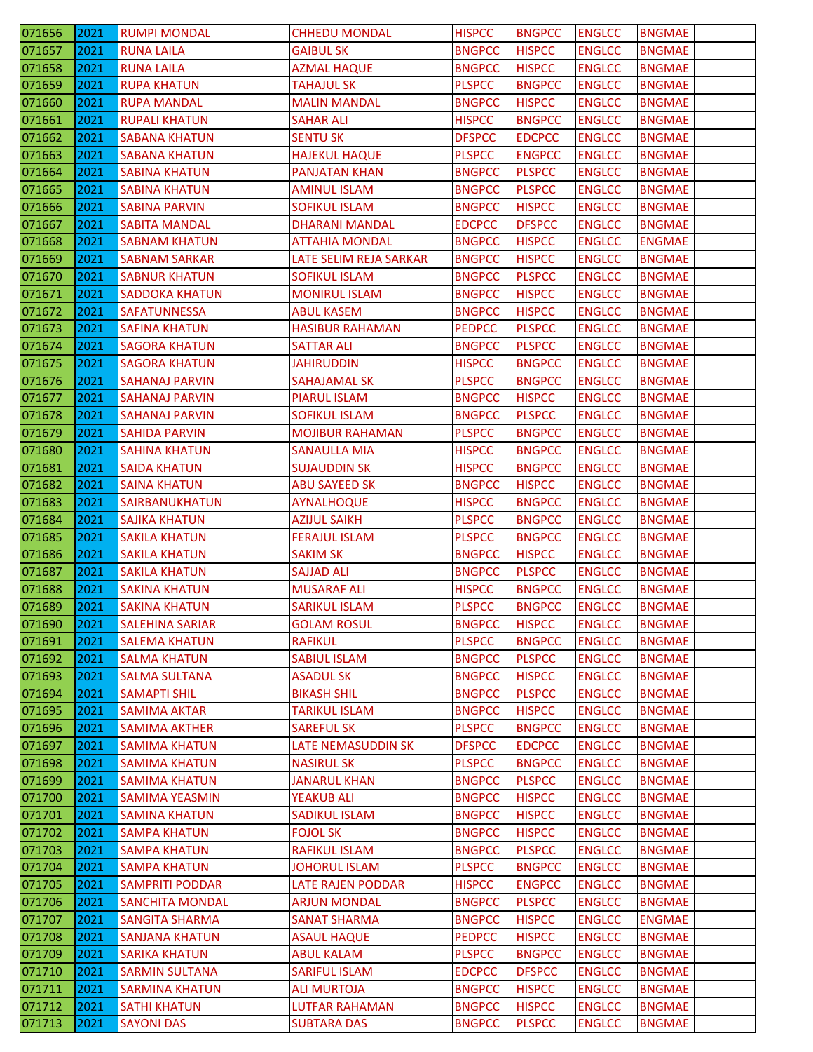| | | | | | | | | |
|---|---|---|---|---|---|---|---|---|
| 071656 | 2021 | RUMPI MONDAL | CHHEDU MONDAL | HISPCC | BNGPCC | ENGLCC | BNGMAE | |
| 071657 | 2021 | RUNA LAILA | GAIBUL SK | BNGPCC | HISPCC | ENGLCC | BNGMAE | |
| 071658 | 2021 | RUNA LAILA | AZMAL HAQUE | BNGPCC | HISPCC | ENGLCC | BNGMAE | |
| 071659 | 2021 | RUPA KHATUN | TAHAJUL SK | PLSPCC | BNGPCC | ENGLCC | BNGMAE | |
| 071660 | 2021 | RUPA MANDAL | MALIN MANDAL | BNGPCC | HISPCC | ENGLCC | BNGMAE | |
| 071661 | 2021 | RUPALI KHATUN | SAHAR ALI | HISPCC | BNGPCC | ENGLCC | BNGMAE | |
| 071662 | 2021 | SABANA KHATUN | SENTU SK | DFSPCC | EDCPCC | ENGLCC | BNGMAE | |
| 071663 | 2021 | SABANA KHATUN | HAJEKUL HAQUE | PLSPCC | ENGPCC | ENGLCC | BNGMAE | |
| 071664 | 2021 | SABINA KHATUN | PANJATAN KHAN | BNGPCC | PLSPCC | ENGLCC | BNGMAE | |
| 071665 | 2021 | SABINA KHATUN | AMINUL ISLAM | BNGPCC | PLSPCC | ENGLCC | BNGMAE | |
| 071666 | 2021 | SABINA PARVIN | SOFIKUL ISLAM | BNGPCC | HISPCC | ENGLCC | BNGMAE | |
| 071667 | 2021 | SABITA MANDAL | DHARANI MANDAL | EDCPCC | DFSPCC | ENGLCC | BNGMAE | |
| 071668 | 2021 | SABNAM KHATUN | ATTAHIA MONDAL | BNGPCC | HISPCC | ENGLCC | ENGMAE | |
| 071669 | 2021 | SABNAM SARKAR | LATE SELIM REJA SARKAR | BNGPCC | HISPCC | ENGLCC | BNGMAE | |
| 071670 | 2021 | SABNUR KHATUN | SOFIKUL ISLAM | BNGPCC | PLSPCC | ENGLCC | BNGMAE | |
| 071671 | 2021 | SADDOKA KHATUN | MONIRUL ISLAM | BNGPCC | HISPCC | ENGLCC | BNGMAE | |
| 071672 | 2021 | SAFATUNNESSA | ABUL KASEM | BNGPCC | HISPCC | ENGLCC | BNGMAE | |
| 071673 | 2021 | SAFINA KHATUN | HASIBUR RAHAMAN | PEDPCC | PLSPCC | ENGLCC | BNGMAE | |
| 071674 | 2021 | SAGORA KHATUN | SATTAR ALI | BNGPCC | PLSPCC | ENGLCC | BNGMAE | |
| 071675 | 2021 | SAGORA KHATUN | JAHIRUDDIN | HISPCC | BNGPCC | ENGLCC | BNGMAE | |
| 071676 | 2021 | SAHANAJ PARVIN | SAHAJAMAL SK | PLSPCC | BNGPCC | ENGLCC | BNGMAE | |
| 071677 | 2021 | SAHANAJ PARVIN | PIARUL ISLAM | BNGPCC | HISPCC | ENGLCC | BNGMAE | |
| 071678 | 2021 | SAHANAJ PARVIN | SOFIKUL ISLAM | BNGPCC | PLSPCC | ENGLCC | BNGMAE | |
| 071679 | 2021 | SAHIDA PARVIN | MOJIBUR RAHAMAN | PLSPCC | BNGPCC | ENGLCC | BNGMAE | |
| 071680 | 2021 | SAHINA KHATUN | SANAULLA MIA | HISPCC | BNGPCC | ENGLCC | BNGMAE | |
| 071681 | 2021 | SAIDA KHATUN | SUJAUDDIN SK | HISPCC | BNGPCC | ENGLCC | BNGMAE | |
| 071682 | 2021 | SAINA KHATUN | ABU SAYEED SK | BNGPCC | HISPCC | ENGLCC | BNGMAE | |
| 071683 | 2021 | SAIRBANUKHATUN | AYNALHOQUE | HISPCC | BNGPCC | ENGLCC | BNGMAE | |
| 071684 | 2021 | SAJIKA KHATUN | AZIJUL SAIKH | PLSPCC | BNGPCC | ENGLCC | BNGMAE | |
| 071685 | 2021 | SAKILA KHATUN | FERAJUL ISLAM | PLSPCC | BNGPCC | ENGLCC | BNGMAE | |
| 071686 | 2021 | SAKILA KHATUN | SAKIM SK | BNGPCC | HISPCC | ENGLCC | BNGMAE | |
| 071687 | 2021 | SAKILA KHATUN | SAJJAD ALI | BNGPCC | PLSPCC | ENGLCC | BNGMAE | |
| 071688 | 2021 | SAKINA KHATUN | MUSARAF ALI | HISPCC | BNGPCC | ENGLCC | BNGMAE | |
| 071689 | 2021 | SAKINA KHATUN | SARIKUL ISLAM | PLSPCC | BNGPCC | ENGLCC | BNGMAE | |
| 071690 | 2021 | SALEHINA SARIAR | GOLAM ROSUL | BNGPCC | HISPCC | ENGLCC | BNGMAE | |
| 071691 | 2021 | SALEMA KHATUN | RAFIKUL | PLSPCC | BNGPCC | ENGLCC | BNGMAE | |
| 071692 | 2021 | SALMA KHATUN | SABIUL ISLAM | BNGPCC | PLSPCC | ENGLCC | BNGMAE | |
| 071693 | 2021 | SALMA SULTANA | ASADUL SK | BNGPCC | HISPCC | ENGLCC | BNGMAE | |
| 071694 | 2021 | SAMAPTI SHIL | BIKASH SHIL | BNGPCC | PLSPCC | ENGLCC | BNGMAE | |
| 071695 | 2021 | SAMIMA AKTAR | TARIKUL ISLAM | BNGPCC | HISPCC | ENGLCC | BNGMAE | |
| 071696 | 2021 | SAMIMA AKTHER | SAREFUL SK | PLSPCC | BNGPCC | ENGLCC | BNGMAE | |
| 071697 | 2021 | SAMIMA KHATUN | LATE NEMASUDDIN SK | DFSPCC | EDCPCC | ENGLCC | BNGMAE | |
| 071698 | 2021 | SAMIMA KHATUN | NASIRUL SK | PLSPCC | BNGPCC | ENGLCC | BNGMAE | |
| 071699 | 2021 | SAMIMA KHATUN | JANARUL KHAN | BNGPCC | PLSPCC | ENGLCC | BNGMAE | |
| 071700 | 2021 | SAMIMA YEASMIN | YEAKUB ALI | BNGPCC | HISPCC | ENGLCC | BNGMAE | |
| 071701 | 2021 | SAMINA KHATUN | SADIKUL ISLAM | BNGPCC | HISPCC | ENGLCC | BNGMAE | |
| 071702 | 2021 | SAMPA KHATUN | FOJOL SK | BNGPCC | HISPCC | ENGLCC | BNGMAE | |
| 071703 | 2021 | SAMPA KHATUN | RAFIKUL ISLAM | BNGPCC | PLSPCC | ENGLCC | BNGMAE | |
| 071704 | 2021 | SAMPA KHATUN | JOHORUL ISLAM | PLSPCC | BNGPCC | ENGLCC | BNGMAE | |
| 071705 | 2021 | SAMPRITI PODDAR | LATE RAJEN PODDAR | HISPCC | ENGPCC | ENGLCC | BNGMAE | |
| 071706 | 2021 | SANCHITA MONDAL | ARJUN MONDAL | BNGPCC | PLSPCC | ENGLCC | BNGMAE | |
| 071707 | 2021 | SANGITA SHARMA | SANAT SHARMA | BNGPCC | HISPCC | ENGLCC | ENGMAE | |
| 071708 | 2021 | SANJANA KHATUN | ASAUL HAQUE | PEDPCC | HISPCC | ENGLCC | BNGMAE | |
| 071709 | 2021 | SARIKA KHATUN | ABUL KALAM | PLSPCC | BNGPCC | ENGLCC | BNGMAE | |
| 071710 | 2021 | SARMIN SULTANA | SARIFUL ISLAM | EDCPCC | DFSPCC | ENGLCC | BNGMAE | |
| 071711 | 2021 | SARMINA KHATUN | ALI MURTOJA | BNGPCC | HISPCC | ENGLCC | BNGMAE | |
| 071712 | 2021 | SATHI KHATUN | LUTFAR RAHAMAN | BNGPCC | HISPCC | ENGLCC | BNGMAE | |
| 071713 | 2021 | SAYONI DAS | SUBTARA DAS | BNGPCC | PLSPCC | ENGLCC | BNGMAE | |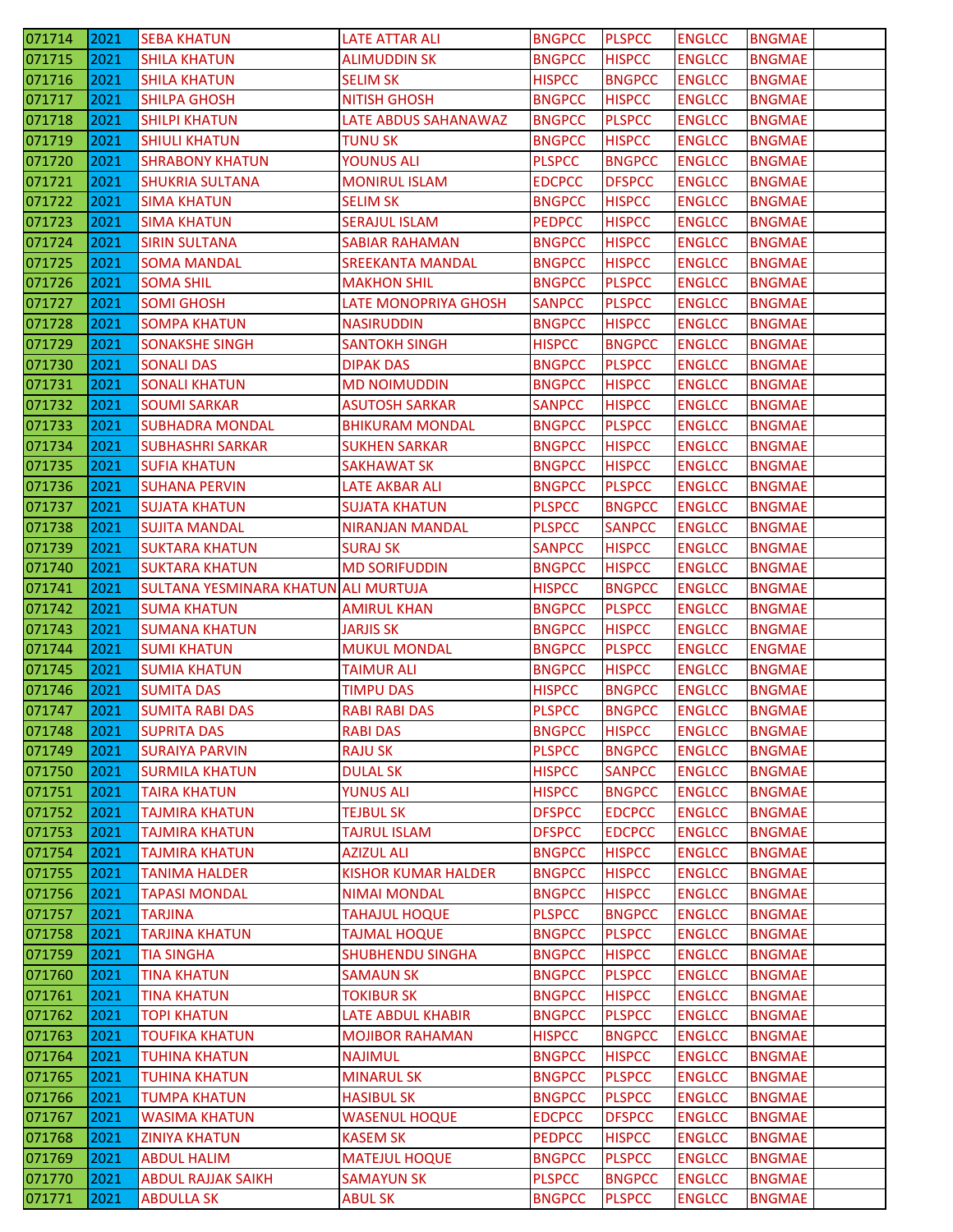| 071714 | 2021 | SEBA KHATUN | LATE ATTAR ALI | BNGPCC | PLSPCC | ENGLCC | BNGMAE | |
|---|---|---|---|---|---|---|---|---|
| 071715 | 2021 | SHILA KHATUN | ALIMUDDIN SK | BNGPCC | HISPCC | ENGLCC | BNGMAE | |
| 071716 | 2021 | SHILA KHATUN | SELIM SK | HISPCC | BNGPCC | ENGLCC | BNGMAE | |
| 071717 | 2021 | SHILPA GHOSH | NITISH GHOSH | BNGPCC | HISPCC | ENGLCC | BNGMAE | |
| 071718 | 2021 | SHILPI KHATUN | LATE ABDUS SAHANAWAZ | BNGPCC | PLSPCC | ENGLCC | BNGMAE | |
| 071719 | 2021 | SHIULI KHATUN | TUNU SK | BNGPCC | HISPCC | ENGLCC | BNGMAE | |
| 071720 | 2021 | SHRABONY KHATUN | YOUNUS ALI | PLSPCC | BNGPCC | ENGLCC | BNGMAE | |
| 071721 | 2021 | SHUKRIA SULTANA | MONIRUL ISLAM | EDCPCC | DFSPCC | ENGLCC | BNGMAE | |
| 071722 | 2021 | SIMA KHATUN | SELIM SK | BNGPCC | HISPCC | ENGLCC | BNGMAE | |
| 071723 | 2021 | SIMA KHATUN | SERAJUL ISLAM | PEDPCC | HISPCC | ENGLCC | BNGMAE | |
| 071724 | 2021 | SIRIN SULTANA | SABIAR RAHAMAN | BNGPCC | HISPCC | ENGLCC | BNGMAE | |
| 071725 | 2021 | SOMA MANDAL | SREEKANTA MANDAL | BNGPCC | HISPCC | ENGLCC | BNGMAE | |
| 071726 | 2021 | SOMA SHIL | MAKHON SHIL | BNGPCC | PLSPCC | ENGLCC | BNGMAE | |
| 071727 | 2021 | SOMI GHOSH | LATE MONOPRIYA GHOSH | SANPCC | PLSPCC | ENGLCC | BNGMAE | |
| 071728 | 2021 | SOMPA KHATUN | NASIRUDDIN | BNGPCC | HISPCC | ENGLCC | BNGMAE | |
| 071729 | 2021 | SONAKSHE SINGH | SANTOKH SINGH | HISPCC | BNGPCC | ENGLCC | BNGMAE | |
| 071730 | 2021 | SONALI DAS | DIPAK DAS | BNGPCC | PLSPCC | ENGLCC | BNGMAE | |
| 071731 | 2021 | SONALI KHATUN | MD NOIMUDDIN | BNGPCC | HISPCC | ENGLCC | BNGMAE | |
| 071732 | 2021 | SOUMI SARKAR | ASUTOSH SARKAR | SANPCC | HISPCC | ENGLCC | BNGMAE | |
| 071733 | 2021 | SUBHADRA MONDAL | BHIKURAM MONDAL | BNGPCC | PLSPCC | ENGLCC | BNGMAE | |
| 071734 | 2021 | SUBHASHRI SARKAR | SUKHEN SARKAR | BNGPCC | HISPCC | ENGLCC | BNGMAE | |
| 071735 | 2021 | SUFIA KHATUN | SAKHAWAT SK | BNGPCC | HISPCC | ENGLCC | BNGMAE | |
| 071736 | 2021 | SUHANA PERVIN | LATE AKBAR ALI | BNGPCC | PLSPCC | ENGLCC | BNGMAE | |
| 071737 | 2021 | SUJATA KHATUN | SUJATA KHATUN | PLSPCC | BNGPCC | ENGLCC | BNGMAE | |
| 071738 | 2021 | SUJITA MANDAL | NIRANJAN MANDAL | PLSPCC | SANPCC | ENGLCC | BNGMAE | |
| 071739 | 2021 | SUKTARA KHATUN | SURAJ SK | SANPCC | HISPCC | ENGLCC | BNGMAE | |
| 071740 | 2021 | SUKTARA KHATUN | MD SORIFUDDIN | BNGPCC | HISPCC | ENGLCC | BNGMAE | |
| 071741 | 2021 | SULTANA YESMINARA KHATUN | ALI MURTUJA | HISPCC | BNGPCC | ENGLCC | BNGMAE | |
| 071742 | 2021 | SUMA KHATUN | AMIRUL KHAN | BNGPCC | PLSPCC | ENGLCC | BNGMAE | |
| 071743 | 2021 | SUMANA KHATUN | JARJIS SK | BNGPCC | HISPCC | ENGLCC | BNGMAE | |
| 071744 | 2021 | SUMI KHATUN | MUKUL MONDAL | BNGPCC | PLSPCC | ENGLCC | ENGMAE | |
| 071745 | 2021 | SUMIA KHATUN | TAIMUR ALI | BNGPCC | HISPCC | ENGLCC | BNGMAE | |
| 071746 | 2021 | SUMITA DAS | TIMPU DAS | HISPCC | BNGPCC | ENGLCC | BNGMAE | |
| 071747 | 2021 | SUMITA RABI DAS | RABI RABI DAS | PLSPCC | BNGPCC | ENGLCC | BNGMAE | |
| 071748 | 2021 | SUPRITA DAS | RABI DAS | BNGPCC | HISPCC | ENGLCC | BNGMAE | |
| 071749 | 2021 | SURAIYA PARVIN | RAJU SK | PLSPCC | BNGPCC | ENGLCC | BNGMAE | |
| 071750 | 2021 | SURMILA KHATUN | DULAL SK | HISPCC | SANPCC | ENGLCC | BNGMAE | |
| 071751 | 2021 | TAIRA KHATUN | YUNUS ALI | HISPCC | BNGPCC | ENGLCC | BNGMAE | |
| 071752 | 2021 | TAJMIRA KHATUN | TEJBUL SK | DFSPCC | EDCPCC | ENGLCC | BNGMAE | |
| 071753 | 2021 | TAJMIRA KHATUN | TAJRUL ISLAM | DFSPCC | EDCPCC | ENGLCC | BNGMAE | |
| 071754 | 2021 | TAJMIRA KHATUN | AZIZUL ALI | BNGPCC | HISPCC | ENGLCC | BNGMAE | |
| 071755 | 2021 | TANIMA HALDER | KISHOR KUMAR HALDER | BNGPCC | HISPCC | ENGLCC | BNGMAE | |
| 071756 | 2021 | TAPASI MONDAL | NIMAI MONDAL | BNGPCC | HISPCC | ENGLCC | BNGMAE | |
| 071757 | 2021 | TARJINA | TAHAJUL HOQUE | PLSPCC | BNGPCC | ENGLCC | BNGMAE | |
| 071758 | 2021 | TARJINA KHATUN | TAJMAL HOQUE | BNGPCC | PLSPCC | ENGLCC | BNGMAE | |
| 071759 | 2021 | TIA SINGHA | SHUBHENDU SINGHA | BNGPCC | HISPCC | ENGLCC | BNGMAE | |
| 071760 | 2021 | TINA KHATUN | SAMAUN SK | BNGPCC | PLSPCC | ENGLCC | BNGMAE | |
| 071761 | 2021 | TINA KHATUN | TOKIBUR SK | BNGPCC | HISPCC | ENGLCC | BNGMAE | |
| 071762 | 2021 | TOPI KHATUN | LATE ABDUL KHABIR | BNGPCC | PLSPCC | ENGLCC | BNGMAE | |
| 071763 | 2021 | TOUFIKA KHATUN | MOJIBOR RAHAMAN | HISPCC | BNGPCC | ENGLCC | BNGMAE | |
| 071764 | 2021 | TUHINA KHATUN | NAJIMUL | BNGPCC | HISPCC | ENGLCC | BNGMAE | |
| 071765 | 2021 | TUHINA KHATUN | MINARUL SK | BNGPCC | PLSPCC | ENGLCC | BNGMAE | |
| 071766 | 2021 | TUMPA KHATUN | HASIBUL SK | BNGPCC | PLSPCC | ENGLCC | BNGMAE | |
| 071767 | 2021 | WASIMA KHATUN | WASENUL HOQUE | EDCPCC | DFSPCC | ENGLCC | BNGMAE | |
| 071768 | 2021 | ZINIYA KHATUN | KASEM SK | PEDPCC | HISPCC | ENGLCC | BNGMAE | |
| 071769 | 2021 | ABDUL HALIM | MATEJUL HOQUE | BNGPCC | PLSPCC | ENGLCC | BNGMAE | |
| 071770 | 2021 | ABDUL RAJJAK SAIKH | SAMAYUN SK | PLSPCC | BNGPCC | ENGLCC | BNGMAE | |
| 071771 | 2021 | ABDULLA SK | ABUL SK | BNGPCC | PLSPCC | ENGLCC | BNGMAE | |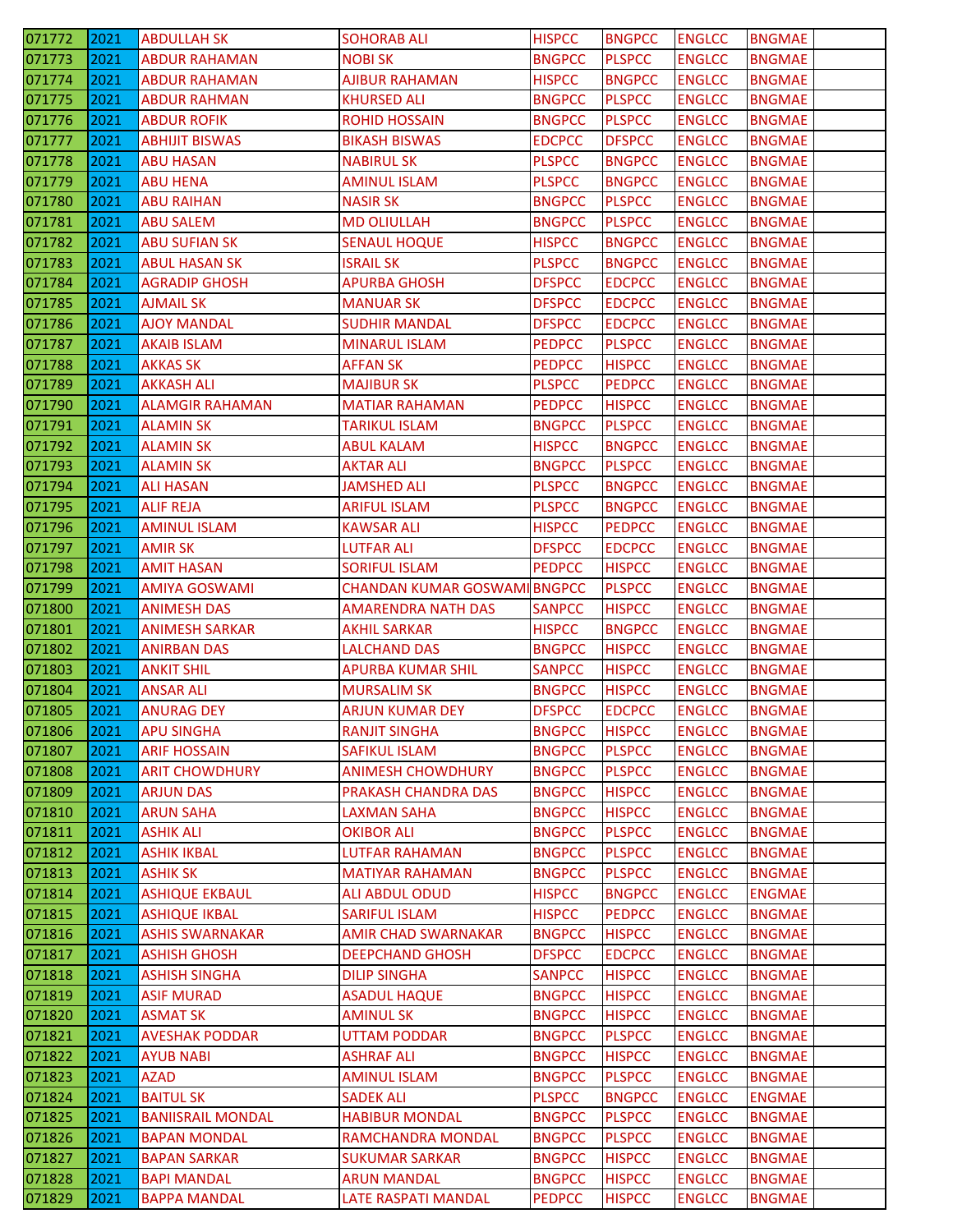| 071772 | 2021 | ABDULLAH SK | SOHORAB ALI | HISPCC | BNGPCC | ENGLCC | BNGMAE | |
|---|---|---|---|---|---|---|---|---|
| 071773 | 2021 | ABDUR RAHAMAN | NOBI SK | BNGPCC | PLSPCC | ENGLCC | BNGMAE | |
| 071774 | 2021 | ABDUR RAHAMAN | AJIBUR RAHAMAN | HISPCC | BNGPCC | ENGLCC | BNGMAE | |
| 071775 | 2021 | ABDUR RAHMAN | KHURSED ALI | BNGPCC | PLSPCC | ENGLCC | BNGMAE | |
| 071776 | 2021 | ABDUR ROFIK | ROHID HOSSAIN | BNGPCC | PLSPCC | ENGLCC | BNGMAE | |
| 071777 | 2021 | ABHIJIT BISWAS | BIKASH BISWAS | EDCPCC | DFSPCC | ENGLCC | BNGMAE | |
| 071778 | 2021 | ABU HASAN | NABIRUL SK | PLSPCC | BNGPCC | ENGLCC | BNGMAE | |
| 071779 | 2021 | ABU HENA | AMINUL ISLAM | PLSPCC | BNGPCC | ENGLCC | BNGMAE | |
| 071780 | 2021 | ABU RAIHAN | NASIR SK | BNGPCC | PLSPCC | ENGLCC | BNGMAE | |
| 071781 | 2021 | ABU SALEM | MD OLIULLAH | BNGPCC | PLSPCC | ENGLCC | BNGMAE | |
| 071782 | 2021 | ABU SUFIAN SK | SENAUL HOQUE | HISPCC | BNGPCC | ENGLCC | BNGMAE | |
| 071783 | 2021 | ABUL HASAN SK | ISRAIL SK | PLSPCC | BNGPCC | ENGLCC | BNGMAE | |
| 071784 | 2021 | AGRADIP GHOSH | APURBA GHOSH | DFSPCC | EDCPCC | ENGLCC | BNGMAE | |
| 071785 | 2021 | AJMAIL SK | MANUAR SK | DFSPCC | EDCPCC | ENGLCC | BNGMAE | |
| 071786 | 2021 | AJOY MANDAL | SUDHIR MANDAL | DFSPCC | EDCPCC | ENGLCC | BNGMAE | |
| 071787 | 2021 | AKAIB ISLAM | MINARUL ISLAM | PEDPCC | PLSPCC | ENGLCC | BNGMAE | |
| 071788 | 2021 | AKKAS SK | AFFAN SK | PEDPCC | HISPCC | ENGLCC | BNGMAE | |
| 071789 | 2021 | AKKASH ALI | MAJIBUR SK | PLSPCC | PEDPCC | ENGLCC | BNGMAE | |
| 071790 | 2021 | ALAMGIR RAHAMAN | MATIAR RAHAMAN | PEDPCC | HISPCC | ENGLCC | BNGMAE | |
| 071791 | 2021 | ALAMIN SK | TARIKUL ISLAM | BNGPCC | PLSPCC | ENGLCC | BNGMAE | |
| 071792 | 2021 | ALAMIN SK | ABUL KALAM | HISPCC | BNGPCC | ENGLCC | BNGMAE | |
| 071793 | 2021 | ALAMIN SK | AKTAR ALI | BNGPCC | PLSPCC | ENGLCC | BNGMAE | |
| 071794 | 2021 | ALI HASAN | JAMSHED ALI | PLSPCC | BNGPCC | ENGLCC | BNGMAE | |
| 071795 | 2021 | ALIF REJA | ARIFUL ISLAM | PLSPCC | BNGPCC | ENGLCC | BNGMAE | |
| 071796 | 2021 | AMINUL ISLAM | KAWSAR ALI | HISPCC | PEDPCC | ENGLCC | BNGMAE | |
| 071797 | 2021 | AMIR SK | LUTFAR ALI | DFSPCC | EDCPCC | ENGLCC | BNGMAE | |
| 071798 | 2021 | AMIT HASAN | SORIFUL ISLAM | PEDPCC | HISPCC | ENGLCC | BNGMAE | |
| 071799 | 2021 | AMIYA GOSWAMI | CHANDAN KUMAR GOSWAMI | BNGPCC | PLSPCC | ENGLCC | BNGMAE | |
| 071800 | 2021 | ANIMESH DAS | AMARENDRA NATH DAS | SANPCC | HISPCC | ENGLCC | BNGMAE | |
| 071801 | 2021 | ANIMESH SARKAR | AKHIL SARKAR | HISPCC | BNGPCC | ENGLCC | BNGMAE | |
| 071802 | 2021 | ANIRBAN DAS | LALCHAND DAS | BNGPCC | HISPCC | ENGLCC | BNGMAE | |
| 071803 | 2021 | ANKIT SHIL | APURBA KUMAR SHIL | SANPCC | HISPCC | ENGLCC | BNGMAE | |
| 071804 | 2021 | ANSAR ALI | MURSALIM SK | BNGPCC | HISPCC | ENGLCC | BNGMAE | |
| 071805 | 2021 | ANURAG DEY | ARJUN KUMAR DEY | DFSPCC | EDCPCC | ENGLCC | BNGMAE | |
| 071806 | 2021 | APU SINGHA | RANJIT SINGHA | BNGPCC | HISPCC | ENGLCC | BNGMAE | |
| 071807 | 2021 | ARIF HOSSAIN | SAFIKUL ISLAM | BNGPCC | PLSPCC | ENGLCC | BNGMAE | |
| 071808 | 2021 | ARIT CHOWDHURY | ANIMESH CHOWDHURY | BNGPCC | PLSPCC | ENGLCC | BNGMAE | |
| 071809 | 2021 | ARJUN DAS | PRAKASH CHANDRA DAS | BNGPCC | HISPCC | ENGLCC | BNGMAE | |
| 071810 | 2021 | ARUN SAHA | LAXMAN SAHA | BNGPCC | HISPCC | ENGLCC | BNGMAE | |
| 071811 | 2021 | ASHIK ALI | OKIBOR ALI | BNGPCC | PLSPCC | ENGLCC | BNGMAE | |
| 071812 | 2021 | ASHIK IKBAL | LUTFAR RAHAMAN | BNGPCC | PLSPCC | ENGLCC | BNGMAE | |
| 071813 | 2021 | ASHIK SK | MATIYAR RAHAMAN | BNGPCC | PLSPCC | ENGLCC | BNGMAE | |
| 071814 | 2021 | ASHIQUE EKBAUL | ALI ABDUL ODUD | HISPCC | BNGPCC | ENGLCC | ENGMAE | |
| 071815 | 2021 | ASHIQUE IKBAL | SARIFUL ISLAM | HISPCC | PEDPCC | ENGLCC | BNGMAE | |
| 071816 | 2021 | ASHIS SWARNAKAR | AMIR CHAD SWARNAKAR | BNGPCC | HISPCC | ENGLCC | BNGMAE | |
| 071817 | 2021 | ASHISH GHOSH | DEEPCHAND GHOSH | DFSPCC | EDCPCC | ENGLCC | BNGMAE | |
| 071818 | 2021 | ASHISH SINGHA | DILIP SINGHA | SANPCC | HISPCC | ENGLCC | BNGMAE | |
| 071819 | 2021 | ASIF MURAD | ASADUL HAQUE | BNGPCC | HISPCC | ENGLCC | BNGMAE | |
| 071820 | 2021 | ASMAT SK | AMINUL SK | BNGPCC | HISPCC | ENGLCC | BNGMAE | |
| 071821 | 2021 | AVESHAK PODDAR | UTTAM PODDAR | BNGPCC | PLSPCC | ENGLCC | BNGMAE | |
| 071822 | 2021 | AYUB NABI | ASHRAF ALI | BNGPCC | HISPCC | ENGLCC | BNGMAE | |
| 071823 | 2021 | AZAD | AMINUL ISLAM | BNGPCC | PLSPCC | ENGLCC | BNGMAE | |
| 071824 | 2021 | BAITUL SK | SADEK ALI | PLSPCC | BNGPCC | ENGLCC | ENGMAE | |
| 071825 | 2021 | BANIISRAIL MONDAL | HABIBUR MONDAL | BNGPCC | PLSPCC | ENGLCC | BNGMAE | |
| 071826 | 2021 | BAPAN MONDAL | RAMCHANDRA MONDAL | BNGPCC | PLSPCC | ENGLCC | BNGMAE | |
| 071827 | 2021 | BAPAN SARKAR | SUKUMAR SARKAR | BNGPCC | HISPCC | ENGLCC | BNGMAE | |
| 071828 | 2021 | BAPI MANDAL | ARUN MANDAL | BNGPCC | HISPCC | ENGLCC | BNGMAE | |
| 071829 | 2021 | BAPPA MANDAL | LATE RASPATI MANDAL | PEDPCC | HISPCC | ENGLCC | BNGMAE | |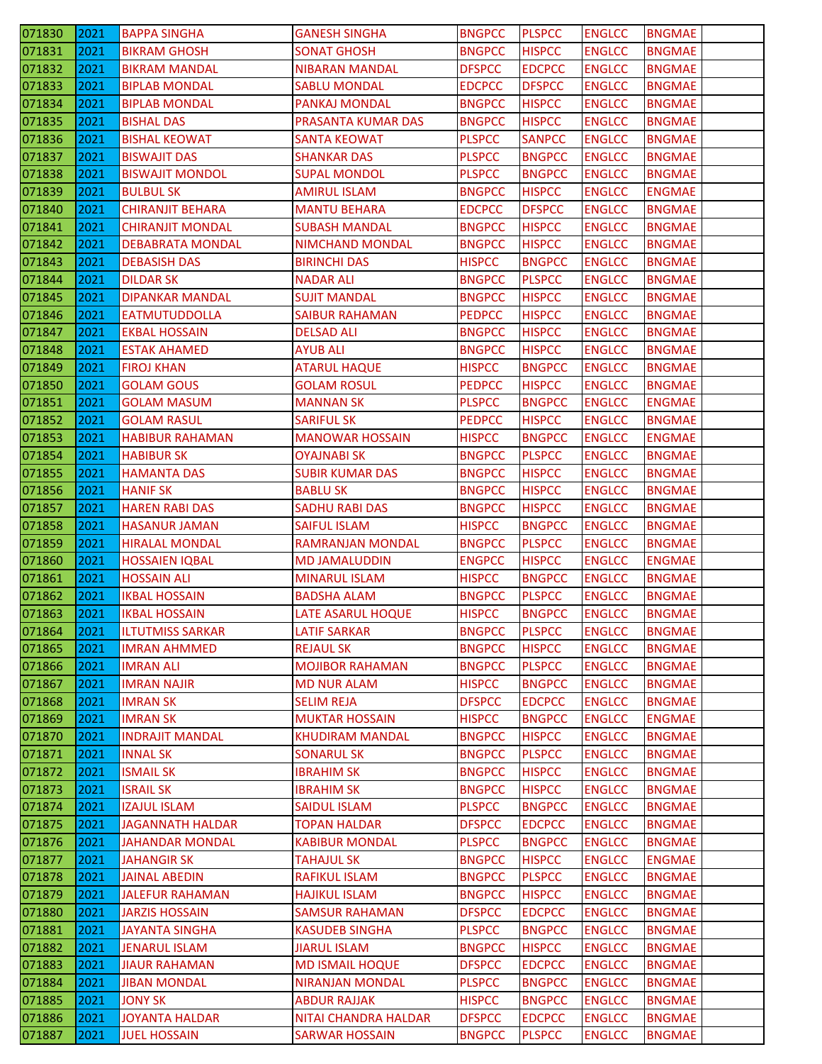| | | | | | | | | |
|---|---|---|---|---|---|---|---|---|
| 071830 | 2021 | BAPPA SINGHA | GANESH SINGHA | BNGPCC | PLSPCC | ENGLCC | BNGMAE | |
| 071831 | 2021 | BIKRAM GHOSH | SONAT GHOSH | BNGPCC | HISPCC | ENGLCC | BNGMAE | |
| 071832 | 2021 | BIKRAM MANDAL | NIBARAN MANDAL | DFSPCC | EDCPCC | ENGLCC | BNGMAE | |
| 071833 | 2021 | BIPLAB MONDAL | SABLU MONDAL | EDCPCC | DFSPCC | ENGLCC | BNGMAE | |
| 071834 | 2021 | BIPLAB MONDAL | PANKAJ MONDAL | BNGPCC | HISPCC | ENGLCC | BNGMAE | |
| 071835 | 2021 | BISHAL DAS | PRASANTA KUMAR DAS | BNGPCC | HISPCC | ENGLCC | BNGMAE | |
| 071836 | 2021 | BISHAL KEOWAT | SANTA KEOWAT | PLSPCC | SANPCC | ENGLCC | BNGMAE | |
| 071837 | 2021 | BISWAJIT DAS | SHANKAR DAS | PLSPCC | BNGPCC | ENGLCC | BNGMAE | |
| 071838 | 2021 | BISWAJIT MONDOL | SUPAL MONDOL | PLSPCC | BNGPCC | ENGLCC | BNGMAE | |
| 071839 | 2021 | BULBUL SK | AMIRUL ISLAM | BNGPCC | HISPCC | ENGLCC | ENGMAE | |
| 071840 | 2021 | CHIRANJIT BEHARA | MANTU BEHARA | EDCPCC | DFSPCC | ENGLCC | BNGMAE | |
| 071841 | 2021 | CHIRANJIT MONDAL | SUBASH MANDAL | BNGPCC | HISPCC | ENGLCC | BNGMAE | |
| 071842 | 2021 | DEBABRATA MONDAL | NIMCHAND MONDAL | BNGPCC | HISPCC | ENGLCC | BNGMAE | |
| 071843 | 2021 | DEBASISH DAS | BIRINCHI DAS | HISPCC | BNGPCC | ENGLCC | BNGMAE | |
| 071844 | 2021 | DILDAR SK | NADAR ALI | BNGPCC | PLSPCC | ENGLCC | BNGMAE | |
| 071845 | 2021 | DIPANKAR MANDAL | SUJIT MANDAL | BNGPCC | HISPCC | ENGLCC | BNGMAE | |
| 071846 | 2021 | EATMUTUDDOLLA | SAIBUR RAHAMAN | PEDPCC | HISPCC | ENGLCC | BNGMAE | |
| 071847 | 2021 | EKBAL HOSSAIN | DELSAD ALI | BNGPCC | HISPCC | ENGLCC | BNGMAE | |
| 071848 | 2021 | ESTAK AHAMED | AYUB ALI | BNGPCC | HISPCC | ENGLCC | BNGMAE | |
| 071849 | 2021 | FIROJ KHAN | ATARUL HAQUE | HISPCC | BNGPCC | ENGLCC | BNGMAE | |
| 071850 | 2021 | GOLAM GOUS | GOLAM ROSUL | PEDPCC | HISPCC | ENGLCC | BNGMAE | |
| 071851 | 2021 | GOLAM MASUM | MANNAN SK | PLSPCC | BNGPCC | ENGLCC | ENGMAE | |
| 071852 | 2021 | GOLAM RASUL | SARIFUL SK | PEDPCC | HISPCC | ENGLCC | BNGMAE | |
| 071853 | 2021 | HABIBUR RAHAMAN | MANOWAR HOSSAIN | HISPCC | BNGPCC | ENGLCC | ENGMAE | |
| 071854 | 2021 | HABIBUR SK | OYAJNABI SK | BNGPCC | PLSPCC | ENGLCC | BNGMAE | |
| 071855 | 2021 | HAMANTA DAS | SUBIR KUMAR DAS | BNGPCC | HISPCC | ENGLCC | BNGMAE | |
| 071856 | 2021 | HANIF SK | BABLU SK | BNGPCC | HISPCC | ENGLCC | BNGMAE | |
| 071857 | 2021 | HAREN RABI DAS | SADHU RABI DAS | BNGPCC | HISPCC | ENGLCC | BNGMAE | |
| 071858 | 2021 | HASANUR JAMAN | SAIFUL ISLAM | HISPCC | BNGPCC | ENGLCC | BNGMAE | |
| 071859 | 2021 | HIRALAL MONDAL | RAMRANJAN MONDAL | BNGPCC | PLSPCC | ENGLCC | BNGMAE | |
| 071860 | 2021 | HOSSAIEN IQBAL | MD JAMALUDDIN | ENGPCC | HISPCC | ENGLCC | ENGMAE | |
| 071861 | 2021 | HOSSAIN ALI | MINARUL ISLAM | HISPCC | BNGPCC | ENGLCC | BNGMAE | |
| 071862 | 2021 | IKBAL HOSSAIN | BADSHA ALAM | BNGPCC | PLSPCC | ENGLCC | BNGMAE | |
| 071863 | 2021 | IKBAL HOSSAIN | LATE ASARUL HOQUE | HISPCC | BNGPCC | ENGLCC | BNGMAE | |
| 071864 | 2021 | ILTUTMISS SARKAR | LATIF SARKAR | BNGPCC | PLSPCC | ENGLCC | BNGMAE | |
| 071865 | 2021 | IMRAN AHMMED | REJAUL SK | BNGPCC | HISPCC | ENGLCC | BNGMAE | |
| 071866 | 2021 | IMRAN ALI | MOJIBOR RAHAMAN | BNGPCC | PLSPCC | ENGLCC | BNGMAE | |
| 071867 | 2021 | IMRAN NAJIR | MD NUR ALAM | HISPCC | BNGPCC | ENGLCC | BNGMAE | |
| 071868 | 2021 | IMRAN SK | SELIM REJA | DFSPCC | EDCPCC | ENGLCC | BNGMAE | |
| 071869 | 2021 | IMRAN SK | MUKTAR HOSSAIN | HISPCC | BNGPCC | ENGLCC | ENGMAE | |
| 071870 | 2021 | INDRAJIT MANDAL | KHUDIRAM MANDAL | BNGPCC | HISPCC | ENGLCC | BNGMAE | |
| 071871 | 2021 | INNAL SK | SONARUL SK | BNGPCC | PLSPCC | ENGLCC | BNGMAE | |
| 071872 | 2021 | ISMAIL SK | IBRAHIM SK | BNGPCC | HISPCC | ENGLCC | BNGMAE | |
| 071873 | 2021 | ISRAIL SK | IBRAHIM SK | BNGPCC | HISPCC | ENGLCC | BNGMAE | |
| 071874 | 2021 | IZAJUL ISLAM | SAIDUL ISLAM | PLSPCC | BNGPCC | ENGLCC | BNGMAE | |
| 071875 | 2021 | JAGANNATH HALDAR | TOPAN HALDAR | DFSPCC | EDCPCC | ENGLCC | BNGMAE | |
| 071876 | 2021 | JAHANDAR MONDAL | KABIBUR MONDAL | PLSPCC | BNGPCC | ENGLCC | BNGMAE | |
| 071877 | 2021 | JAHANGIR SK | TAHAJUL SK | BNGPCC | HISPCC | ENGLCC | ENGMAE | |
| 071878 | 2021 | JAINAL ABEDIN | RAFIKUL ISLAM | BNGPCC | PLSPCC | ENGLCC | BNGMAE | |
| 071879 | 2021 | JALEFUR RAHAMAN | HAJIKUL ISLAM | BNGPCC | HISPCC | ENGLCC | BNGMAE | |
| 071880 | 2021 | JARZIS HOSSAIN | SAMSUR RAHAMAN | DFSPCC | EDCPCC | ENGLCC | BNGMAE | |
| 071881 | 2021 | JAYANTA SINGHA | KASUDEB SINGHA | PLSPCC | BNGPCC | ENGLCC | BNGMAE | |
| 071882 | 2021 | JENARUL ISLAM | JIARUL ISLAM | BNGPCC | HISPCC | ENGLCC | BNGMAE | |
| 071883 | 2021 | JIAUR RAHAMAN | MD ISMAIL HOQUE | DFSPCC | EDCPCC | ENGLCC | BNGMAE | |
| 071884 | 2021 | JIBAN MONDAL | NIRANJAN MONDAL | PLSPCC | BNGPCC | ENGLCC | BNGMAE | |
| 071885 | 2021 | JONY SK | ABDUR RAJJAK | HISPCC | BNGPCC | ENGLCC | BNGMAE | |
| 071886 | 2021 | JOYANTA HALDAR | NITAI CHANDRA HALDAR | DFSPCC | EDCPCC | ENGLCC | BNGMAE | |
| 071887 | 2021 | JUEL HOSSAIN | SARWAR HOSSAIN | BNGPCC | PLSPCC | ENGLCC | BNGMAE | |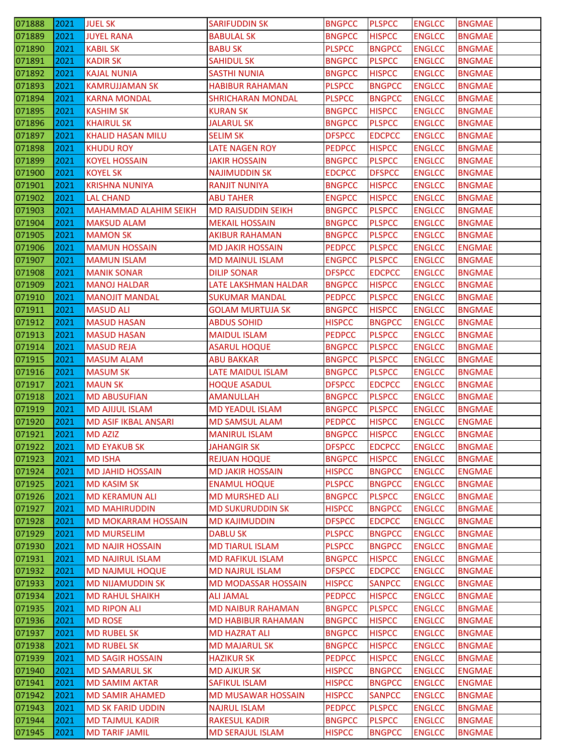| 071888 | 2021 | JUEL SK | SARIFUDDIN SK | BNGPCC | PLSPCC | ENGLCC | BNGMAE | |
|---|---|---|---|---|---|---|---|---|
| 071889 | 2021 | JUYEL RANA | BABULAL SK | BNGPCC | HISPCC | ENGLCC | BNGMAE | |
| 071890 | 2021 | KABIL SK | BABU SK | PLSPCC | BNGPCC | ENGLCC | BNGMAE | |
| 071891 | 2021 | KADIR SK | SAHIDUL SK | BNGPCC | PLSPCC | ENGLCC | BNGMAE | |
| 071892 | 2021 | KAJAL NUNIA | SASTHI NUNIA | BNGPCC | HISPCC | ENGLCC | BNGMAE | |
| 071893 | 2021 | KAMRUJJAMAN SK | HABIBUR RAHAMAN | PLSPCC | BNGPCC | ENGLCC | BNGMAE | |
| 071894 | 2021 | KARNA MONDAL | SHRICHARAN MONDAL | PLSPCC | BNGPCC | ENGLCC | BNGMAE | |
| 071895 | 2021 | KASHIM SK | KURAN SK | BNGPCC | HISPCC | ENGLCC | BNGMAE | |
| 071896 | 2021 | KHAIRUL SK | JALARUL SK | BNGPCC | PLSPCC | ENGLCC | BNGMAE | |
| 071897 | 2021 | KHALID HASAN MILU | SELIM SK | DFSPCC | EDCPCC | ENGLCC | BNGMAE | |
| 071898 | 2021 | KHUDU ROY | LATE NAGEN ROY | PEDPCC | HISPCC | ENGLCC | BNGMAE | |
| 071899 | 2021 | KOYEL HOSSAIN | JAKIR HOSSAIN | BNGPCC | PLSPCC | ENGLCC | BNGMAE | |
| 071900 | 2021 | KOYEL SK | NAJIMUDDIN SK | EDCPCC | DFSPCC | ENGLCC | BNGMAE | |
| 071901 | 2021 | KRISHNA NUNIYA | RANJIT NUNIYA | BNGPCC | HISPCC | ENGLCC | BNGMAE | |
| 071902 | 2021 | LAL CHAND | ABU TAHER | ENGPCC | HISPCC | ENGLCC | BNGMAE | |
| 071903 | 2021 | MAHAMMAD ALAHIM SEIKH | MD RAISUDDIN SEIKH | BNGPCC | PLSPCC | ENGLCC | BNGMAE | |
| 071904 | 2021 | MAKSUD ALAM | MEKAIL HOSSAIN | BNGPCC | PLSPCC | ENGLCC | BNGMAE | |
| 071905 | 2021 | MAMON SK | AKIBUR RAHAMAN | BNGPCC | PLSPCC | ENGLCC | BNGMAE | |
| 071906 | 2021 | MAMUN HOSSAIN | MD JAKIR HOSSAIN | PEDPCC | PLSPCC | ENGLCC | ENGMAE | |
| 071907 | 2021 | MAMUN ISLAM | MD MAINUL ISLAM | ENGPCC | PLSPCC | ENGLCC | BNGMAE | |
| 071908 | 2021 | MANIK SONAR | DILIP SONAR | DFSPCC | EDCPCC | ENGLCC | BNGMAE | |
| 071909 | 2021 | MANOJ HALDAR | LATE LAKSHMAN HALDAR | BNGPCC | HISPCC | ENGLCC | BNGMAE | |
| 071910 | 2021 | MANOJIT MANDAL | SUKUMAR MANDAL | PEDPCC | PLSPCC | ENGLCC | BNGMAE | |
| 071911 | 2021 | MASUD ALI | GOLAM MURTUJA SK | BNGPCC | HISPCC | ENGLCC | BNGMAE | |
| 071912 | 2021 | MASUD HASAN | ABDUS SOHID | HISPCC | BNGPCC | ENGLCC | BNGMAE | |
| 071913 | 2021 | MASUD HASAN | MAIDUL ISLAM | PEDPCC | PLSPCC | ENGLCC | BNGMAE | |
| 071914 | 2021 | MASUD REJA | ASARUL HOQUE | BNGPCC | PLSPCC | ENGLCC | BNGMAE | |
| 071915 | 2021 | MASUM ALAM | ABU BAKKAR | BNGPCC | PLSPCC | ENGLCC | BNGMAE | |
| 071916 | 2021 | MASUM SK | LATE MAIDUL ISLAM | BNGPCC | PLSPCC | ENGLCC | BNGMAE | |
| 071917 | 2021 | MAUN SK | HOQUE ASADUL | DFSPCC | EDCPCC | ENGLCC | BNGMAE | |
| 071918 | 2021 | MD ABUSUFIAN | AMANULLAH | BNGPCC | PLSPCC | ENGLCC | BNGMAE | |
| 071919 | 2021 | MD AJIJUL ISLAM | MD YEADUL ISLAM | BNGPCC | PLSPCC | ENGLCC | BNGMAE | |
| 071920 | 2021 | MD ASIF IKBAL ANSARI | MD SAMSUL ALAM | PEDPCC | HISPCC | ENGLCC | ENGMAE | |
| 071921 | 2021 | MD AZIZ | MANIRUL ISLAM | BNGPCC | HISPCC | ENGLCC | BNGMAE | |
| 071922 | 2021 | MD EYAKUB SK | JAHANGIR SK | DFSPCC | EDCPCC | ENGLCC | BNGMAE | |
| 071923 | 2021 | MD ISHA | REJUAN HOQUE | BNGPCC | HISPCC | ENGLCC | BNGMAE | |
| 071924 | 2021 | MD JAHID HOSSAIN | MD JAKIR HOSSAIN | HISPCC | BNGPCC | ENGLCC | ENGMAE | |
| 071925 | 2021 | MD KASIM SK | ENAMUL HOQUE | PLSPCC | BNGPCC | ENGLCC | BNGMAE | |
| 071926 | 2021 | MD KERAMUN ALI | MD MURSHED ALI | BNGPCC | PLSPCC | ENGLCC | BNGMAE | |
| 071927 | 2021 | MD MAHIRUDDIN | MD SUKURUDDIN SK | HISPCC | BNGPCC | ENGLCC | BNGMAE | |
| 071928 | 2021 | MD MOKARRAM HOSSAIN | MD KAJIMUDDIN | DFSPCC | EDCPCC | ENGLCC | BNGMAE | |
| 071929 | 2021 | MD MURSELIM | DABLU SK | PLSPCC | BNGPCC | ENGLCC | BNGMAE | |
| 071930 | 2021 | MD NAJIR HOSSAIN | MD TIARUL ISLAM | PLSPCC | BNGPCC | ENGLCC | BNGMAE | |
| 071931 | 2021 | MD NAJIRUL ISLAM | MD RAFIKUL ISLAM | BNGPCC | HISPCC | ENGLCC | BNGMAE | |
| 071932 | 2021 | MD NAJMUL HOQUE | MD NAJRUL ISLAM | DFSPCC | EDCPCC | ENGLCC | BNGMAE | |
| 071933 | 2021 | MD NIJAMUDDIN SK | MD MODASSAR HOSSAIN | HISPCC | SANPCC | ENGLCC | BNGMAE | |
| 071934 | 2021 | MD RAHUL SHAIKH | ALI JAMAL | PEDPCC | HISPCC | ENGLCC | BNGMAE | |
| 071935 | 2021 | MD RIPON ALI | MD NAIBUR RAHAMAN | BNGPCC | PLSPCC | ENGLCC | BNGMAE | |
| 071936 | 2021 | MD ROSE | MD HABIBUR RAHAMAN | BNGPCC | HISPCC | ENGLCC | BNGMAE | |
| 071937 | 2021 | MD RUBEL SK | MD HAZRAT ALI | BNGPCC | HISPCC | ENGLCC | BNGMAE | |
| 071938 | 2021 | MD RUBEL SK | MD MAJARUL SK | BNGPCC | HISPCC | ENGLCC | BNGMAE | |
| 071939 | 2021 | MD SAGIR HOSSAIN | HAZIKUR SK | PEDPCC | HISPCC | ENGLCC | BNGMAE | |
| 071940 | 2021 | MD SAMARUL SK | MD AJKUR SK | HISPCC | BNGPCC | ENGLCC | ENGMAE | |
| 071941 | 2021 | MD SAMIM AKTAR | SAFIKUL ISLAM | HISPCC | BNGPCC | ENGLCC | ENGMAE | |
| 071942 | 2021 | MD SAMIR AHAMED | MD MUSAWAR HOSSAIN | HISPCC | SANPCC | ENGLCC | BNGMAE | |
| 071943 | 2021 | MD SK FARID UDDIN | NAJRUL ISLAM | PEDPCC | PLSPCC | ENGLCC | BNGMAE | |
| 071944 | 2021 | MD TAJMUL KADIR | RAKESUL KADIR | BNGPCC | PLSPCC | ENGLCC | BNGMAE | |
| 071945 | 2021 | MD TARIF JAMIL | MD SERAJUL ISLAM | HISPCC | BNGPCC | ENGLCC | BNGMAE | |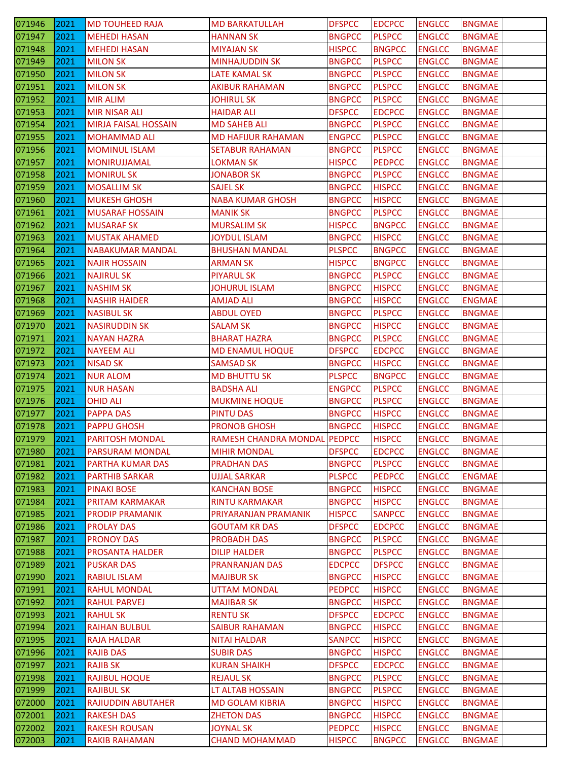| 071946 | 2021 | MD TOUHEED RAJA | MD BARKATULLAH | DFSPCC | EDCPCC | ENGLCC | BNGMAE | |
|---|---|---|---|---|---|---|---|---|
| 071947 | 2021 | MEHEDI HASAN | HANNAN SK | BNGPCC | PLSPCC | ENGLCC | BNGMAE | |
| 071948 | 2021 | MEHEDI HASAN | MIYAJAN SK | HISPCC | BNGPCC | ENGLCC | BNGMAE | |
| 071949 | 2021 | MILON SK | MINHAJUDDIN SK | BNGPCC | PLSPCC | ENGLCC | BNGMAE | |
| 071950 | 2021 | MILON SK | LATE KAMAL SK | BNGPCC | PLSPCC | ENGLCC | BNGMAE | |
| 071951 | 2021 | MILON SK | AKIBUR RAHAMAN | BNGPCC | PLSPCC | ENGLCC | BNGMAE | |
| 071952 | 2021 | MIR ALIM | JOHIRUL SK | BNGPCC | PLSPCC | ENGLCC | BNGMAE | |
| 071953 | 2021 | MIR NISAR ALI | HAIDAR ALI | DFSPCC | EDCPCC | ENGLCC | BNGMAE | |
| 071954 | 2021 | MIRJA FAISAL HOSSAIN | MD SAHEB ALI | BNGPCC | PLSPCC | ENGLCC | BNGMAE | |
| 071955 | 2021 | MOHAMMAD ALI | MD HAFIJUR RAHAMAN | ENGPCC | PLSPCC | ENGLCC | BNGMAE | |
| 071956 | 2021 | MOMINUL ISLAM | SETABUR RAHAMAN | BNGPCC | PLSPCC | ENGLCC | BNGMAE | |
| 071957 | 2021 | MONIRUJJAMAL | LOKMAN SK | HISPCC | PEDPCC | ENGLCC | BNGMAE | |
| 071958 | 2021 | MONIRUL SK | JONABOR SK | BNGPCC | PLSPCC | ENGLCC | BNGMAE | |
| 071959 | 2021 | MOSALLIM SK | SAJEL SK | BNGPCC | HISPCC | ENGLCC | BNGMAE | |
| 071960 | 2021 | MUKESH GHOSH | NABA KUMAR GHOSH | BNGPCC | HISPCC | ENGLCC | BNGMAE | |
| 071961 | 2021 | MUSARAF HOSSAIN | MANIK SK | BNGPCC | PLSPCC | ENGLCC | BNGMAE | |
| 071962 | 2021 | MUSARAF SK | MURSALIM SK | HISPCC | BNGPCC | ENGLCC | BNGMAE | |
| 071963 | 2021 | MUSTAK AHAMED | JOYDUL ISLAM | BNGPCC | HISPCC | ENGLCC | BNGMAE | |
| 071964 | 2021 | NABAKUMAR MANDAL | BHUSHAN MANDAL | PLSPCC | BNGPCC | ENGLCC | BNGMAE | |
| 071965 | 2021 | NAJIR HOSSAIN | ARMAN SK | HISPCC | BNGPCC | ENGLCC | BNGMAE | |
| 071966 | 2021 | NAJIRUL SK | PIYARUL SK | BNGPCC | PLSPCC | ENGLCC | BNGMAE | |
| 071967 | 2021 | NASHIM SK | JOHURUL ISLAM | BNGPCC | HISPCC | ENGLCC | BNGMAE | |
| 071968 | 2021 | NASHIR HAIDER | AMJAD ALI | BNGPCC | HISPCC | ENGLCC | ENGMAE | |
| 071969 | 2021 | NASIBUL SK | ABDUL OYED | BNGPCC | PLSPCC | ENGLCC | BNGMAE | |
| 071970 | 2021 | NASIRUDDIN SK | SALAM SK | BNGPCC | HISPCC | ENGLCC | BNGMAE | |
| 071971 | 2021 | NAYAN HAZRA | BHARAT HAZRA | BNGPCC | PLSPCC | ENGLCC | BNGMAE | |
| 071972 | 2021 | NAYEEM ALI | MD ENAMUL HOQUE | DFSPCC | EDCPCC | ENGLCC | BNGMAE | |
| 071973 | 2021 | NISAD SK | SAMSAD SK | BNGPCC | HISPCC | ENGLCC | BNGMAE | |
| 071974 | 2021 | NUR ALOM | MD BHUTTU SK | PLSPCC | BNGPCC | ENGLCC | BNGMAE | |
| 071975 | 2021 | NUR HASAN | BADSHA ALI | ENGPCC | PLSPCC | ENGLCC | BNGMAE | |
| 071976 | 2021 | OHID ALI | MUKMINE HOQUE | BNGPCC | PLSPCC | ENGLCC | BNGMAE | |
| 071977 | 2021 | PAPPA DAS | PINTU DAS | BNGPCC | HISPCC | ENGLCC | BNGMAE | |
| 071978 | 2021 | PAPPU GHOSH | PRONOB GHOSH | BNGPCC | HISPCC | ENGLCC | BNGMAE | |
| 071979 | 2021 | PARITOSH MONDAL | RAMESH CHANDRA MONDAL | PEDPCC | HISPCC | ENGLCC | BNGMAE | |
| 071980 | 2021 | PARSURAM MONDAL | MIHIR MONDAL | DFSPCC | EDCPCC | ENGLCC | BNGMAE | |
| 071981 | 2021 | PARTHA KUMAR DAS | PRADHAN DAS | BNGPCC | PLSPCC | ENGLCC | BNGMAE | |
| 071982 | 2021 | PARTHIB SARKAR | UJJAL SARKAR | PLSPCC | PEDPCC | ENGLCC | ENGMAE | |
| 071983 | 2021 | PINAKI BOSE | KANCHAN BOSE | BNGPCC | HISPCC | ENGLCC | BNGMAE | |
| 071984 | 2021 | PRITAM KARMAKAR | RINTU KARMAKAR | BNGPCC | HISPCC | ENGLCC | BNGMAE | |
| 071985 | 2021 | PRODIP PRAMANIK | PRIYARANJAN PRAMANIK | HISPCC | SANPCC | ENGLCC | BNGMAE | |
| 071986 | 2021 | PROLAY DAS | GOUTAM KR DAS | DFSPCC | EDCPCC | ENGLCC | BNGMAE | |
| 071987 | 2021 | PRONOY DAS | PROBADH DAS | BNGPCC | PLSPCC | ENGLCC | BNGMAE | |
| 071988 | 2021 | PROSANTA HALDER | DILIP HALDER | BNGPCC | PLSPCC | ENGLCC | BNGMAE | |
| 071989 | 2021 | PUSKAR DAS | PRANRANJAN DAS | EDCPCC | DFSPCC | ENGLCC | BNGMAE | |
| 071990 | 2021 | RABIUL ISLAM | MAJIBUR SK | BNGPCC | HISPCC | ENGLCC | BNGMAE | |
| 071991 | 2021 | RAHUL MONDAL | UTTAM MONDAL | PEDPCC | HISPCC | ENGLCC | BNGMAE | |
| 071992 | 2021 | RAHUL PARVEJ | MAJIBAR SK | BNGPCC | HISPCC | ENGLCC | BNGMAE | |
| 071993 | 2021 | RAHUL SK | RENTU SK | DFSPCC | EDCPCC | ENGLCC | BNGMAE | |
| 071994 | 2021 | RAIHAN BULBUL | SAIBUR RAHAMAN | BNGPCC | HISPCC | ENGLCC | BNGMAE | |
| 071995 | 2021 | RAJA HALDAR | NITAI HALDAR | SANPCC | HISPCC | ENGLCC | BNGMAE | |
| 071996 | 2021 | RAJIB DAS | SUBIR DAS | BNGPCC | HISPCC | ENGLCC | BNGMAE | |
| 071997 | 2021 | RAJIB SK | KURAN SHAIKH | DFSPCC | EDCPCC | ENGLCC | BNGMAE | |
| 071998 | 2021 | RAJIBUL HOQUE | REJAUL SK | BNGPCC | PLSPCC | ENGLCC | BNGMAE | |
| 071999 | 2021 | RAJIBUL SK | LT ALTAB HOSSAIN | BNGPCC | PLSPCC | ENGLCC | BNGMAE | |
| 072000 | 2021 | RAJIUDDIN ABUTAHER | MD GOLAM KIBRIA | BNGPCC | HISPCC | ENGLCC | BNGMAE | |
| 072001 | 2021 | RAKESH DAS | ZHETON DAS | BNGPCC | HISPCC | ENGLCC | BNGMAE | |
| 072002 | 2021 | RAKESH ROUSAN | JOYNAL SK | PEDPCC | HISPCC | ENGLCC | BNGMAE | |
| 072003 | 2021 | RAKIB RAHAMAN | CHAND MOHAMMAD | HISPCC | BNGPCC | ENGLCC | BNGMAE | |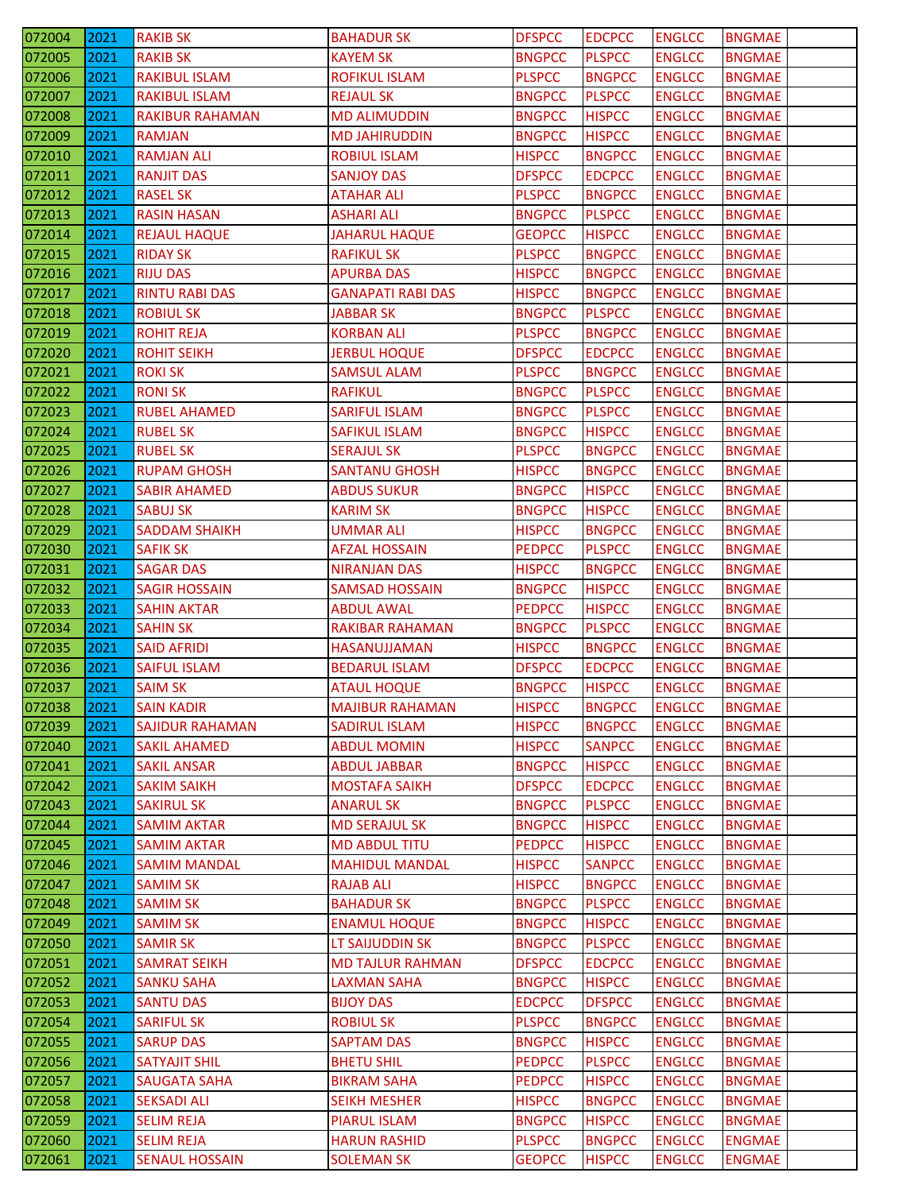| 072004 | 2021 | RAKIB SK | BAHADUR SK | DFSPCC | EDCPCC | ENGLCC | BNGMAE | |
|---|---|---|---|---|---|---|---|---|
| 072005 | 2021 | RAKIB SK | KAYEM SK | BNGPCC | PLSPCC | ENGLCC | BNGMAE | |
| 072006 | 2021 | RAKIBUL ISLAM | ROFIKUL ISLAM | PLSPCC | BNGPCC | ENGLCC | BNGMAE | |
| 072007 | 2021 | RAKIBUL ISLAM | REJAUL SK | BNGPCC | PLSPCC | ENGLCC | BNGMAE | |
| 072008 | 2021 | RAKIBUR RAHAMAN | MD ALIMUDDIN | BNGPCC | HISPCC | ENGLCC | BNGMAE | |
| 072009 | 2021 | RAMJAN | MD JAHIRUDDIN | BNGPCC | HISPCC | ENGLCC | BNGMAE | |
| 072010 | 2021 | RAMJAN ALI | ROBIUL ISLAM | HISPCC | BNGPCC | ENGLCC | BNGMAE | |
| 072011 | 2021 | RANJIT DAS | SANJOY DAS | DFSPCC | EDCPCC | ENGLCC | BNGMAE | |
| 072012 | 2021 | RASEL SK | ATAHAR ALI | PLSPCC | BNGPCC | ENGLCC | BNGMAE | |
| 072013 | 2021 | RASIN HASAN | ASHARI ALI | BNGPCC | PLSPCC | ENGLCC | BNGMAE | |
| 072014 | 2021 | REJAUL HAQUE | JAHARUL HAQUE | GEOPCC | HISPCC | ENGLCC | BNGMAE | |
| 072015 | 2021 | RIDAY SK | RAFIKUL SK | PLSPCC | BNGPCC | ENGLCC | BNGMAE | |
| 072016 | 2021 | RIJU DAS | APURBA DAS | HISPCC | BNGPCC | ENGLCC | BNGMAE | |
| 072017 | 2021 | RINTU RABI DAS | GANAPATI RABI DAS | HISPCC | BNGPCC | ENGLCC | BNGMAE | |
| 072018 | 2021 | ROBIUL SK | JABBAR SK | BNGPCC | PLSPCC | ENGLCC | BNGMAE | |
| 072019 | 2021 | ROHIT REJA | KORBAN ALI | PLSPCC | BNGPCC | ENGLCC | BNGMAE | |
| 072020 | 2021 | ROHIT SEIKH | JERBUL HOQUE | DFSPCC | EDCPCC | ENGLCC | BNGMAE | |
| 072021 | 2021 | ROKI SK | SAMSUL ALAM | PLSPCC | BNGPCC | ENGLCC | BNGMAE | |
| 072022 | 2021 | RONI SK | RAFIKUL | BNGPCC | PLSPCC | ENGLCC | BNGMAE | |
| 072023 | 2021 | RUBEL AHAMED | SARIFUL ISLAM | BNGPCC | PLSPCC | ENGLCC | BNGMAE | |
| 072024 | 2021 | RUBEL SK | SAFIKUL ISLAM | BNGPCC | HISPCC | ENGLCC | BNGMAE | |
| 072025 | 2021 | RUBEL SK | SERAJUL SK | PLSPCC | BNGPCC | ENGLCC | BNGMAE | |
| 072026 | 2021 | RUPAM GHOSH | SANTANU GHOSH | HISPCC | BNGPCC | ENGLCC | BNGMAE | |
| 072027 | 2021 | SABIR AHAMED | ABDUS SUKUR | BNGPCC | HISPCC | ENGLCC | BNGMAE | |
| 072028 | 2021 | SABUJ SK | KARIM SK | BNGPCC | HISPCC | ENGLCC | BNGMAE | |
| 072029 | 2021 | SADDAM SHAIKH | UMMAR ALI | HISPCC | BNGPCC | ENGLCC | BNGMAE | |
| 072030 | 2021 | SAFIK SK | AFZAL HOSSAIN | PEDPCC | PLSPCC | ENGLCC | BNGMAE | |
| 072031 | 2021 | SAGAR DAS | NIRANJAN DAS | HISPCC | BNGPCC | ENGLCC | BNGMAE | |
| 072032 | 2021 | SAGIR HOSSAIN | SAMSAD HOSSAIN | BNGPCC | HISPCC | ENGLCC | BNGMAE | |
| 072033 | 2021 | SAHIN AKTAR | ABDUL AWAL | PEDPCC | HISPCC | ENGLCC | BNGMAE | |
| 072034 | 2021 | SAHIN SK | RAKIBAR RAHAMAN | BNGPCC | PLSPCC | ENGLCC | BNGMAE | |
| 072035 | 2021 | SAID AFRIDI | HASANUJJAMAN | HISPCC | BNGPCC | ENGLCC | BNGMAE | |
| 072036 | 2021 | SAIFUL ISLAM | BEDARUL ISLAM | DFSPCC | EDCPCC | ENGLCC | BNGMAE | |
| 072037 | 2021 | SAIM SK | ATAUL HOQUE | BNGPCC | HISPCC | ENGLCC | BNGMAE | |
| 072038 | 2021 | SAIN KADIR | MAJIBUR RAHAMAN | HISPCC | BNGPCC | ENGLCC | BNGMAE | |
| 072039 | 2021 | SAJIDUR RAHAMAN | SADIRUL ISLAM | HISPCC | BNGPCC | ENGLCC | BNGMAE | |
| 072040 | 2021 | SAKIL AHAMED | ABDUL MOMIN | HISPCC | SANPCC | ENGLCC | BNGMAE | |
| 072041 | 2021 | SAKIL ANSAR | ABDUL JABBAR | BNGPCC | HISPCC | ENGLCC | BNGMAE | |
| 072042 | 2021 | SAKIM SAIKH | MOSTAFA SAIKH | DFSPCC | EDCPCC | ENGLCC | BNGMAE | |
| 072043 | 2021 | SAKIRUL SK | ANARUL SK | BNGPCC | PLSPCC | ENGLCC | BNGMAE | |
| 072044 | 2021 | SAMIM AKTAR | MD SERAJUL SK | BNGPCC | HISPCC | ENGLCC | BNGMAE | |
| 072045 | 2021 | SAMIM AKTAR | MD ABDUL TITU | PEDPCC | HISPCC | ENGLCC | BNGMAE | |
| 072046 | 2021 | SAMIM MANDAL | MAHIDUL MANDAL | HISPCC | SANPCC | ENGLCC | BNGMAE | |
| 072047 | 2021 | SAMIM SK | RAJAB ALI | HISPCC | BNGPCC | ENGLCC | BNGMAE | |
| 072048 | 2021 | SAMIM SK | BAHADUR SK | BNGPCC | PLSPCC | ENGLCC | BNGMAE | |
| 072049 | 2021 | SAMIM SK | ENAMUL HOQUE | BNGPCC | HISPCC | ENGLCC | BNGMAE | |
| 072050 | 2021 | SAMIR SK | LT SAIJUDDIN SK | BNGPCC | PLSPCC | ENGLCC | BNGMAE | |
| 072051 | 2021 | SAMRAT SEIKH | MD TAJLUR RAHMAN | DFSPCC | EDCPCC | ENGLCC | BNGMAE | |
| 072052 | 2021 | SANKU SAHA | LAXMAN SAHA | BNGPCC | HISPCC | ENGLCC | BNGMAE | |
| 072053 | 2021 | SANTU DAS | BIJOY DAS | EDCPCC | DFSPCC | ENGLCC | BNGMAE | |
| 072054 | 2021 | SARIFUL SK | ROBIUL SK | PLSPCC | BNGPCC | ENGLCC | BNGMAE | |
| 072055 | 2021 | SARUP DAS | SAPTAM DAS | BNGPCC | HISPCC | ENGLCC | BNGMAE | |
| 072056 | 2021 | SATYAJIT SHIL | BHETU SHIL | PEDPCC | PLSPCC | ENGLCC | BNGMAE | |
| 072057 | 2021 | SAUGATA SAHA | BIKRAM SAHA | PEDPCC | HISPCC | ENGLCC | BNGMAE | |
| 072058 | 2021 | SEKSADI ALI | SEIKH MESHER | HISPCC | BNGPCC | ENGLCC | BNGMAE | |
| 072059 | 2021 | SELIM REJA | PIARUL ISLAM | BNGPCC | HISPCC | ENGLCC | BNGMAE | |
| 072060 | 2021 | SELIM REJA | HARUN RASHID | PLSPCC | BNGPCC | ENGLCC | ENGMAE | |
| 072061 | 2021 | SENAUL HOSSAIN | SOLEMAN SK | GEOPCC | HISPCC | ENGLCC | ENGMAE | |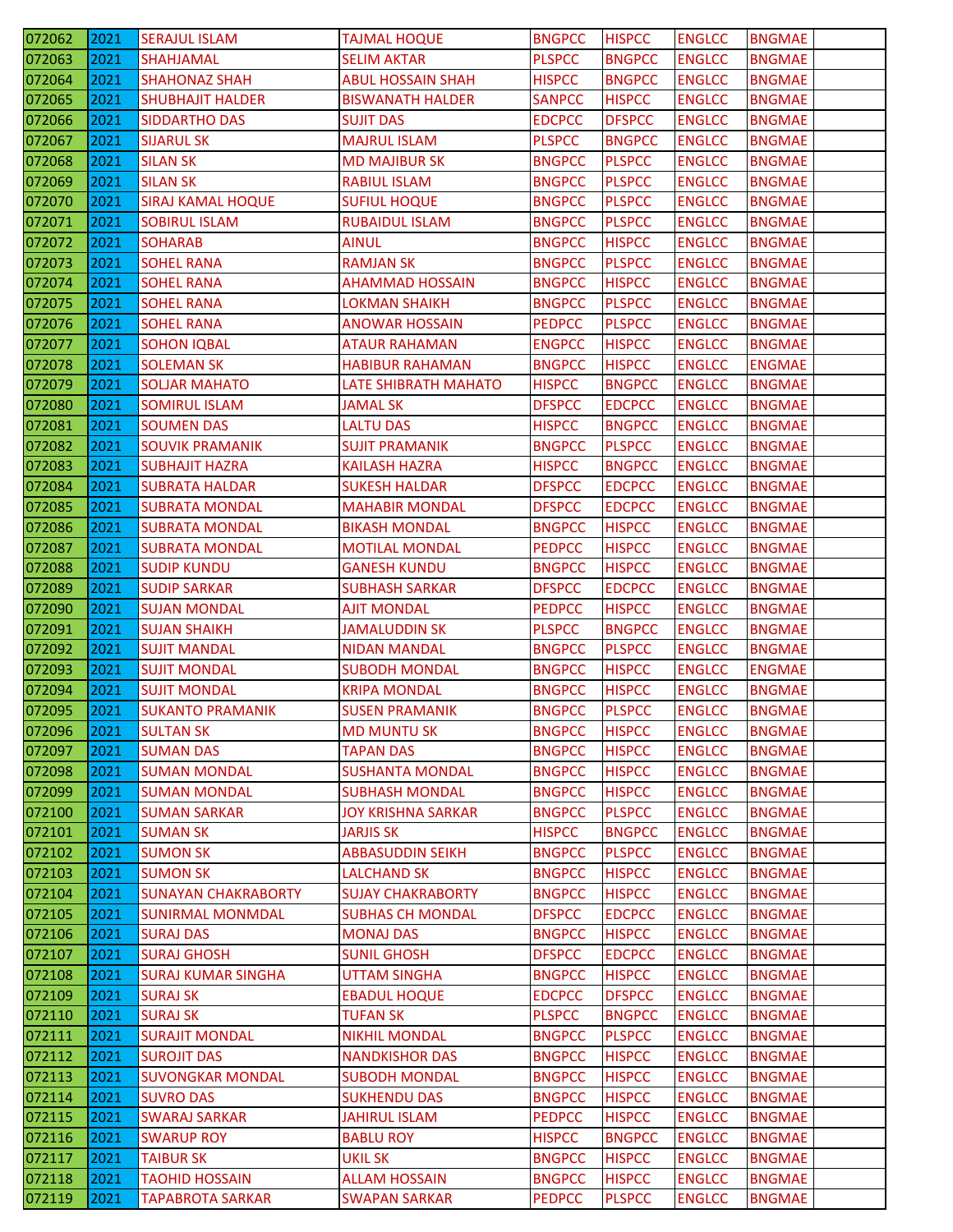| 072062 | 2021 | SERAJUL ISLAM | TAJMAL HOQUE | BNGPCC | HISPCC | ENGLCC | BNGMAE | |
|---|---|---|---|---|---|---|---|---|
| 072063 | 2021 | SHAHJAMAL | SELIM AKTAR | PLSPCC | BNGPCC | ENGLCC | BNGMAE | |
| 072064 | 2021 | SHAHONAZ SHAH | ABUL HOSSAIN SHAH | HISPCC | BNGPCC | ENGLCC | BNGMAE | |
| 072065 | 2021 | SHUBHAJIT HALDER | BISWANATH HALDER | SANPCC | HISPCC | ENGLCC | BNGMAE | |
| 072066 | 2021 | SIDDARTHO DAS | SUJIT DAS | EDCPCC | DFSPCC | ENGLCC | BNGMAE | |
| 072067 | 2021 | SIJARUL SK | MAJRUL ISLAM | PLSPCC | BNGPCC | ENGLCC | BNGMAE | |
| 072068 | 2021 | SILAN SK | MD MAJIBUR SK | BNGPCC | PLSPCC | ENGLCC | BNGMAE | |
| 072069 | 2021 | SILAN SK | RABIUL ISLAM | BNGPCC | PLSPCC | ENGLCC | BNGMAE | |
| 072070 | 2021 | SIRAJ KAMAL HOQUE | SUFIUL HOQUE | BNGPCC | PLSPCC | ENGLCC | BNGMAE | |
| 072071 | 2021 | SOBIRUL ISLAM | RUBAIDUL ISLAM | BNGPCC | PLSPCC | ENGLCC | BNGMAE | |
| 072072 | 2021 | SOHARAB | AINUL | BNGPCC | HISPCC | ENGLCC | BNGMAE | |
| 072073 | 2021 | SOHEL RANA | RAMJAN SK | BNGPCC | PLSPCC | ENGLCC | BNGMAE | |
| 072074 | 2021 | SOHEL RANA | AHAMMAD HOSSAIN | BNGPCC | HISPCC | ENGLCC | BNGMAE | |
| 072075 | 2021 | SOHEL RANA | LOKMAN SHAIKH | BNGPCC | PLSPCC | ENGLCC | BNGMAE | |
| 072076 | 2021 | SOHEL RANA | ANOWAR HOSSAIN | PEDPCC | PLSPCC | ENGLCC | BNGMAE | |
| 072077 | 2021 | SOHON IQBAL | ATAUR RAHAMAN | ENGPCC | HISPCC | ENGLCC | BNGMAE | |
| 072078 | 2021 | SOLEMAN SK | HABIBUR RAHAMAN | BNGPCC | HISPCC | ENGLCC | ENGMAE | |
| 072079 | 2021 | SOLJAR MAHATO | LATE SHIBRATH MAHATO | HISPCC | BNGPCC | ENGLCC | BNGMAE | |
| 072080 | 2021 | SOMIRUL ISLAM | JAMAL SK | DFSPCC | EDCPCC | ENGLCC | BNGMAE | |
| 072081 | 2021 | SOUMEN DAS | LALTU DAS | HISPCC | BNGPCC | ENGLCC | BNGMAE | |
| 072082 | 2021 | SOUVIK PRAMANIK | SUJIT PRAMANIK | BNGPCC | PLSPCC | ENGLCC | BNGMAE | |
| 072083 | 2021 | SUBHAJIT HAZRA | KAILASH HAZRA | HISPCC | BNGPCC | ENGLCC | BNGMAE | |
| 072084 | 2021 | SUBRATA HALDAR | SUKESH HALDAR | DFSPCC | EDCPCC | ENGLCC | BNGMAE | |
| 072085 | 2021 | SUBRATA MONDAL | MAHABIR MONDAL | DFSPCC | EDCPCC | ENGLCC | BNGMAE | |
| 072086 | 2021 | SUBRATA MONDAL | BIKASH MONDAL | BNGPCC | HISPCC | ENGLCC | BNGMAE | |
| 072087 | 2021 | SUBRATA MONDAL | MOTILAL MONDAL | PEDPCC | HISPCC | ENGLCC | BNGMAE | |
| 072088 | 2021 | SUDIP KUNDU | GANESH KUNDU | BNGPCC | HISPCC | ENGLCC | BNGMAE | |
| 072089 | 2021 | SUDIP SARKAR | SUBHASH SARKAR | DFSPCC | EDCPCC | ENGLCC | BNGMAE | |
| 072090 | 2021 | SUJAN MONDAL | AJIT MONDAL | PEDPCC | HISPCC | ENGLCC | BNGMAE | |
| 072091 | 2021 | SUJAN SHAIKH | JAMALUDDIN SK | PLSPCC | BNGPCC | ENGLCC | BNGMAE | |
| 072092 | 2021 | SUJIT MANDAL | NIDAN MANDAL | BNGPCC | PLSPCC | ENGLCC | BNGMAE | |
| 072093 | 2021 | SUJIT MONDAL | SUBODH MONDAL | BNGPCC | HISPCC | ENGLCC | ENGMAE | |
| 072094 | 2021 | SUJIT MONDAL | KRIPA MONDAL | BNGPCC | HISPCC | ENGLCC | BNGMAE | |
| 072095 | 2021 | SUKANTO PRAMANIK | SUSEN PRAMANIK | BNGPCC | PLSPCC | ENGLCC | BNGMAE | |
| 072096 | 2021 | SULTAN SK | MD MUNTU SK | BNGPCC | HISPCC | ENGLCC | BNGMAE | |
| 072097 | 2021 | SUMAN DAS | TAPAN DAS | BNGPCC | HISPCC | ENGLCC | BNGMAE | |
| 072098 | 2021 | SUMAN MONDAL | SUSHANTA MONDAL | BNGPCC | HISPCC | ENGLCC | BNGMAE | |
| 072099 | 2021 | SUMAN MONDAL | SUBHASH MONDAL | BNGPCC | HISPCC | ENGLCC | BNGMAE | |
| 072100 | 2021 | SUMAN SARKAR | JOY KRISHNA SARKAR | BNGPCC | PLSPCC | ENGLCC | BNGMAE | |
| 072101 | 2021 | SUMAN SK | JARJIS SK | HISPCC | BNGPCC | ENGLCC | BNGMAE | |
| 072102 | 2021 | SUMON SK | ABBASUDDIN SEIKH | BNGPCC | PLSPCC | ENGLCC | BNGMAE | |
| 072103 | 2021 | SUMON SK | LALCHAND SK | BNGPCC | HISPCC | ENGLCC | BNGMAE | |
| 072104 | 2021 | SUNAYAN CHAKRABORTY | SUJAY CHAKRABORTY | BNGPCC | HISPCC | ENGLCC | BNGMAE | |
| 072105 | 2021 | SUNIRMAL MONMDAL | SUBHAS CH MONDAL | DFSPCC | EDCPCC | ENGLCC | BNGMAE | |
| 072106 | 2021 | SURAJ DAS | MONAJ DAS | BNGPCC | HISPCC | ENGLCC | BNGMAE | |
| 072107 | 2021 | SURAJ GHOSH | SUNIL GHOSH | DFSPCC | EDCPCC | ENGLCC | BNGMAE | |
| 072108 | 2021 | SURAJ KUMAR SINGHA | UTTAM SINGHA | BNGPCC | HISPCC | ENGLCC | BNGMAE | |
| 072109 | 2021 | SURAJ SK | EBADUL HOQUE | EDCPCC | DFSPCC | ENGLCC | BNGMAE | |
| 072110 | 2021 | SURAJ SK | TUFAN SK | PLSPCC | BNGPCC | ENGLCC | BNGMAE | |
| 072111 | 2021 | SURAJIT MONDAL | NIKHIL MONDAL | BNGPCC | PLSPCC | ENGLCC | BNGMAE | |
| 072112 | 2021 | SUROJIT DAS | NANDKISHOR DAS | BNGPCC | HISPCC | ENGLCC | BNGMAE | |
| 072113 | 2021 | SUVONGKAR MONDAL | SUBODH MONDAL | BNGPCC | HISPCC | ENGLCC | BNGMAE | |
| 072114 | 2021 | SUVRO DAS | SUKHENDU DAS | BNGPCC | HISPCC | ENGLCC | BNGMAE | |
| 072115 | 2021 | SWARAJ SARKAR | JAHIRUL ISLAM | PEDPCC | HISPCC | ENGLCC | BNGMAE | |
| 072116 | 2021 | SWARUP ROY | BABLU ROY | HISPCC | BNGPCC | ENGLCC | BNGMAE | |
| 072117 | 2021 | TAIBUR SK | UKIL SK | BNGPCC | HISPCC | ENGLCC | BNGMAE | |
| 072118 | 2021 | TAOHID HOSSAIN | ALLAM HOSSAIN | BNGPCC | HISPCC | ENGLCC | BNGMAE | |
| 072119 | 2021 | TAPABROTA SARKAR | SWAPAN SARKAR | PEDPCC | PLSPCC | ENGLCC | BNGMAE | |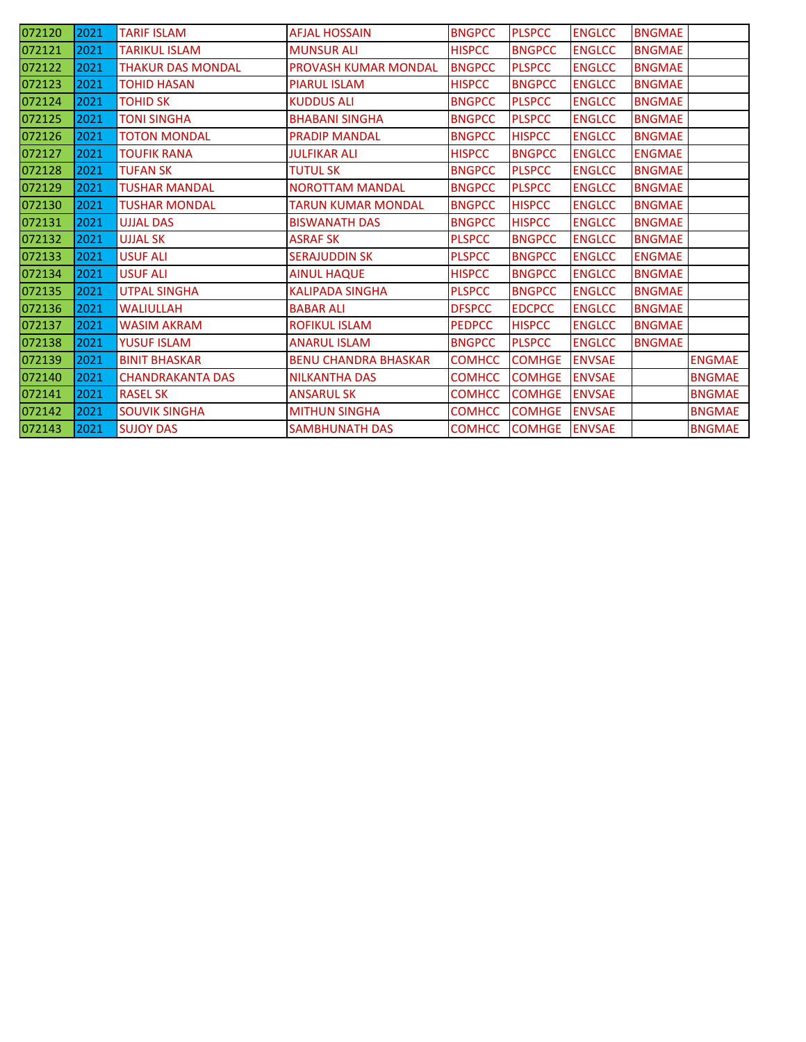| | | | | | | | | |
|---|---|---|---|---|---|---|---|---|
| 072120 | 2021 | TARIF ISLAM | AFJAL HOSSAIN | BNGPCC | PLSPCC | ENGLCC | BNGMAE | |
| 072121 | 2021 | TARIKUL ISLAM | MUNSUR ALI | HISPCC | BNGPCC | ENGLCC | BNGMAE | |
| 072122 | 2021 | THAKUR DAS MONDAL | PROVASH KUMAR MONDAL | BNGPCC | PLSPCC | ENGLCC | BNGMAE | |
| 072123 | 2021 | TOHID HASAN | PIARUL ISLAM | HISPCC | BNGPCC | ENGLCC | BNGMAE | |
| 072124 | 2021 | TOHID SK | KUDDUS ALI | BNGPCC | PLSPCC | ENGLCC | BNGMAE | |
| 072125 | 2021 | TONI SINGHA | BHABANI SINGHA | BNGPCC | PLSPCC | ENGLCC | BNGMAE | |
| 072126 | 2021 | TOTON MONDAL | PRADIP MANDAL | BNGPCC | HISPCC | ENGLCC | BNGMAE | |
| 072127 | 2021 | TOUFIK RANA | JULFIKAR ALI | HISPCC | BNGPCC | ENGLCC | ENGMAE | |
| 072128 | 2021 | TUFAN SK | TUTUL SK | BNGPCC | PLSPCC | ENGLCC | BNGMAE | |
| 072129 | 2021 | TUSHAR MANDAL | NOROTTAM MANDAL | BNGPCC | PLSPCC | ENGLCC | BNGMAE | |
| 072130 | 2021 | TUSHAR MONDAL | TARUN KUMAR MONDAL | BNGPCC | HISPCC | ENGLCC | BNGMAE | |
| 072131 | 2021 | UJJAL DAS | BISWANATH DAS | BNGPCC | HISPCC | ENGLCC | BNGMAE | |
| 072132 | 2021 | UJJAL SK | ASRAF SK | PLSPCC | BNGPCC | ENGLCC | BNGMAE | |
| 072133 | 2021 | USUF ALI | SERAJUDDIN SK | PLSPCC | BNGPCC | ENGLCC | ENGMAE | |
| 072134 | 2021 | USUF ALI | AINUL HAQUE | HISPCC | BNGPCC | ENGLCC | BNGMAE | |
| 072135 | 2021 | UTPAL SINGHA | KALIPADA SINGHA | PLSPCC | BNGPCC | ENGLCC | BNGMAE | |
| 072136 | 2021 | WALIULLAH | BABAR ALI | DFSPCC | EDCPCC | ENGLCC | BNGMAE | |
| 072137 | 2021 | WASIM AKRAM | ROFIKUL ISLAM | PEDPCC | HISPCC | ENGLCC | BNGMAE | |
| 072138 | 2021 | YUSUF ISLAM | ANARUL ISLAM | BNGPCC | PLSPCC | ENGLCC | BNGMAE | |
| 072139 | 2021 | BINIT BHASKAR | BENU CHANDRA BHASKAR | COMHCC | COMHGE | ENVSAE | | ENGMAE |
| 072140 | 2021 | CHANDRAKANTA DAS | NILKANTHA DAS | COMHCC | COMHGE | ENVSAE | | BNGMAE |
| 072141 | 2021 | RASEL SK | ANSARUL SK | COMHCC | COMHGE | ENVSAE | | BNGMAE |
| 072142 | 2021 | SOUVIK SINGHA | MITHUN SINGHA | COMHCC | COMHGE | ENVSAE | | BNGMAE |
| 072143 | 2021 | SUJOY DAS | SAMBHUNATH DAS | COMHCC | COMHGE | ENVSAE | | BNGMAE |